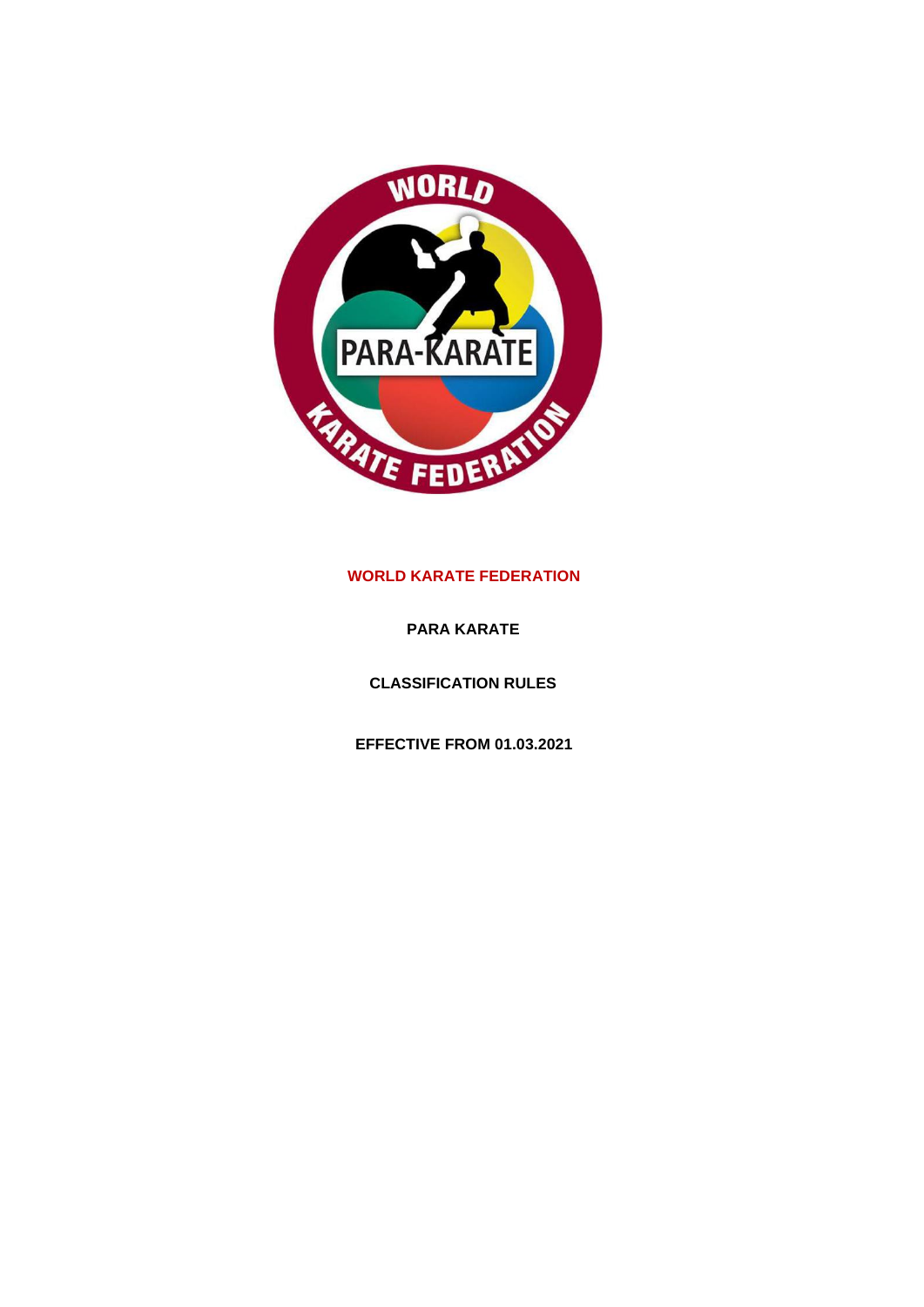**WORLD KARATE FEDERATION**

**PARA KARATE**

**CLASSIFICATION RULES**

**EFFECTIVE FROM 01.03.2021**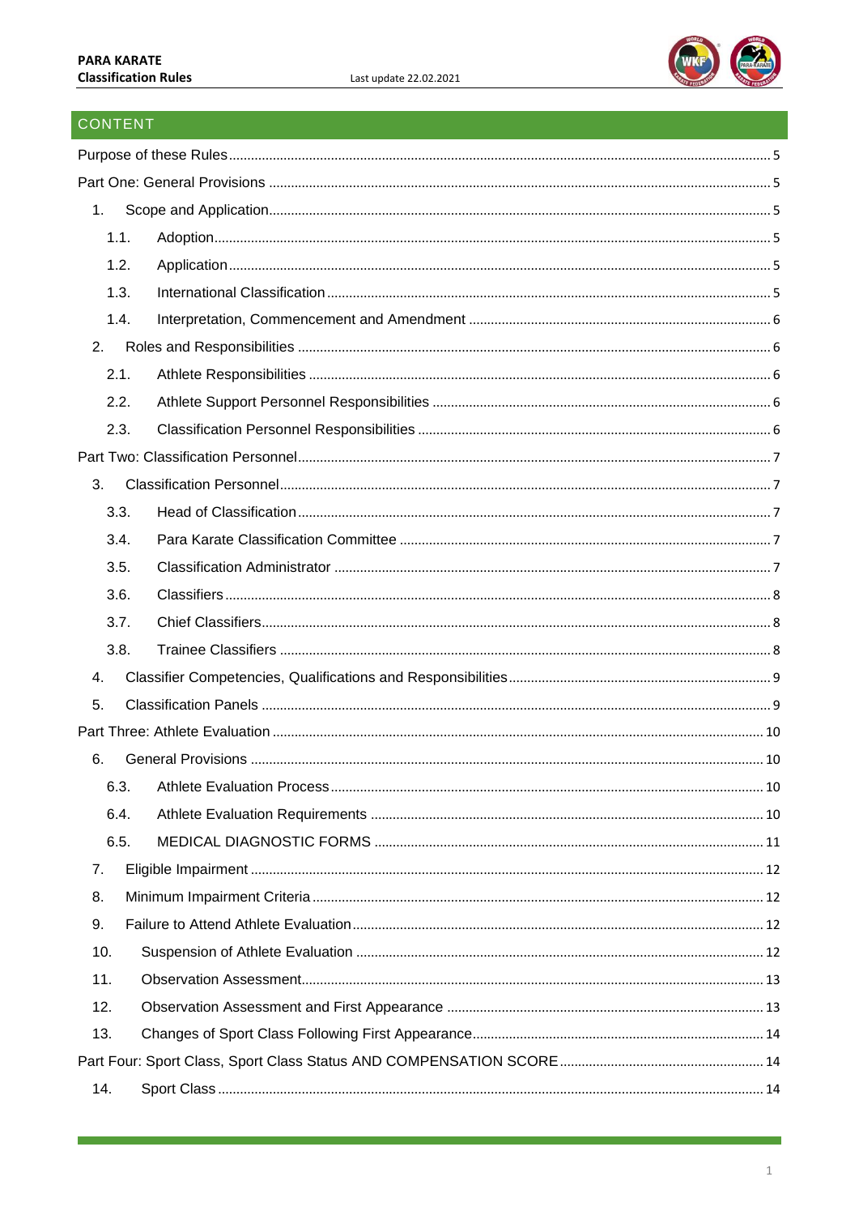## CONTENT

Purpose of these Rules .......... 5

Part One: General Provisions .......... 5

1. Scope and Application .......... 5
   - 1.1. Adoption .......... 5
   - 1.2. Application .......... 5
   - 1.3. International Classification .......... 5
   - 1.4. Interpretation, Commencement and Amendment .......... 6
2. Roles and Responsibilities .......... 6
   - 2.1. Athlete Responsibilities .......... 6
   - 2.2. Athlete Support Personnel Responsibilities .......... 6
   - 2.3. Classification Personnel Responsibilities .......... 6

Part Two: Classification Personnel .......... 7

3. Classification Personnel .......... 7
   - 3.3. Head of Classification .......... 7
   - 3.4. Para Karate Classification Committee .......... 7
   - 3.5. Classification Administrator .......... 7
   - 3.6. Classifiers .......... 8
   - 3.7. Chief Classifiers .......... 8
   - 3.8. Trainee Classifiers .......... 8
4. Classifier Competencies, Qualifications and Responsibilities .......... 9
5. Classification Panels .......... 9

Part Three: Athlete Evaluation .......... 10

6. General Provisions .......... 10
   - 6.3. Athlete Evaluation Process .......... 10
   - 6.4. Athlete Evaluation Requirements .......... 10
   - 6.5. MEDICAL DIAGNOSTIC FORMS .......... 11
7. Eligible Impairment .......... 12
8. Minimum Impairment Criteria .......... 12
9. Failure to Attend Athlete Evaluation .......... 12
10. Suspension of Athlete Evaluation .......... 12
11. Observation Assessment .......... 13
12. Observation Assessment and First Appearance .......... 13
13. Changes of Sport Class Following First Appearance .......... 14

Part Four: Sport Class, Sport Class Status AND COMPENSATION SCORE .......... 14

14. Sport Class .......... 14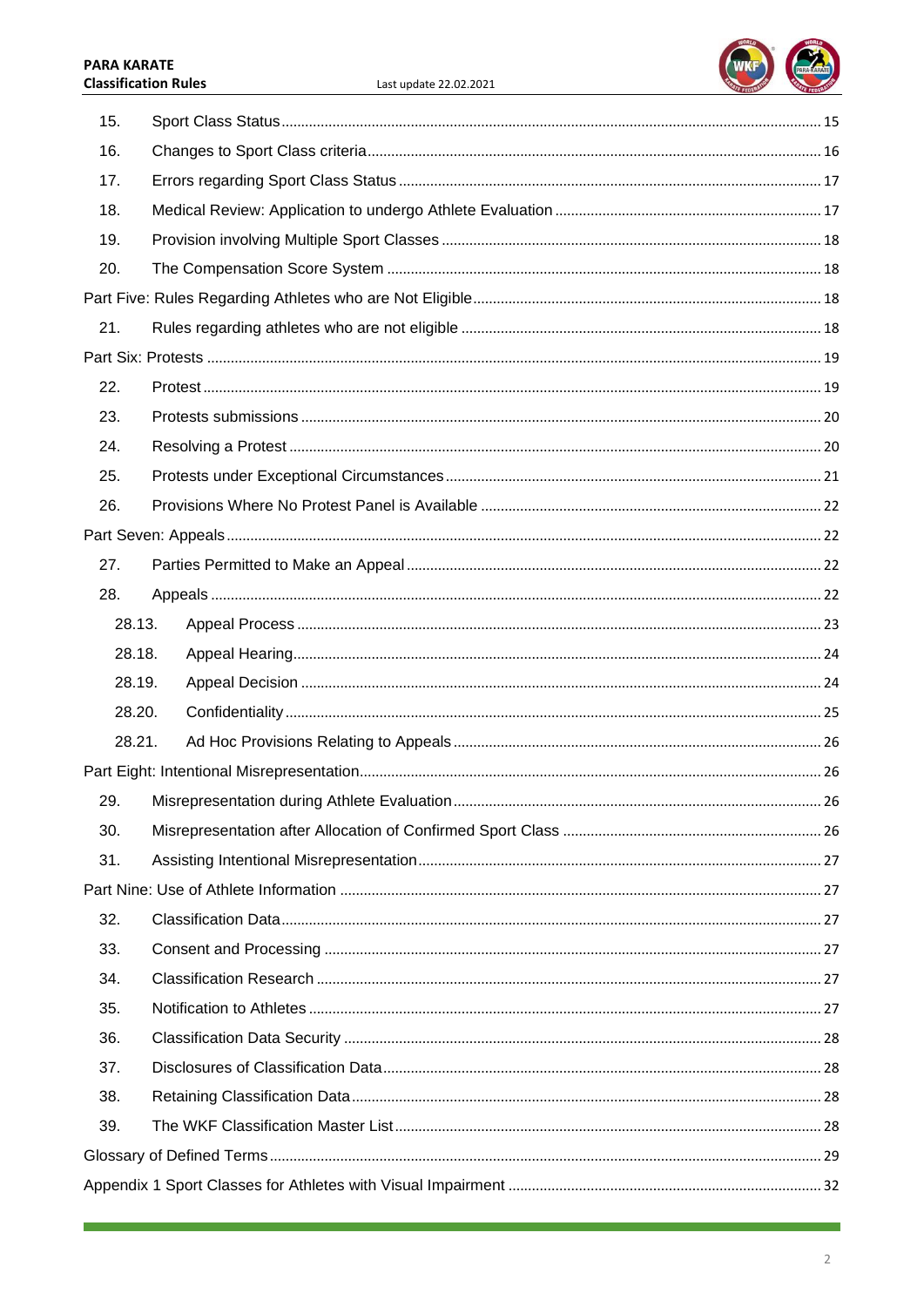15. Sport Class Status ........ 15
16. Changes to Sport Class criteria ........ 16
17. Errors regarding Sport Class Status ........ 17
18. Medical Review: Application to undergo Athlete Evaluation ........ 17
19. Provision involving Multiple Sport Classes ........ 18
20. The Compensation Score System ........ 18

Part Five: Rules Regarding Athletes who are Not Eligible ........ 18

21. Rules regarding athletes who are not eligible ........ 18

Part Six: Protests ........ 19

22. Protest ........ 19
23. Protests submissions ........ 20
24. Resolving a Protest ........ 20
25. Protests under Exceptional Circumstances ........ 21
26. Provisions Where No Protest Panel is Available ........ 22

Part Seven: Appeals ........ 22

27. Parties Permitted to Make an Appeal ........ 22
28. Appeals ........ 22
    - 28.13. Appeal Process ........ 23
    - 28.18. Appeal Hearing ........ 24
    - 28.19. Appeal Decision ........ 24
    - 28.20. Confidentiality ........ 25
    - 28.21. Ad Hoc Provisions Relating to Appeals ........ 26

Part Eight: Intentional Misrepresentation ........ 26

29. Misrepresentation during Athlete Evaluation ........ 26
30. Misrepresentation after Allocation of Confirmed Sport Class ........ 26
31. Assisting Intentional Misrepresentation ........ 27

Part Nine: Use of Athlete Information ........ 27

32. Classification Data ........ 27
33. Consent and Processing ........ 27
34. Classification Research ........ 27
35. Notification to Athletes ........ 27
36. Classification Data Security ........ 28
37. Disclosures of Classification Data ........ 28
38. Retaining Classification Data ........ 28
39. The WKF Classification Master List ........ 28

Glossary of Defined Terms ........ 29

Appendix 1 Sport Classes for Athletes with Visual Impairment ........ 32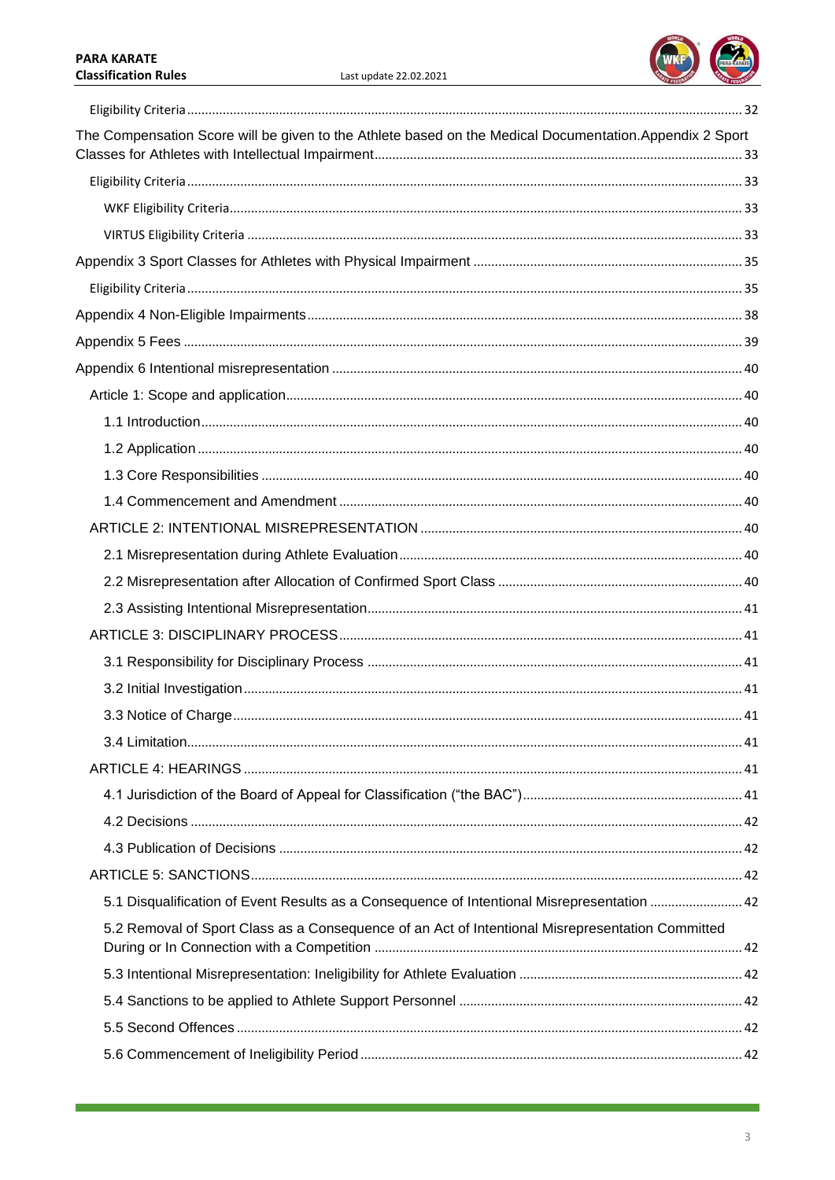Eligibility Criteria ........................................................................................................................................... 32

The Compensation Score will be given to the Athlete based on the Medical Documentation.Appendix 2 Sport Classes for Athletes with Intellectual Impairment ....................................................................................... 33

Eligibility Criteria ........................................................................................................................................... 33

WKF Eligibility Criteria ............................................................................................................................... 33

VIRTUS Eligibility Criteria ........................................................................................................................... 33

Appendix 3 Sport Classes for Athletes with Physical Impairment ........................................................................... 35

Eligibility Criteria ........................................................................................................................................... 35

Appendix 4 Non-Eligible Impairments .......................................................................................................... 38

Appendix 5 Fees ........................................................................................................................................... 39

Appendix 6 Intentional misrepresentation ................................................................................................... 40

Article 1: Scope and application ............................................................................................................... 40

1.1 Introduction ....................................................................................................................................... 40

1.2 Application ........................................................................................................................................ 40

1.3 Core Responsibilities ....................................................................................................................... 40

1.4 Commencement and Amendment ................................................................................................. 40

ARTICLE 2: INTENTIONAL MISREPRESENTATION .......................................................................... 40

2.1 Misrepresentation during Athlete Evaluation ................................................................................ 40

2.2 Misrepresentation after Allocation of Confirmed Sport Class .................................................... 40

2.3 Assisting Intentional Misrepresentation ......................................................................................... 41

ARTICLE 3: DISCIPLINARY PROCESS ................................................................................................. 41

3.1 Responsibility for Disciplinary Process ......................................................................................... 41

3.2 Initial Investigation ........................................................................................................................... 41

3.3 Notice of Charge .............................................................................................................................. 41

3.4 Limitation ........................................................................................................................................... 41

ARTICLE 4: HEARINGS ........................................................................................................................... 41

4.1 Jurisdiction of the Board of Appeal for Classification ("the BAC") ............................................. 41

4.2 Decisions .......................................................................................................................................... 42

4.3 Publication of Decisions ................................................................................................................. 42

ARTICLE 5: SANCTIONS .......................................................................................................................... 42

5.1 Disqualification of Event Results as a Consequence of Intentional Misrepresentation .......................... 42

5.2 Removal of Sport Class as a Consequence of an Act of Intentional Misrepresentation Committed During or In Connection with a Competition ....................................................................................................... 42

5.3 Intentional Misrepresentation: Ineligibility for Athlete Evaluation .............................................................. 42

5.4 Sanctions to be applied to Athlete Support Personnel ............................................................................... 42

5.5 Second Offences ............................................................................................................................. 42

5.6 Commencement of Ineligibility Period ........................................................................................... 42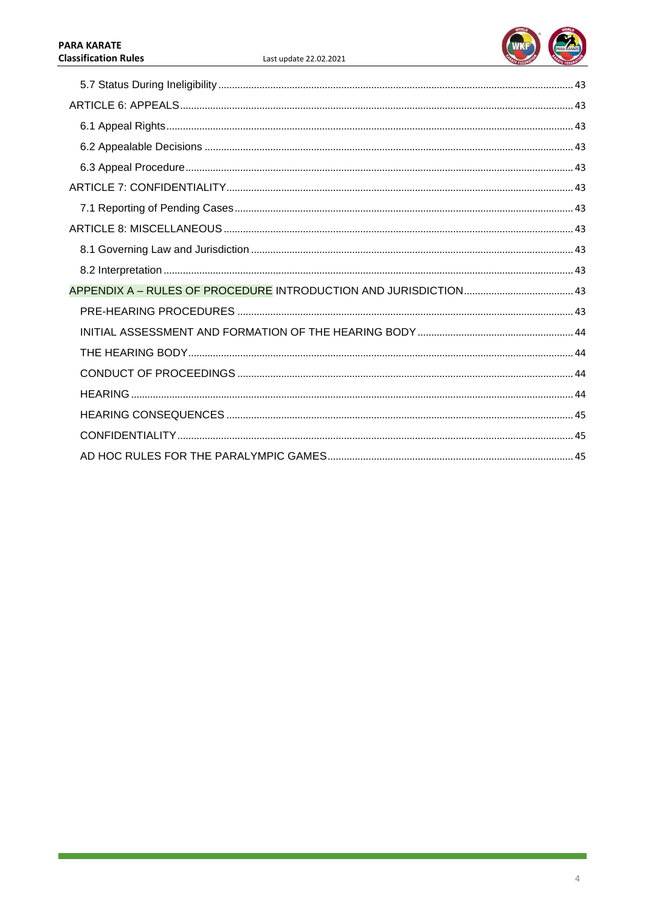5.7 Status During Ineligibility ........................................................................................................................ 43

ARTICLE 6: APPEALS........................................................................................................................... 43

6.1 Appeal Rights .................................................................................................................................. 43

6.2 Appealable Decisions ..................................................................................................................... 43

6.3 Appeal Procedure ............................................................................................................................ 43

ARTICLE 7: CONFIDENTIALITY ........................................................................................................... 43

7.1 Reporting of Pending Cases ........................................................................................................... 43

ARTICLE 8: MISCELLANEOUS ............................................................................................................. 43

8.1 Governing Law and Jurisdiction ..................................................................................................... 43

8.2 Interpretation ................................................................................................................................... 43

APPENDIX A – RULES OF PROCEDURE INTRODUCTION AND JURISDICTION ........................................ 43

PRE-HEARING PROCEDURES ........................................................................................................... 43

INITIAL ASSESSMENT AND FORMATION OF THE HEARING BODY ......................................................... 44

THE HEARING BODY ............................................................................................................................ 44

CONDUCT OF PROCEEDINGS ........................................................................................................... 44

HEARING ............................................................................................................................................... 44

HEARING CONSEQUENCES ............................................................................................................... 45

CONFIDENTIALITY ............................................................................................................................... 45

AD HOC RULES FOR THE PARALYMPIC GAMES ............................................................................... 45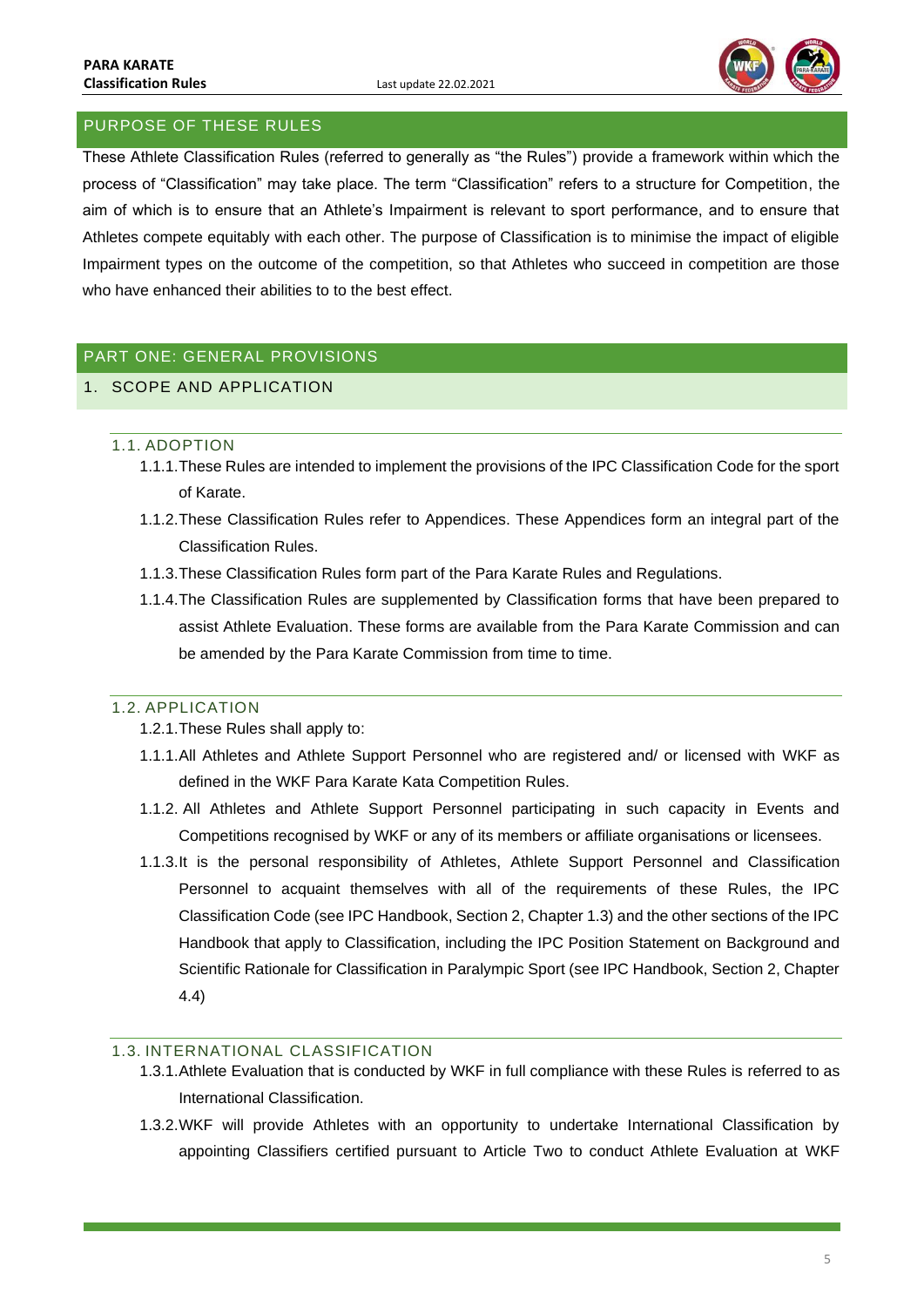## PURPOSE OF THESE RULES

These Athlete Classification Rules (referred to generally as “the Rules”) provide a framework within which the process of “Classification” may take place. The term “Classification” refers to a structure for Competition, the aim of which is to ensure that an Athlete’s Impairment is relevant to sport performance, and to ensure that Athletes compete equitably with each other. The purpose of Classification is to minimise the impact of eligible Impairment types on the outcome of the competition, so that Athletes who succeed in competition are those who have enhanced their abilities to to the best effect.

## PART ONE: GENERAL PROVISIONS

### 1. SCOPE AND APPLICATION

#### 1.1. ADOPTION

1.1.1. These Rules are intended to implement the provisions of the IPC Classification Code for the sport of Karate.

1.1.2. These Classification Rules refer to Appendices. These Appendices form an integral part of the Classification Rules.

1.1.3. These Classification Rules form part of the Para Karate Rules and Regulations.

1.1.4. The Classification Rules are supplemented by Classification forms that have been prepared to assist Athlete Evaluation. These forms are available from the Para Karate Commission and can be amended by the Para Karate Commission from time to time.

#### 1.2. APPLICATION

1.2.1. These Rules shall apply to:

1.1.1. All Athletes and Athlete Support Personnel who are registered and/ or licensed with WKF as defined in the WKF Para Karate Kata Competition Rules.

1.1.2. All Athletes and Athlete Support Personnel participating in such capacity in Events and Competitions recognised by WKF or any of its members or affiliate organisations or licensees.

1.1.3. It is the personal responsibility of Athletes, Athlete Support Personnel and Classification Personnel to acquaint themselves with all of the requirements of these Rules, the IPC Classification Code (see IPC Handbook, Section 2, Chapter 1.3) and the other sections of the IPC Handbook that apply to Classification, including the IPC Position Statement on Background and Scientific Rationale for Classification in Paralympic Sport (see IPC Handbook, Section 2, Chapter 4.4)

#### 1.3. INTERNATIONAL CLASSIFICATION

1.3.1. Athlete Evaluation that is conducted by WKF in full compliance with these Rules is referred to as International Classification.

1.3.2. WKF will provide Athletes with an opportunity to undertake International Classification by appointing Classifiers certified pursuant to Article Two to conduct Athlete Evaluation at WKF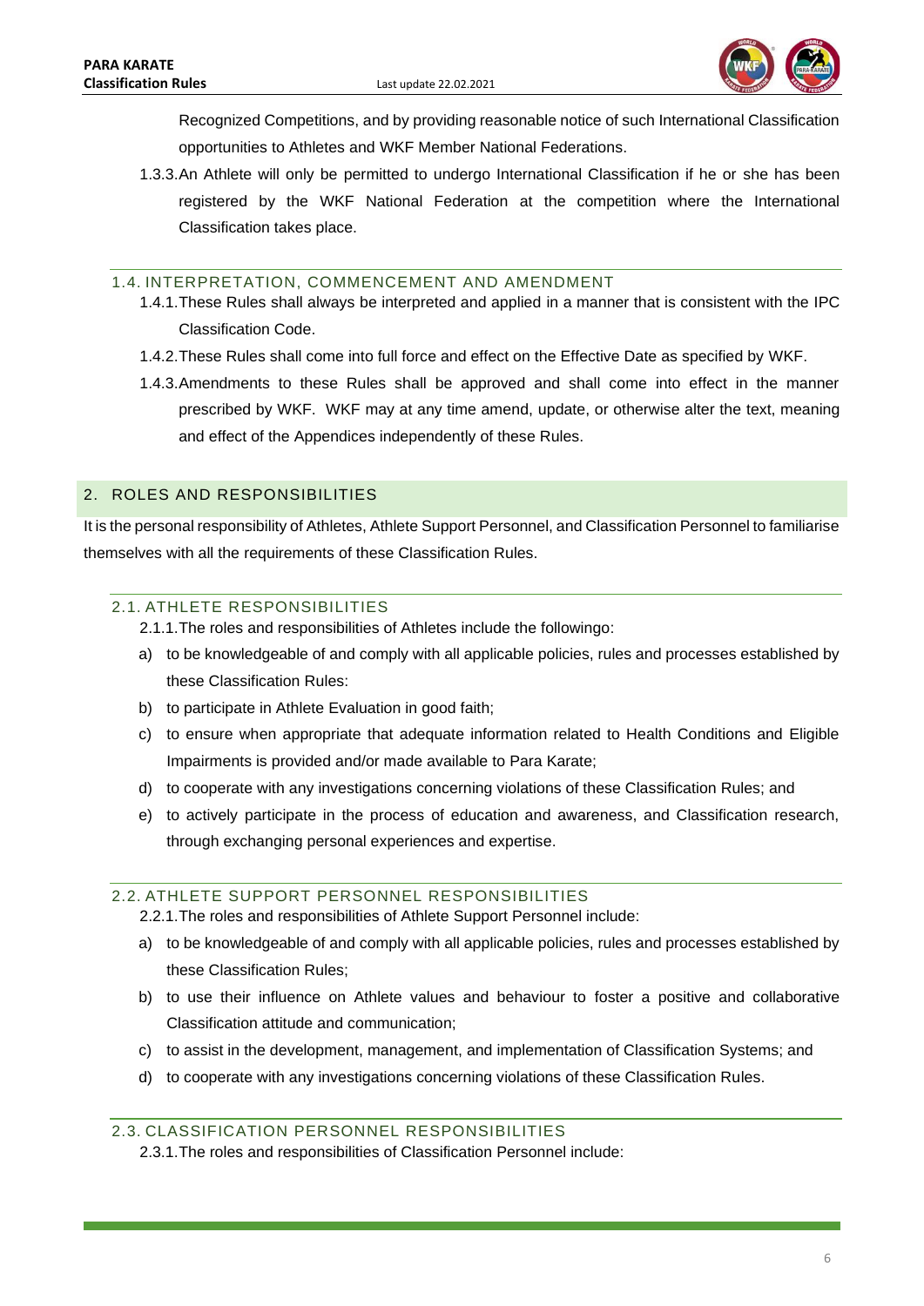Recognized Competitions, and by providing reasonable notice of such International Classification opportunities to Athletes and WKF Member National Federations.

1.3.3. An Athlete will only be permitted to undergo International Classification if he or she has been registered by the WKF National Federation at the competition where the International Classification takes place.

### 1.4. INTERPRETATION, COMMENCEMENT AND AMENDMENT

1.4.1. These Rules shall always be interpreted and applied in a manner that is consistent with the IPC Classification Code.

1.4.2. These Rules shall come into full force and effect on the Effective Date as specified by WKF.

1.4.3. Amendments to these Rules shall be approved and shall come into effect in the manner prescribed by WKF. WKF may at any time amend, update, or otherwise alter the text, meaning and effect of the Appendices independently of these Rules.

## 2. ROLES AND RESPONSIBILITIES

It is the personal responsibility of Athletes, Athlete Support Personnel, and Classification Personnel to familiarise themselves with all the requirements of these Classification Rules.

### 2.1. ATHLETE RESPONSIBILITIES

2.1.1. The roles and responsibilities of Athletes include the followingo:

a) to be knowledgeable of and comply with all applicable policies, rules and processes established by these Classification Rules:
b) to participate in Athlete Evaluation in good faith;
c) to ensure when appropriate that adequate information related to Health Conditions and Eligible Impairments is provided and/or made available to Para Karate;
d) to cooperate with any investigations concerning violations of these Classification Rules; and
e) to actively participate in the process of education and awareness, and Classification research, through exchanging personal experiences and expertise.

### 2.2. ATHLETE SUPPORT PERSONNEL RESPONSIBILITIES

2.2.1. The roles and responsibilities of Athlete Support Personnel include:

a) to be knowledgeable of and comply with all applicable policies, rules and processes established by these Classification Rules;
b) to use their influence on Athlete values and behaviour to foster a positive and collaborative Classification attitude and communication;
c) to assist in the development, management, and implementation of Classification Systems; and
d) to cooperate with any investigations concerning violations of these Classification Rules.

### 2.3. CLASSIFICATION PERSONNEL RESPONSIBILITIES

2.3.1. The roles and responsibilities of Classification Personnel include: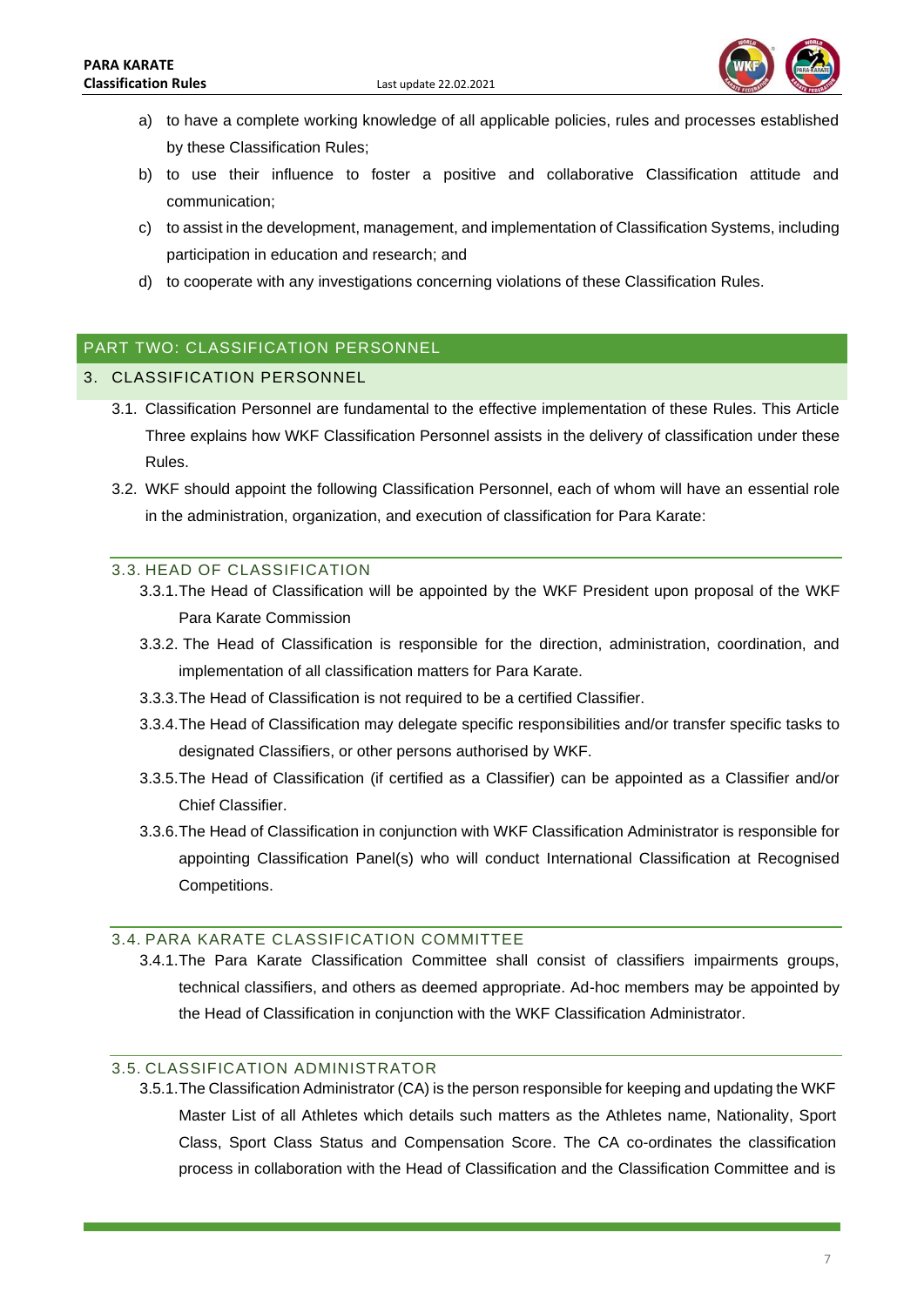a) to have a complete working knowledge of all applicable policies, rules and processes established by these Classification Rules;

b) to use their influence to foster a positive and collaborative Classification attitude and communication;

c) to assist in the development, management, and implementation of Classification Systems, including participation in education and research; and

d) to cooperate with any investigations concerning violations of these Classification Rules.

# PART TWO: CLASSIFICATION PERSONNEL

## 3. CLASSIFICATION PERSONNEL

3.1. Classification Personnel are fundamental to the effective implementation of these Rules. This Article Three explains how WKF Classification Personnel assists in the delivery of classification under these Rules.

3.2. WKF should appoint the following Classification Personnel, each of whom will have an essential role in the administration, organization, and execution of classification for Para Karate:

### 3.3. HEAD OF CLASSIFICATION

3.3.1. The Head of Classification will be appointed by the WKF President upon proposal of the WKF Para Karate Commission

3.3.2. The Head of Classification is responsible for the direction, administration, coordination, and implementation of all classification matters for Para Karate.

3.3.3. The Head of Classification is not required to be a certified Classifier.

3.3.4. The Head of Classification may delegate specific responsibilities and/or transfer specific tasks to designated Classifiers, or other persons authorised by WKF.

3.3.5. The Head of Classification (if certified as a Classifier) can be appointed as a Classifier and/or Chief Classifier.

3.3.6. The Head of Classification in conjunction with WKF Classification Administrator is responsible for appointing Classification Panel(s) who will conduct International Classification at Recognised Competitions.

### 3.4. PARA KARATE CLASSIFICATION COMMITTEE

3.4.1. The Para Karate Classification Committee shall consist of classifiers impairments groups, technical classifiers, and others as deemed appropriate. Ad-hoc members may be appointed by the Head of Classification in conjunction with the WKF Classification Administrator.

### 3.5. CLASSIFICATION ADMINISTRATOR

3.5.1. The Classification Administrator (CA) is the person responsible for keeping and updating the WKF Master List of all Athletes which details such matters as the Athletes name, Nationality, Sport Class, Sport Class Status and Compensation Score. The CA co-ordinates the classification process in collaboration with the Head of Classification and the Classification Committee and is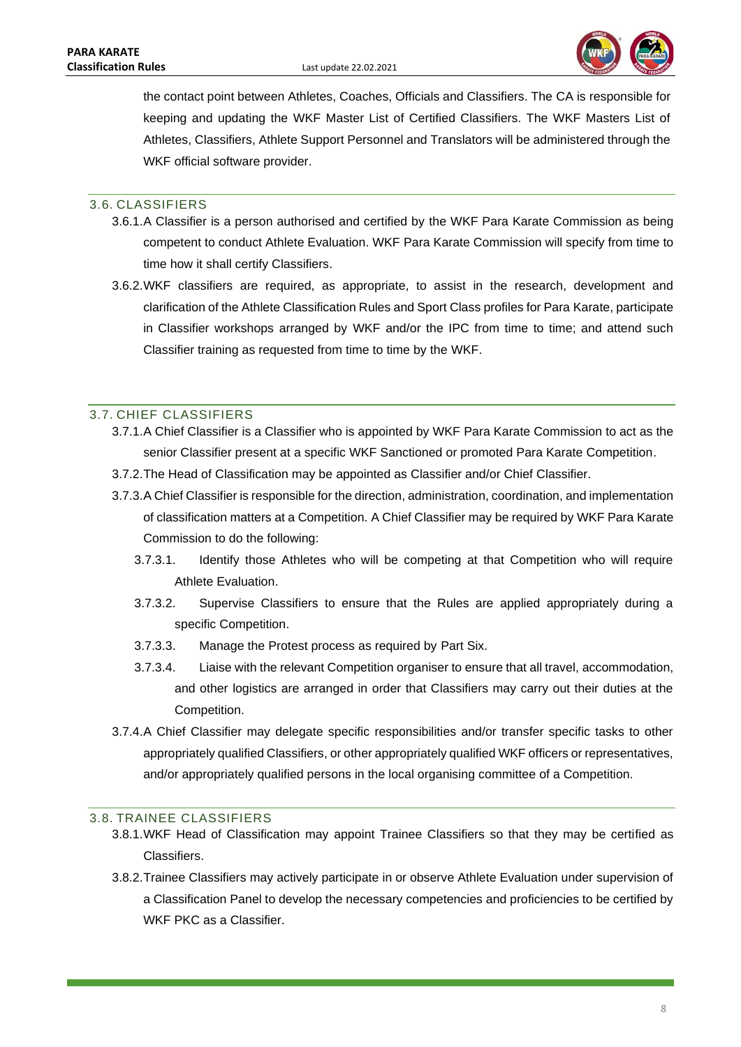the contact point between Athletes, Coaches, Officials and Classifiers. The CA is responsible for keeping and updating the WKF Master List of Certified Classifiers. The WKF Masters List of Athletes, Classifiers, Athlete Support Personnel and Translators will be administered through the WKF official software provider.

## 3.6. CLASSIFIERS

3.6.1. A Classifier is a person authorised and certified by the WKF Para Karate Commission as being competent to conduct Athlete Evaluation. WKF Para Karate Commission will specify from time to time how it shall certify Classifiers.

3.6.2. WKF classifiers are required, as appropriate, to assist in the research, development and clarification of the Athlete Classification Rules and Sport Class profiles for Para Karate, participate in Classifier workshops arranged by WKF and/or the IPC from time to time; and attend such Classifier training as requested from time to time by the WKF.

## 3.7. CHIEF CLASSIFIERS

3.7.1. A Chief Classifier is a Classifier who is appointed by WKF Para Karate Commission to act as the senior Classifier present at a specific WKF Sanctioned or promoted Para Karate Competition.

3.7.2. The Head of Classification may be appointed as Classifier and/or Chief Classifier.

3.7.3. A Chief Classifier is responsible for the direction, administration, coordination, and implementation of classification matters at a Competition. A Chief Classifier may be required by WKF Para Karate Commission to do the following:

3.7.3.1. Identify those Athletes who will be competing at that Competition who will require Athlete Evaluation.

3.7.3.2. Supervise Classifiers to ensure that the Rules are applied appropriately during a specific Competition.

3.7.3.3. Manage the Protest process as required by Part Six.

3.7.3.4. Liaise with the relevant Competition organiser to ensure that all travel, accommodation, and other logistics are arranged in order that Classifiers may carry out their duties at the Competition.

3.7.4. A Chief Classifier may delegate specific responsibilities and/or transfer specific tasks to other appropriately qualified Classifiers, or other appropriately qualified WKF officers or representatives, and/or appropriately qualified persons in the local organising committee of a Competition.

## 3.8. TRAINEE CLASSIFIERS

3.8.1. WKF Head of Classification may appoint Trainee Classifiers so that they may be certified as Classifiers.

3.8.2. Trainee Classifiers may actively participate in or observe Athlete Evaluation under supervision of a Classification Panel to develop the necessary competencies and proficiencies to be certified by WKF PKC as a Classifier.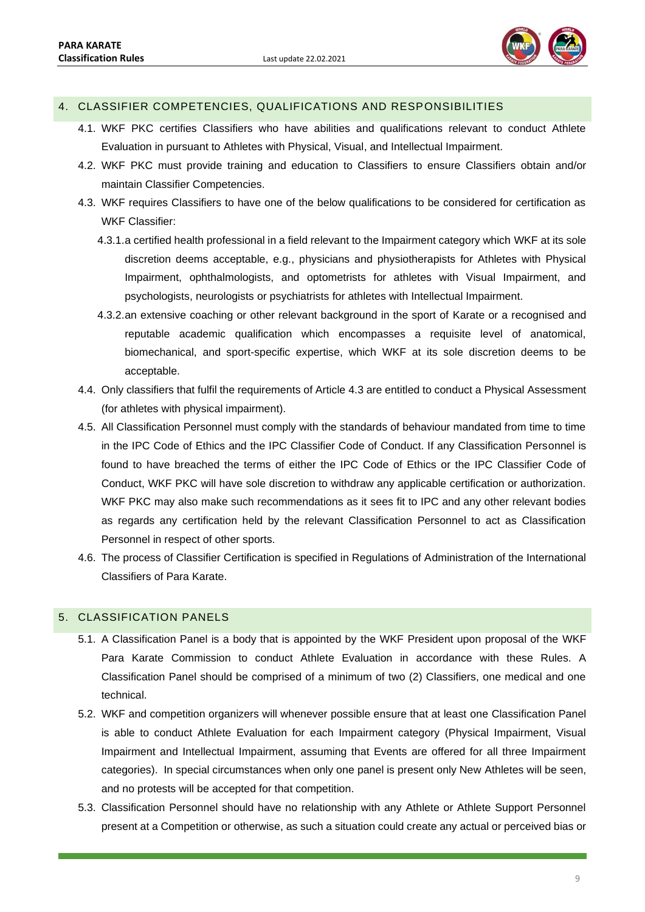## 4. CLASSIFIER COMPETENCIES, QUALIFICATIONS AND RESPONSIBILITIES

4.1. WKF PKC certifies Classifiers who have abilities and qualifications relevant to conduct Athlete Evaluation in pursuant to Athletes with Physical, Visual, and Intellectual Impairment.

4.2. WKF PKC must provide training and education to Classifiers to ensure Classifiers obtain and/or maintain Classifier Competencies.

4.3. WKF requires Classifiers to have one of the below qualifications to be considered for certification as WKF Classifier:

4.3.1. a certified health professional in a field relevant to the Impairment category which WKF at its sole discretion deems acceptable, e.g., physicians and physiotherapists for Athletes with Physical Impairment, ophthalmologists, and optometrists for athletes with Visual Impairment, and psychologists, neurologists or psychiatrists for athletes with Intellectual Impairment.

4.3.2. an extensive coaching or other relevant background in the sport of Karate or a recognised and reputable academic qualification which encompasses a requisite level of anatomical, biomechanical, and sport-specific expertise, which WKF at its sole discretion deems to be acceptable.

4.4. Only classifiers that fulfil the requirements of Article 4.3 are entitled to conduct a Physical Assessment (for athletes with physical impairment).

4.5. All Classification Personnel must comply with the standards of behaviour mandated from time to time in the IPC Code of Ethics and the IPC Classifier Code of Conduct. If any Classification Personnel is found to have breached the terms of either the IPC Code of Ethics or the IPC Classifier Code of Conduct, WKF PKC will have sole discretion to withdraw any applicable certification or authorization. WKF PKC may also make such recommendations as it sees fit to IPC and any other relevant bodies as regards any certification held by the relevant Classification Personnel to act as Classification Personnel in respect of other sports.

4.6. The process of Classifier Certification is specified in Regulations of Administration of the International Classifiers of Para Karate.

## 5. CLASSIFICATION PANELS

5.1. A Classification Panel is a body that is appointed by the WKF President upon proposal of the WKF Para Karate Commission to conduct Athlete Evaluation in accordance with these Rules. A Classification Panel should be comprised of a minimum of two (2) Classifiers, one medical and one technical.

5.2. WKF and competition organizers will whenever possible ensure that at least one Classification Panel is able to conduct Athlete Evaluation for each Impairment category (Physical Impairment, Visual Impairment and Intellectual Impairment, assuming that Events are offered for all three Impairment categories). In special circumstances when only one panel is present only New Athletes will be seen, and no protests will be accepted for that competition.

5.3. Classification Personnel should have no relationship with any Athlete or Athlete Support Personnel present at a Competition or otherwise, as such a situation could create any actual or perceived bias or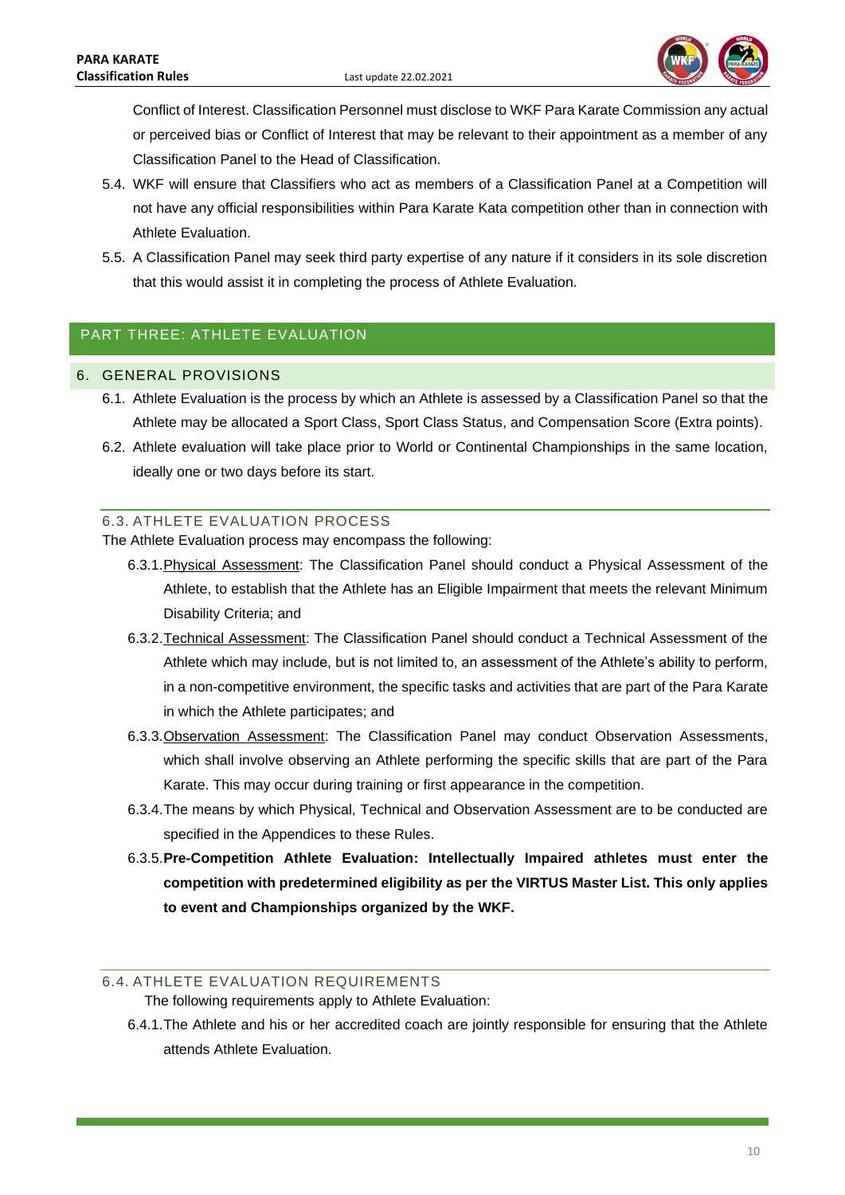Conflict of Interest. Classification Personnel must disclose to WKF Para Karate Commission any actual or perceived bias or Conflict of Interest that may be relevant to their appointment as a member of any Classification Panel to the Head of Classification.

5.4. WKF will ensure that Classifiers who act as members of a Classification Panel at a Competition will not have any official responsibilities within Para Karate Kata competition other than in connection with Athlete Evaluation.

5.5. A Classification Panel may seek third party expertise of any nature if it considers in its sole discretion that this would assist it in completing the process of Athlete Evaluation.

# PART THREE: ATHLETE EVALUATION

## 6. GENERAL PROVISIONS

6.1. Athlete Evaluation is the process by which an Athlete is assessed by a Classification Panel so that the Athlete may be allocated a Sport Class, Sport Class Status, and Compensation Score (Extra points).

6.2. Athlete evaluation will take place prior to World or Continental Championships in the same location, ideally one or two days before its start.

### 6.3. ATHLETE EVALUATION PROCESS

The Athlete Evaluation process may encompass the following:

6.3.1. Physical Assessment: The Classification Panel should conduct a Physical Assessment of the Athlete, to establish that the Athlete has an Eligible Impairment that meets the relevant Minimum Disability Criteria; and

6.3.2. Technical Assessment: The Classification Panel should conduct a Technical Assessment of the Athlete which may include, but is not limited to, an assessment of the Athlete's ability to perform, in a non-competitive environment, the specific tasks and activities that are part of the Para Karate in which the Athlete participates; and

6.3.3. Observation Assessment: The Classification Panel may conduct Observation Assessments, which shall involve observing an Athlete performing the specific skills that are part of the Para Karate. This may occur during training or first appearance in the competition.

6.3.4. The means by which Physical, Technical and Observation Assessment are to be conducted are specified in the Appendices to these Rules.

6.3.5. **Pre-Competition Athlete Evaluation: Intellectually Impaired athletes must enter the competition with predetermined eligibility as per the VIRTUS Master List. This only applies to event and Championships organized by the WKF.**

### 6.4. ATHLETE EVALUATION REQUIREMENTS

The following requirements apply to Athlete Evaluation:

6.4.1. The Athlete and his or her accredited coach are jointly responsible for ensuring that the Athlete attends Athlete Evaluation.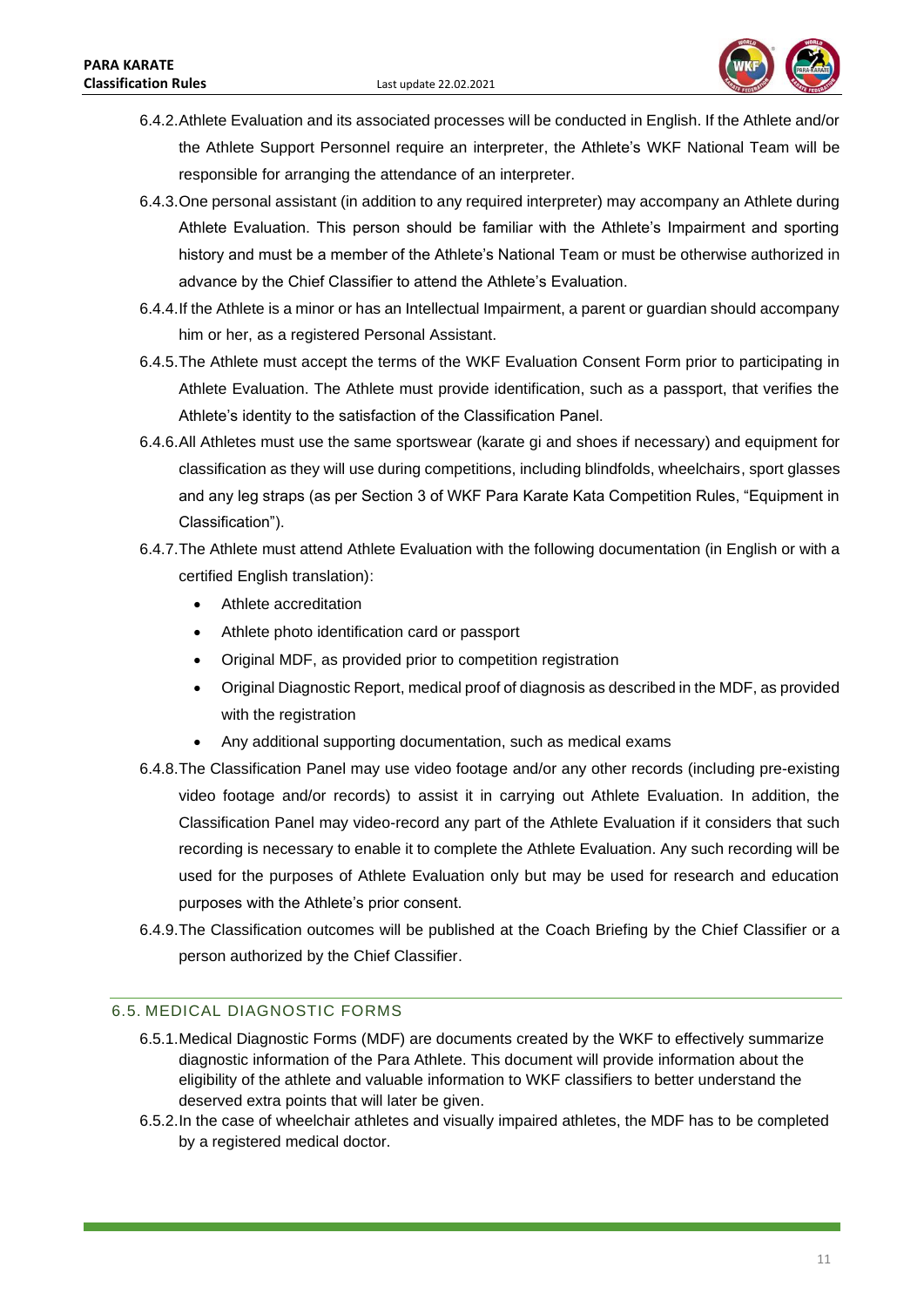6.4.2. Athlete Evaluation and its associated processes will be conducted in English. If the Athlete and/or the Athlete Support Personnel require an interpreter, the Athlete's WKF National Team will be responsible for arranging the attendance of an interpreter.

6.4.3. One personal assistant (in addition to any required interpreter) may accompany an Athlete during Athlete Evaluation. This person should be familiar with the Athlete's Impairment and sporting history and must be a member of the Athlete's National Team or must be otherwise authorized in advance by the Chief Classifier to attend the Athlete's Evaluation.

6.4.4. If the Athlete is a minor or has an Intellectual Impairment, a parent or guardian should accompany him or her, as a registered Personal Assistant.

6.4.5. The Athlete must accept the terms of the WKF Evaluation Consent Form prior to participating in Athlete Evaluation. The Athlete must provide identification, such as a passport, that verifies the Athlete's identity to the satisfaction of the Classification Panel.

6.4.6. All Athletes must use the same sportswear (karate gi and shoes if necessary) and equipment for classification as they will use during competitions, including blindfolds, wheelchairs, sport glasses and any leg straps (as per Section 3 of WKF Para Karate Kata Competition Rules, "Equipment in Classification").

6.4.7. The Athlete must attend Athlete Evaluation with the following documentation (in English or with a certified English translation):

- Athlete accreditation
- Athlete photo identification card or passport
- Original MDF, as provided prior to competition registration
- Original Diagnostic Report, medical proof of diagnosis as described in the MDF, as provided with the registration
- Any additional supporting documentation, such as medical exams

6.4.8. The Classification Panel may use video footage and/or any other records (including pre-existing video footage and/or records) to assist it in carrying out Athlete Evaluation. In addition, the Classification Panel may video-record any part of the Athlete Evaluation if it considers that such recording is necessary to enable it to complete the Athlete Evaluation. Any such recording will be used for the purposes of Athlete Evaluation only but may be used for research and education purposes with the Athlete's prior consent.

6.4.9. The Classification outcomes will be published at the Coach Briefing by the Chief Classifier or a person authorized by the Chief Classifier.

## 6.5. MEDICAL DIAGNOSTIC FORMS

6.5.1. Medical Diagnostic Forms (MDF) are documents created by the WKF to effectively summarize diagnostic information of the Para Athlete. This document will provide information about the eligibility of the athlete and valuable information to WKF classifiers to better understand the deserved extra points that will later be given.

6.5.2. In the case of wheelchair athletes and visually impaired athletes, the MDF has to be completed by a registered medical doctor.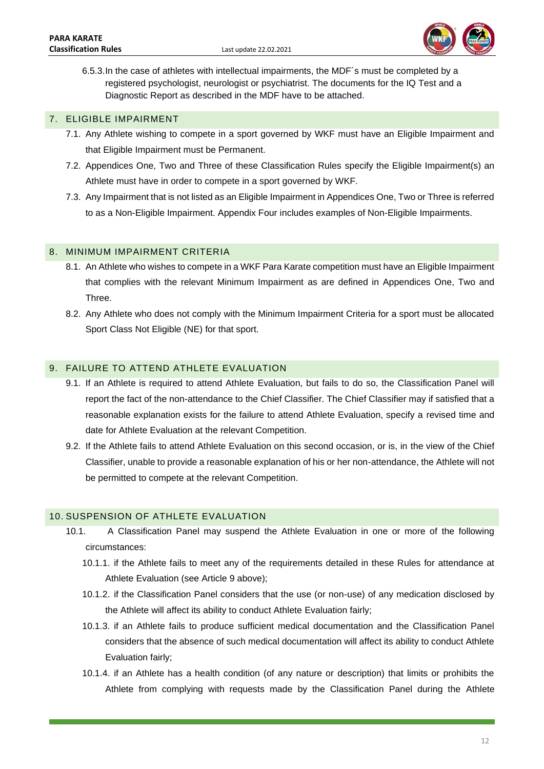6.5.3. In the case of athletes with intellectual impairments, the MDF´s must be completed by a registered psychologist, neurologist or psychiatrist. The documents for the IQ Test and a Diagnostic Report as described in the MDF have to be attached.

## 7. ELIGIBLE IMPAIRMENT

7.1. Any Athlete wishing to compete in a sport governed by WKF must have an Eligible Impairment and that Eligible Impairment must be Permanent.

7.2. Appendices One, Two and Three of these Classification Rules specify the Eligible Impairment(s) an Athlete must have in order to compete in a sport governed by WKF.

7.3. Any Impairment that is not listed as an Eligible Impairment in Appendices One, Two or Three is referred to as a Non-Eligible Impairment. Appendix Four includes examples of Non-Eligible Impairments.

## 8. MINIMUM IMPAIRMENT CRITERIA

8.1. An Athlete who wishes to compete in a WKF Para Karate competition must have an Eligible Impairment that complies with the relevant Minimum Impairment as are defined in Appendices One, Two and Three.

8.2. Any Athlete who does not comply with the Minimum Impairment Criteria for a sport must be allocated Sport Class Not Eligible (NE) for that sport.

## 9. FAILURE TO ATTEND ATHLETE EVALUATION

9.1. If an Athlete is required to attend Athlete Evaluation, but fails to do so, the Classification Panel will report the fact of the non-attendance to the Chief Classifier. The Chief Classifier may if satisfied that a reasonable explanation exists for the failure to attend Athlete Evaluation, specify a revised time and date for Athlete Evaluation at the relevant Competition.

9.2. If the Athlete fails to attend Athlete Evaluation on this second occasion, or is, in the view of the Chief Classifier, unable to provide a reasonable explanation of his or her non-attendance, the Athlete will not be permitted to compete at the relevant Competition.

## 10. SUSPENSION OF ATHLETE EVALUATION

10.1. A Classification Panel may suspend the Athlete Evaluation in one or more of the following circumstances:

10.1.1. if the Athlete fails to meet any of the requirements detailed in these Rules for attendance at Athlete Evaluation (see Article 9 above);

10.1.2. if the Classification Panel considers that the use (or non-use) of any medication disclosed by the Athlete will affect its ability to conduct Athlete Evaluation fairly;

10.1.3. if an Athlete fails to produce sufficient medical documentation and the Classification Panel considers that the absence of such medical documentation will affect its ability to conduct Athlete Evaluation fairly;

10.1.4. if an Athlete has a health condition (of any nature or description) that limits or prohibits the Athlete from complying with requests made by the Classification Panel during the Athlete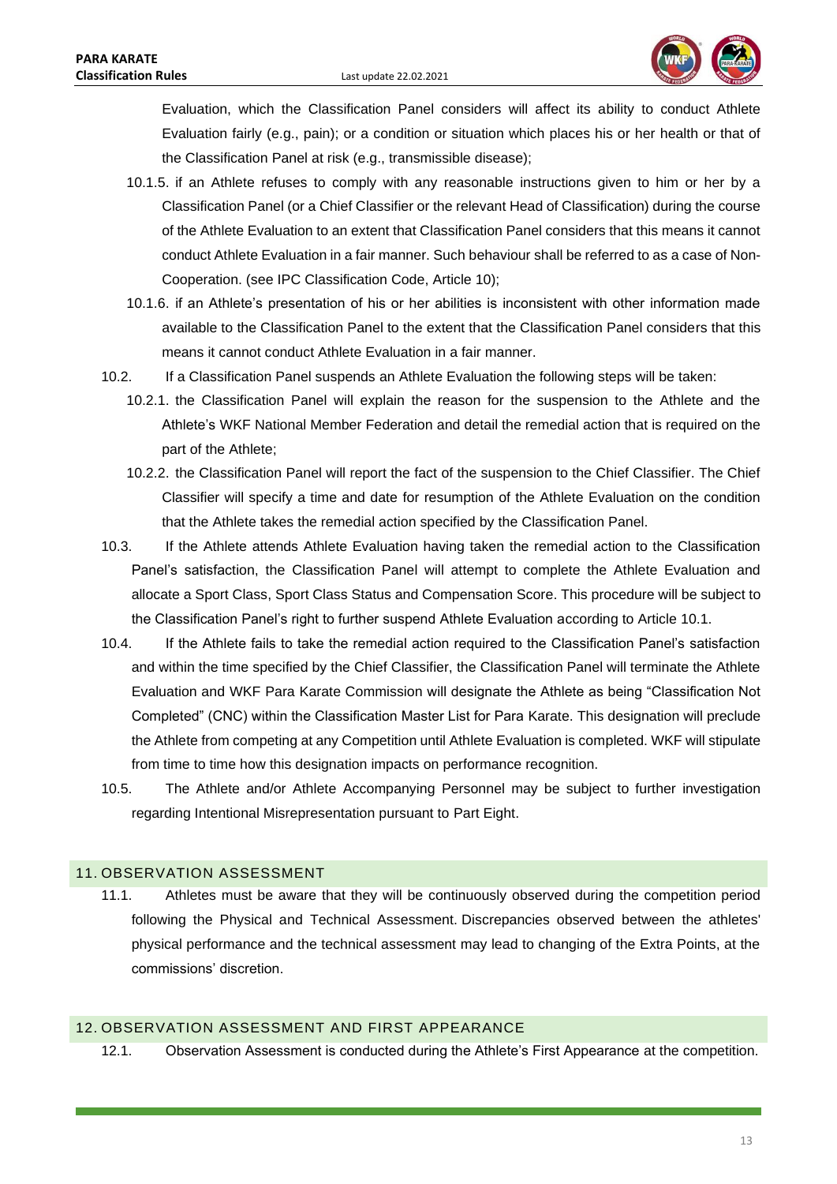Evaluation, which the Classification Panel considers will affect its ability to conduct Athlete Evaluation fairly (e.g., pain); or a condition or situation which places his or her health or that of the Classification Panel at risk (e.g., transmissible disease);

10.1.5. if an Athlete refuses to comply with any reasonable instructions given to him or her by a Classification Panel (or a Chief Classifier or the relevant Head of Classification) during the course of the Athlete Evaluation to an extent that Classification Panel considers that this means it cannot conduct Athlete Evaluation in a fair manner. Such behaviour shall be referred to as a case of Non-Cooperation. (see IPC Classification Code, Article 10);

10.1.6. if an Athlete's presentation of his or her abilities is inconsistent with other information made available to the Classification Panel to the extent that the Classification Panel considers that this means it cannot conduct Athlete Evaluation in a fair manner.

10.2. If a Classification Panel suspends an Athlete Evaluation the following steps will be taken:

10.2.1. the Classification Panel will explain the reason for the suspension to the Athlete and the Athlete's WKF National Member Federation and detail the remedial action that is required on the part of the Athlete;

10.2.2. the Classification Panel will report the fact of the suspension to the Chief Classifier. The Chief Classifier will specify a time and date for resumption of the Athlete Evaluation on the condition that the Athlete takes the remedial action specified by the Classification Panel.

10.3. If the Athlete attends Athlete Evaluation having taken the remedial action to the Classification Panel's satisfaction, the Classification Panel will attempt to complete the Athlete Evaluation and allocate a Sport Class, Sport Class Status and Compensation Score. This procedure will be subject to the Classification Panel's right to further suspend Athlete Evaluation according to Article 10.1.

10.4. If the Athlete fails to take the remedial action required to the Classification Panel's satisfaction and within the time specified by the Chief Classifier, the Classification Panel will terminate the Athlete Evaluation and WKF Para Karate Commission will designate the Athlete as being "Classification Not Completed" (CNC) within the Classification Master List for Para Karate. This designation will preclude the Athlete from competing at any Competition until Athlete Evaluation is completed. WKF will stipulate from time to time how this designation impacts on performance recognition.

10.5. The Athlete and/or Athlete Accompanying Personnel may be subject to further investigation regarding Intentional Misrepresentation pursuant to Part Eight.

## 11. OBSERVATION ASSESSMENT

11.1. Athletes must be aware that they will be continuously observed during the competition period following the Physical and Technical Assessment. Discrepancies observed between the athletes' physical performance and the technical assessment may lead to changing of the Extra Points, at the commissions' discretion.

## 12. OBSERVATION ASSESSMENT AND FIRST APPEARANCE

12.1. Observation Assessment is conducted during the Athlete's First Appearance at the competition.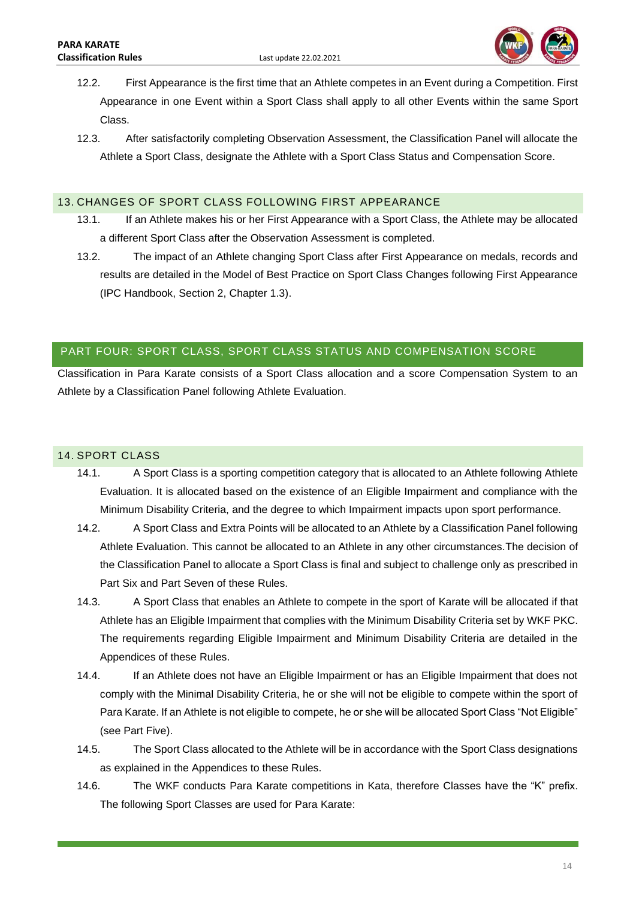12.2. First Appearance is the first time that an Athlete competes in an Event during a Competition. First Appearance in one Event within a Sport Class shall apply to all other Events within the same Sport Class.

12.3. After satisfactorily completing Observation Assessment, the Classification Panel will allocate the Athlete a Sport Class, designate the Athlete with a Sport Class Status and Compensation Score.

## 13. CHANGES OF SPORT CLASS FOLLOWING FIRST APPEARANCE

13.1. If an Athlete makes his or her First Appearance with a Sport Class, the Athlete may be allocated a different Sport Class after the Observation Assessment is completed.

13.2. The impact of an Athlete changing Sport Class after First Appearance on medals, records and results are detailed in the Model of Best Practice on Sport Class Changes following First Appearance (IPC Handbook, Section 2, Chapter 1.3).

# PART FOUR: SPORT CLASS, SPORT CLASS STATUS AND COMPENSATION SCORE

Classification in Para Karate consists of a Sport Class allocation and a score Compensation System to an Athlete by a Classification Panel following Athlete Evaluation.

## 14. SPORT CLASS

14.1. A Sport Class is a sporting competition category that is allocated to an Athlete following Athlete Evaluation. It is allocated based on the existence of an Eligible Impairment and compliance with the Minimum Disability Criteria, and the degree to which Impairment impacts upon sport performance.

14.2. A Sport Class and Extra Points will be allocated to an Athlete by a Classification Panel following Athlete Evaluation. This cannot be allocated to an Athlete in any other circumstances.The decision of the Classification Panel to allocate a Sport Class is final and subject to challenge only as prescribed in Part Six and Part Seven of these Rules.

14.3. A Sport Class that enables an Athlete to compete in the sport of Karate will be allocated if that Athlete has an Eligible Impairment that complies with the Minimum Disability Criteria set by WKF PKC. The requirements regarding Eligible Impairment and Minimum Disability Criteria are detailed in the Appendices of these Rules.

14.4. If an Athlete does not have an Eligible Impairment or has an Eligible Impairment that does not comply with the Minimal Disability Criteria, he or she will not be eligible to compete within the sport of Para Karate. If an Athlete is not eligible to compete, he or she will be allocated Sport Class "Not Eligible" (see Part Five).

14.5. The Sport Class allocated to the Athlete will be in accordance with the Sport Class designations as explained in the Appendices to these Rules.

14.6. The WKF conducts Para Karate competitions in Kata, therefore Classes have the "K" prefix. The following Sport Classes are used for Para Karate: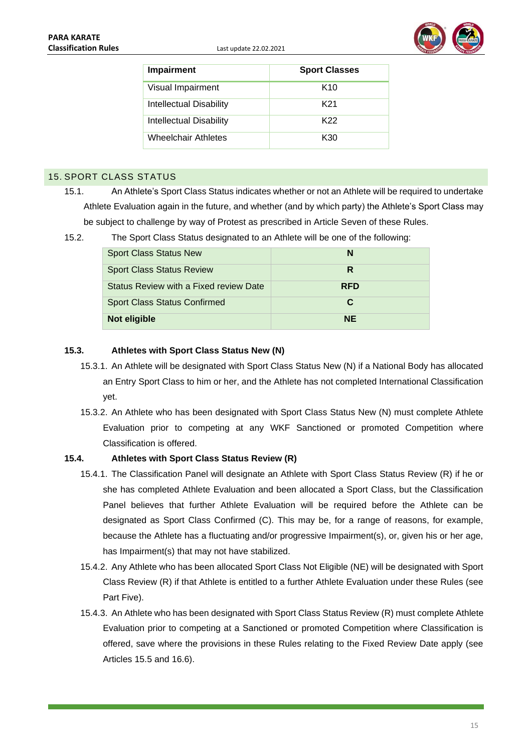| Impairment | Sport Classes |
|---|---|
| Visual Impairment | K10 |
| Intellectual Disability | K21 |
| Intellectual Disability | K22 |
| Wheelchair Athletes | K30 |

## 15. SPORT CLASS STATUS

15.1. An Athlete's Sport Class Status indicates whether or not an Athlete will be required to undertake Athlete Evaluation again in the future, and whether (and by which party) the Athlete's Sport Class may be subject to challenge by way of Protest as prescribed in Article Seven of these Rules.

15.2. The Sport Class Status designated to an Athlete will be one of the following:

| Sport Class Status New | **N** |
|---|---|
| Sport Class Status Review | **R** |
| Status Review with a Fixed review Date | **RFD** |
| Sport Class Status Confirmed | **C** |
| **Not eligible** | **NE** |

### 15.3. Athletes with Sport Class Status New (N)

15.3.1. An Athlete will be designated with Sport Class Status New (N) if a National Body has allocated an Entry Sport Class to him or her, and the Athlete has not completed International Classification yet.

15.3.2. An Athlete who has been designated with Sport Class Status New (N) must complete Athlete Evaluation prior to competing at any WKF Sanctioned or promoted Competition where Classification is offered.

### 15.4. Athletes with Sport Class Status Review (R)

15.4.1. The Classification Panel will designate an Athlete with Sport Class Status Review (R) if he or she has completed Athlete Evaluation and been allocated a Sport Class, but the Classification Panel believes that further Athlete Evaluation will be required before the Athlete can be designated as Sport Class Confirmed (C). This may be, for a range of reasons, for example, because the Athlete has a fluctuating and/or progressive Impairment(s), or, given his or her age, has Impairment(s) that may not have stabilized.

15.4.2. Any Athlete who has been allocated Sport Class Not Eligible (NE) will be designated with Sport Class Review (R) if that Athlete is entitled to a further Athlete Evaluation under these Rules (see Part Five).

15.4.3. An Athlete who has been designated with Sport Class Status Review (R) must complete Athlete Evaluation prior to competing at a Sanctioned or promoted Competition where Classification is offered, save where the provisions in these Rules relating to the Fixed Review Date apply (see Articles 15.5 and 16.6).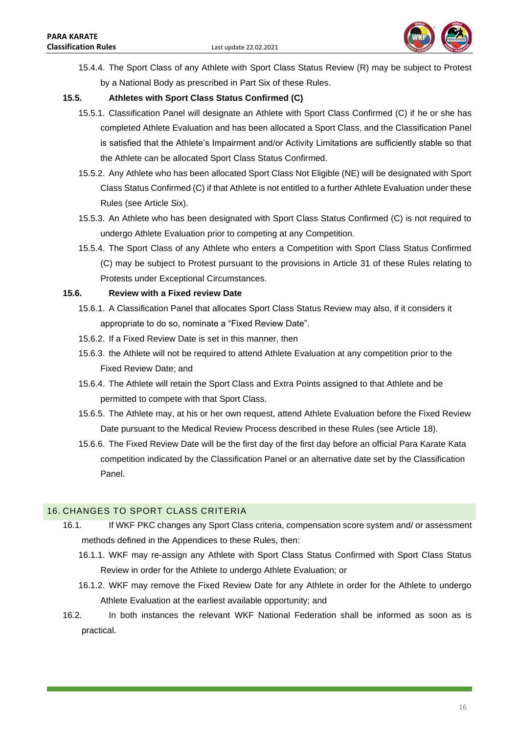15.4.4. The Sport Class of any Athlete with Sport Class Status Review (R) may be subject to Protest by a National Body as prescribed in Part Six of these Rules.

### 15.5. Athletes with Sport Class Status Confirmed (C)

15.5.1. Classification Panel will designate an Athlete with Sport Class Confirmed (C) if he or she has completed Athlete Evaluation and has been allocated a Sport Class, and the Classification Panel is satisfied that the Athlete's Impairment and/or Activity Limitations are sufficiently stable so that the Athlete can be allocated Sport Class Status Confirmed.

15.5.2. Any Athlete who has been allocated Sport Class Not Eligible (NE) will be designated with Sport Class Status Confirmed (C) if that Athlete is not entitled to a further Athlete Evaluation under these Rules (see Article Six).

15.5.3. An Athlete who has been designated with Sport Class Status Confirmed (C) is not required to undergo Athlete Evaluation prior to competing at any Competition.

15.5.4. The Sport Class of any Athlete who enters a Competition with Sport Class Status Confirmed (C) may be subject to Protest pursuant to the provisions in Article 31 of these Rules relating to Protests under Exceptional Circumstances.

### 15.6. Review with a Fixed review Date

15.6.1. A Classification Panel that allocates Sport Class Status Review may also, if it considers it appropriate to do so, nominate a "Fixed Review Date".

15.6.2. If a Fixed Review Date is set in this manner, then

15.6.3. the Athlete will not be required to attend Athlete Evaluation at any competition prior to the Fixed Review Date; and

15.6.4. The Athlete will retain the Sport Class and Extra Points assigned to that Athlete and be permitted to compete with that Sport Class.

15.6.5. The Athlete may, at his or her own request, attend Athlete Evaluation before the Fixed Review Date pursuant to the Medical Review Process described in these Rules (see Article 18).

15.6.6. The Fixed Review Date will be the first day of the first day before an official Para Karate Kata competition indicated by the Classification Panel or an alternative date set by the Classification Panel.

## 16. CHANGES TO SPORT CLASS CRITERIA

16.1. If WKF PKC changes any Sport Class criteria, compensation score system and/ or assessment methods defined in the Appendices to these Rules, then:

16.1.1. WKF may re-assign any Athlete with Sport Class Status Confirmed with Sport Class Status Review in order for the Athlete to undergo Athlete Evaluation; or

16.1.2. WKF may remove the Fixed Review Date for any Athlete in order for the Athlete to undergo Athlete Evaluation at the earliest available opportunity; and

16.2. In both instances the relevant WKF National Federation shall be informed as soon as is practical.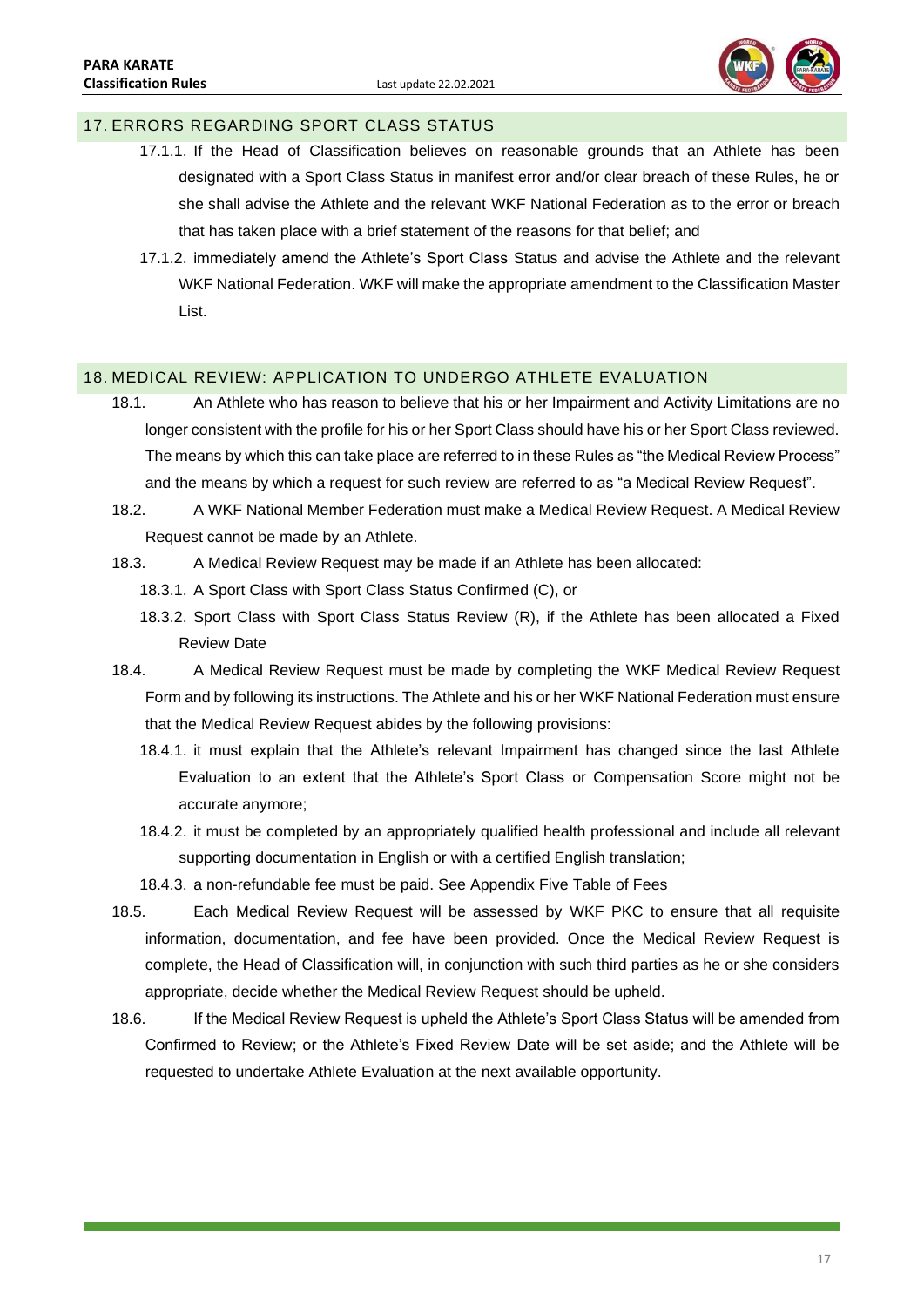## 17. ERRORS REGARDING SPORT CLASS STATUS

17.1.1. If the Head of Classification believes on reasonable grounds that an Athlete has been designated with a Sport Class Status in manifest error and/or clear breach of these Rules, he or she shall advise the Athlete and the relevant WKF National Federation as to the error or breach that has taken place with a brief statement of the reasons for that belief; and

17.1.2. immediately amend the Athlete's Sport Class Status and advise the Athlete and the relevant WKF National Federation. WKF will make the appropriate amendment to the Classification Master List.

## 18. MEDICAL REVIEW: APPLICATION TO UNDERGO ATHLETE EVALUATION

18.1. An Athlete who has reason to believe that his or her Impairment and Activity Limitations are no longer consistent with the profile for his or her Sport Class should have his or her Sport Class reviewed. The means by which this can take place are referred to in these Rules as "the Medical Review Process" and the means by which a request for such review are referred to as "a Medical Review Request".

18.2. A WKF National Member Federation must make a Medical Review Request. A Medical Review Request cannot be made by an Athlete.

18.3. A Medical Review Request may be made if an Athlete has been allocated:

18.3.1. A Sport Class with Sport Class Status Confirmed (C), or

18.3.2. Sport Class with Sport Class Status Review (R), if the Athlete has been allocated a Fixed Review Date

18.4. A Medical Review Request must be made by completing the WKF Medical Review Request Form and by following its instructions. The Athlete and his or her WKF National Federation must ensure that the Medical Review Request abides by the following provisions:

18.4.1. it must explain that the Athlete's relevant Impairment has changed since the last Athlete Evaluation to an extent that the Athlete's Sport Class or Compensation Score might not be accurate anymore;

18.4.2. it must be completed by an appropriately qualified health professional and include all relevant supporting documentation in English or with a certified English translation;

18.4.3. a non-refundable fee must be paid. See Appendix Five Table of Fees

18.5. Each Medical Review Request will be assessed by WKF PKC to ensure that all requisite information, documentation, and fee have been provided. Once the Medical Review Request is complete, the Head of Classification will, in conjunction with such third parties as he or she considers appropriate, decide whether the Medical Review Request should be upheld.

18.6. If the Medical Review Request is upheld the Athlete's Sport Class Status will be amended from Confirmed to Review; or the Athlete's Fixed Review Date will be set aside; and the Athlete will be requested to undertake Athlete Evaluation at the next available opportunity.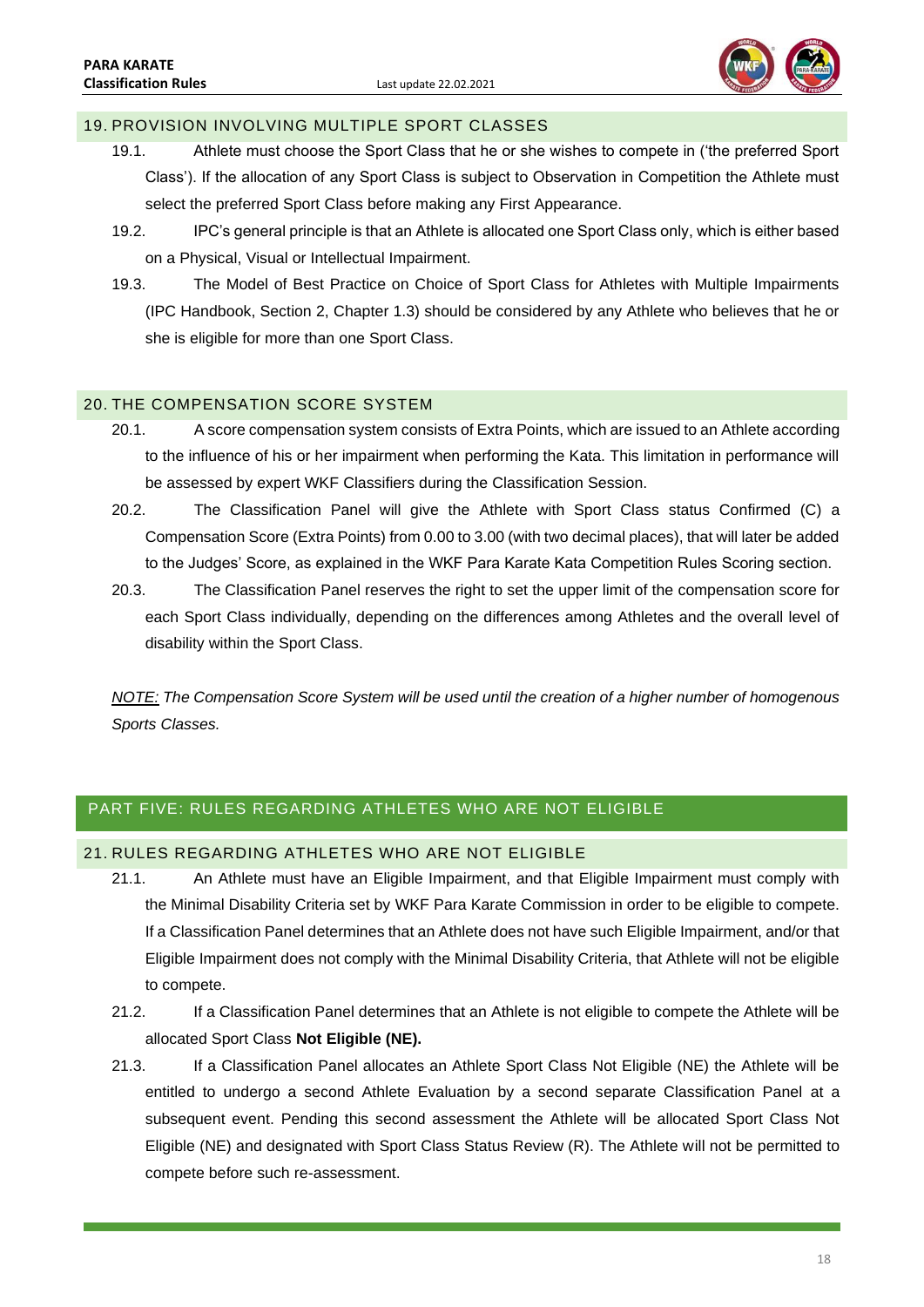## 19. PROVISION INVOLVING MULTIPLE SPORT CLASSES

19.1. Athlete must choose the Sport Class that he or she wishes to compete in ('the preferred Sport Class'). If the allocation of any Sport Class is subject to Observation in Competition the Athlete must select the preferred Sport Class before making any First Appearance.

19.2. IPC's general principle is that an Athlete is allocated one Sport Class only, which is either based on a Physical, Visual or Intellectual Impairment.

19.3. The Model of Best Practice on Choice of Sport Class for Athletes with Multiple Impairments (IPC Handbook, Section 2, Chapter 1.3) should be considered by any Athlete who believes that he or she is eligible for more than one Sport Class.

## 20. THE COMPENSATION SCORE SYSTEM

20.1. A score compensation system consists of Extra Points, which are issued to an Athlete according to the influence of his or her impairment when performing the Kata. This limitation in performance will be assessed by expert WKF Classifiers during the Classification Session.

20.2. The Classification Panel will give the Athlete with Sport Class status Confirmed (C) a Compensation Score (Extra Points) from 0.00 to 3.00 (with two decimal places), that will later be added to the Judges' Score, as explained in the WKF Para Karate Kata Competition Rules Scoring section.

20.3. The Classification Panel reserves the right to set the upper limit of the compensation score for each Sport Class individually, depending on the differences among Athletes and the overall level of disability within the Sport Class.

*NOTE: The Compensation Score System will be used until the creation of a higher number of homogenous Sports Classes.*

# PART FIVE: RULES REGARDING ATHLETES WHO ARE NOT ELIGIBLE

## 21. RULES REGARDING ATHLETES WHO ARE NOT ELIGIBLE

21.1. An Athlete must have an Eligible Impairment, and that Eligible Impairment must comply with the Minimal Disability Criteria set by WKF Para Karate Commission in order to be eligible to compete. If a Classification Panel determines that an Athlete does not have such Eligible Impairment, and/or that Eligible Impairment does not comply with the Minimal Disability Criteria, that Athlete will not be eligible to compete.

21.2. If a Classification Panel determines that an Athlete is not eligible to compete the Athlete will be allocated Sport Class **Not Eligible (NE).**

21.3. If a Classification Panel allocates an Athlete Sport Class Not Eligible (NE) the Athlete will be entitled to undergo a second Athlete Evaluation by a second separate Classification Panel at a subsequent event. Pending this second assessment the Athlete will be allocated Sport Class Not Eligible (NE) and designated with Sport Class Status Review (R). The Athlete will not be permitted to compete before such re-assessment.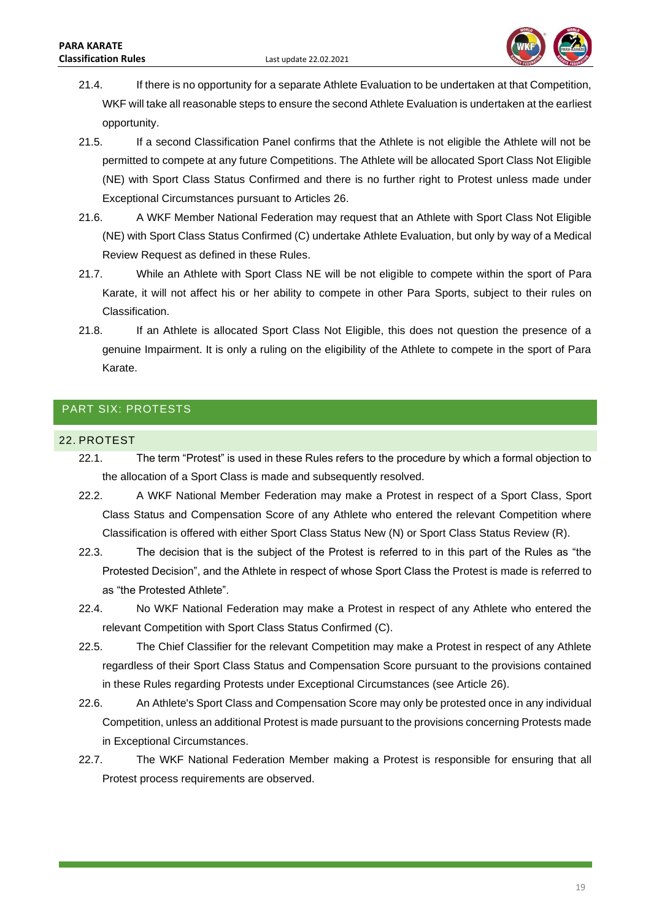21.4. If there is no opportunity for a separate Athlete Evaluation to be undertaken at that Competition, WKF will take all reasonable steps to ensure the second Athlete Evaluation is undertaken at the earliest opportunity.

21.5. If a second Classification Panel confirms that the Athlete is not eligible the Athlete will not be permitted to compete at any future Competitions. The Athlete will be allocated Sport Class Not Eligible (NE) with Sport Class Status Confirmed and there is no further right to Protest unless made under Exceptional Circumstances pursuant to Articles 26.

21.6. A WKF Member National Federation may request that an Athlete with Sport Class Not Eligible (NE) with Sport Class Status Confirmed (C) undertake Athlete Evaluation, but only by way of a Medical Review Request as defined in these Rules.

21.7. While an Athlete with Sport Class NE will be not eligible to compete within the sport of Para Karate, it will not affect his or her ability to compete in other Para Sports, subject to their rules on Classification.

21.8. If an Athlete is allocated Sport Class Not Eligible, this does not question the presence of a genuine Impairment. It is only a ruling on the eligibility of the Athlete to compete in the sport of Para Karate.

# PART SIX: PROTESTS

## 22. PROTEST

22.1. The term "Protest" is used in these Rules refers to the procedure by which a formal objection to the allocation of a Sport Class is made and subsequently resolved.

22.2. A WKF National Member Federation may make a Protest in respect of a Sport Class, Sport Class Status and Compensation Score of any Athlete who entered the relevant Competition where Classification is offered with either Sport Class Status New (N) or Sport Class Status Review (R).

22.3. The decision that is the subject of the Protest is referred to in this part of the Rules as "the Protested Decision", and the Athlete in respect of whose Sport Class the Protest is made is referred to as "the Protested Athlete".

22.4. No WKF National Federation may make a Protest in respect of any Athlete who entered the relevant Competition with Sport Class Status Confirmed (C).

22.5. The Chief Classifier for the relevant Competition may make a Protest in respect of any Athlete regardless of their Sport Class Status and Compensation Score pursuant to the provisions contained in these Rules regarding Protests under Exceptional Circumstances (see Article 26).

22.6. An Athlete's Sport Class and Compensation Score may only be protested once in any individual Competition, unless an additional Protest is made pursuant to the provisions concerning Protests made in Exceptional Circumstances.

22.7. The WKF National Federation Member making a Protest is responsible for ensuring that all Protest process requirements are observed.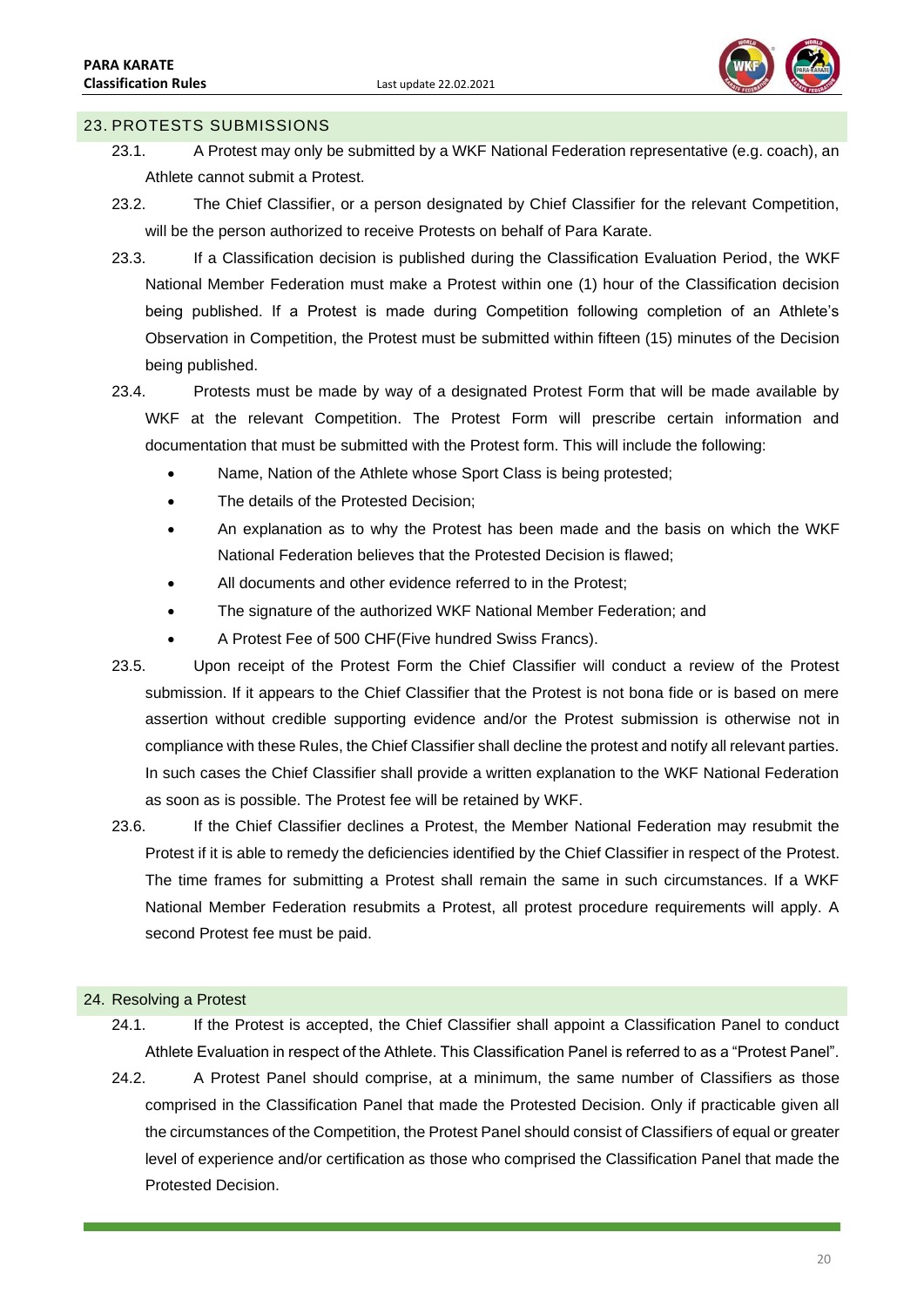## 23. PROTESTS SUBMISSIONS

23.1. A Protest may only be submitted by a WKF National Federation representative (e.g. coach), an Athlete cannot submit a Protest.

23.2. The Chief Classifier, or a person designated by Chief Classifier for the relevant Competition, will be the person authorized to receive Protests on behalf of Para Karate.

23.3. If a Classification decision is published during the Classification Evaluation Period, the WKF National Member Federation must make a Protest within one (1) hour of the Classification decision being published. If a Protest is made during Competition following completion of an Athlete's Observation in Competition, the Protest must be submitted within fifteen (15) minutes of the Decision being published.

23.4. Protests must be made by way of a designated Protest Form that will be made available by WKF at the relevant Competition. The Protest Form will prescribe certain information and documentation that must be submitted with the Protest form. This will include the following:

- Name, Nation of the Athlete whose Sport Class is being protested;
- The details of the Protested Decision;
- An explanation as to why the Protest has been made and the basis on which the WKF National Federation believes that the Protested Decision is flawed;
- All documents and other evidence referred to in the Protest;
- The signature of the authorized WKF National Member Federation; and
- A Protest Fee of 500 CHF(Five hundred Swiss Francs).

23.5. Upon receipt of the Protest Form the Chief Classifier will conduct a review of the Protest submission. If it appears to the Chief Classifier that the Protest is not bona fide or is based on mere assertion without credible supporting evidence and/or the Protest submission is otherwise not in compliance with these Rules, the Chief Classifier shall decline the protest and notify all relevant parties. In such cases the Chief Classifier shall provide a written explanation to the WKF National Federation as soon as is possible. The Protest fee will be retained by WKF.

23.6. If the Chief Classifier declines a Protest, the Member National Federation may resubmit the Protest if it is able to remedy the deficiencies identified by the Chief Classifier in respect of the Protest. The time frames for submitting a Protest shall remain the same in such circumstances. If a WKF National Member Federation resubmits a Protest, all protest procedure requirements will apply. A second Protest fee must be paid.

## 24. Resolving a Protest

24.1. If the Protest is accepted, the Chief Classifier shall appoint a Classification Panel to conduct Athlete Evaluation in respect of the Athlete. This Classification Panel is referred to as a "Protest Panel".

24.2. A Protest Panel should comprise, at a minimum, the same number of Classifiers as those comprised in the Classification Panel that made the Protested Decision. Only if practicable given all the circumstances of the Competition, the Protest Panel should consist of Classifiers of equal or greater level of experience and/or certification as those who comprised the Classification Panel that made the Protested Decision.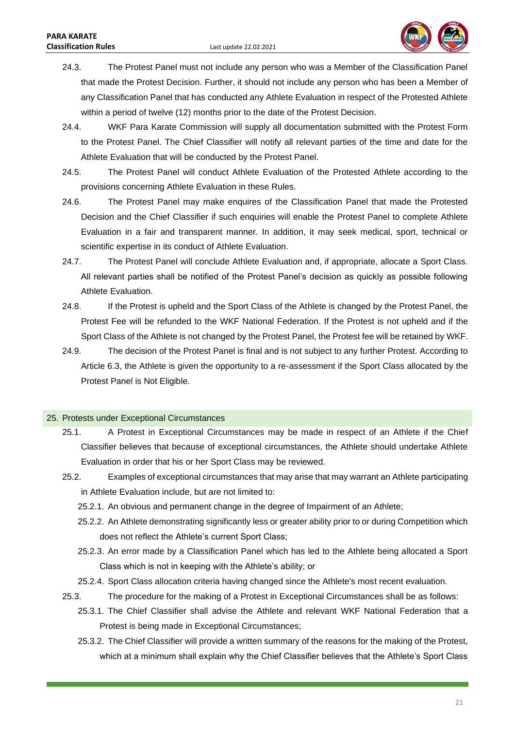24.3. The Protest Panel must not include any person who was a Member of the Classification Panel that made the Protest Decision. Further, it should not include any person who has been a Member of any Classification Panel that has conducted any Athlete Evaluation in respect of the Protested Athlete within a period of twelve (12) months prior to the date of the Protest Decision.

24.4. WKF Para Karate Commission will supply all documentation submitted with the Protest Form to the Protest Panel. The Chief Classifier will notify all relevant parties of the time and date for the Athlete Evaluation that will be conducted by the Protest Panel.

24.5. The Protest Panel will conduct Athlete Evaluation of the Protested Athlete according to the provisions concerning Athlete Evaluation in these Rules.

24.6. The Protest Panel may make enquires of the Classification Panel that made the Protested Decision and the Chief Classifier if such enquiries will enable the Protest Panel to complete Athlete Evaluation in a fair and transparent manner. In addition, it may seek medical, sport, technical or scientific expertise in its conduct of Athlete Evaluation.

24.7. The Protest Panel will conclude Athlete Evaluation and, if appropriate, allocate a Sport Class. All relevant parties shall be notified of the Protest Panel's decision as quickly as possible following Athlete Evaluation.

24.8. If the Protest is upheld and the Sport Class of the Athlete is changed by the Protest Panel, the Protest Fee will be refunded to the WKF National Federation. If the Protest is not upheld and if the Sport Class of the Athlete is not changed by the Protest Panel, the Protest fee will be retained by WKF.

24.9. The decision of the Protest Panel is final and is not subject to any further Protest. According to Article 6.3, the Athlete is given the opportunity to a re-assessment if the Sport Class allocated by the Protest Panel is Not Eligible.

## 25. Protests under Exceptional Circumstances

25.1. A Protest in Exceptional Circumstances may be made in respect of an Athlete if the Chief Classifier believes that because of exceptional circumstances, the Athlete should undertake Athlete Evaluation in order that his or her Sport Class may be reviewed.

25.2. Examples of exceptional circumstances that may arise that may warrant an Athlete participating in Athlete Evaluation include, but are not limited to:

25.2.1. An obvious and permanent change in the degree of Impairment of an Athlete;

25.2.2. An Athlete demonstrating significantly less or greater ability prior to or during Competition which does not reflect the Athlete's current Sport Class;

25.2.3. An error made by a Classification Panel which has led to the Athlete being allocated a Sport Class which is not in keeping with the Athlete's ability; or

25.2.4. Sport Class allocation criteria having changed since the Athlete's most recent evaluation.

25.3. The procedure for the making of a Protest in Exceptional Circumstances shall be as follows:

25.3.1. The Chief Classifier shall advise the Athlete and relevant WKF National Federation that a Protest is being made in Exceptional Circumstances;

25.3.2. The Chief Classifier will provide a written summary of the reasons for the making of the Protest, which at a minimum shall explain why the Chief Classifier believes that the Athlete's Sport Class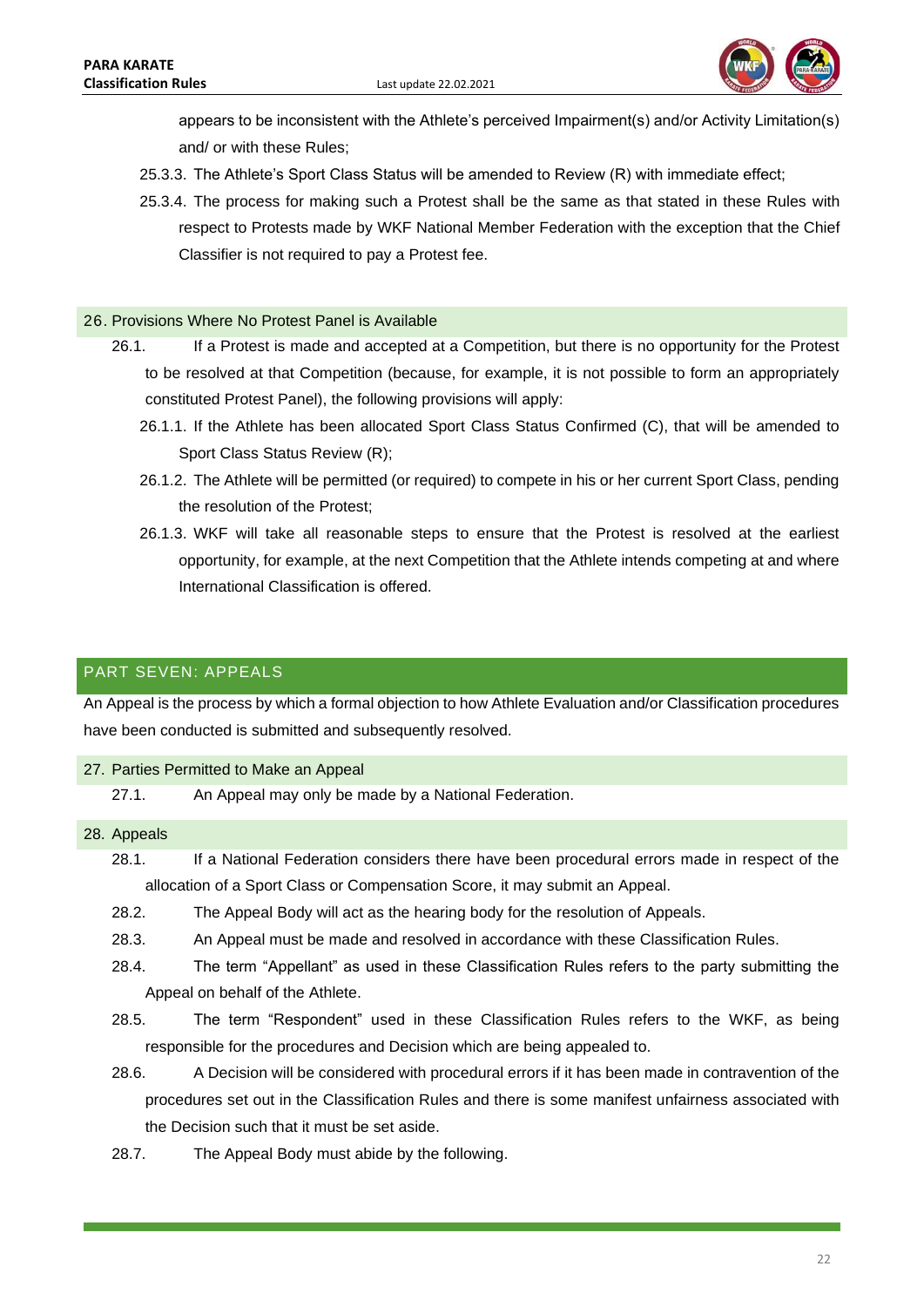appears to be inconsistent with the Athlete's perceived Impairment(s) and/or Activity Limitation(s) and/ or with these Rules;

25.3.3. The Athlete's Sport Class Status will be amended to Review (R) with immediate effect;

25.3.4. The process for making such a Protest shall be the same as that stated in these Rules with respect to Protests made by WKF National Member Federation with the exception that the Chief Classifier is not required to pay a Protest fee.

## 26. Provisions Where No Protest Panel is Available

26.1. If a Protest is made and accepted at a Competition, but there is no opportunity for the Protest to be resolved at that Competition (because, for example, it is not possible to form an appropriately constituted Protest Panel), the following provisions will apply:

26.1.1. If the Athlete has been allocated Sport Class Status Confirmed (C), that will be amended to Sport Class Status Review (R);

26.1.2. The Athlete will be permitted (or required) to compete in his or her current Sport Class, pending the resolution of the Protest;

26.1.3. WKF will take all reasonable steps to ensure that the Protest is resolved at the earliest opportunity, for example, at the next Competition that the Athlete intends competing at and where International Classification is offered.

# PART SEVEN: APPEALS

An Appeal is the process by which a formal objection to how Athlete Evaluation and/or Classification procedures have been conducted is submitted and subsequently resolved.

## 27. Parties Permitted to Make an Appeal

27.1. An Appeal may only be made by a National Federation.

## 28. Appeals

28.1. If a National Federation considers there have been procedural errors made in respect of the allocation of a Sport Class or Compensation Score, it may submit an Appeal.

28.2. The Appeal Body will act as the hearing body for the resolution of Appeals.

28.3. An Appeal must be made and resolved in accordance with these Classification Rules.

28.4. The term "Appellant" as used in these Classification Rules refers to the party submitting the Appeal on behalf of the Athlete.

28.5. The term "Respondent" used in these Classification Rules refers to the WKF, as being responsible for the procedures and Decision which are being appealed to.

28.6. A Decision will be considered with procedural errors if it has been made in contravention of the procedures set out in the Classification Rules and there is some manifest unfairness associated with the Decision such that it must be set aside.

28.7. The Appeal Body must abide by the following.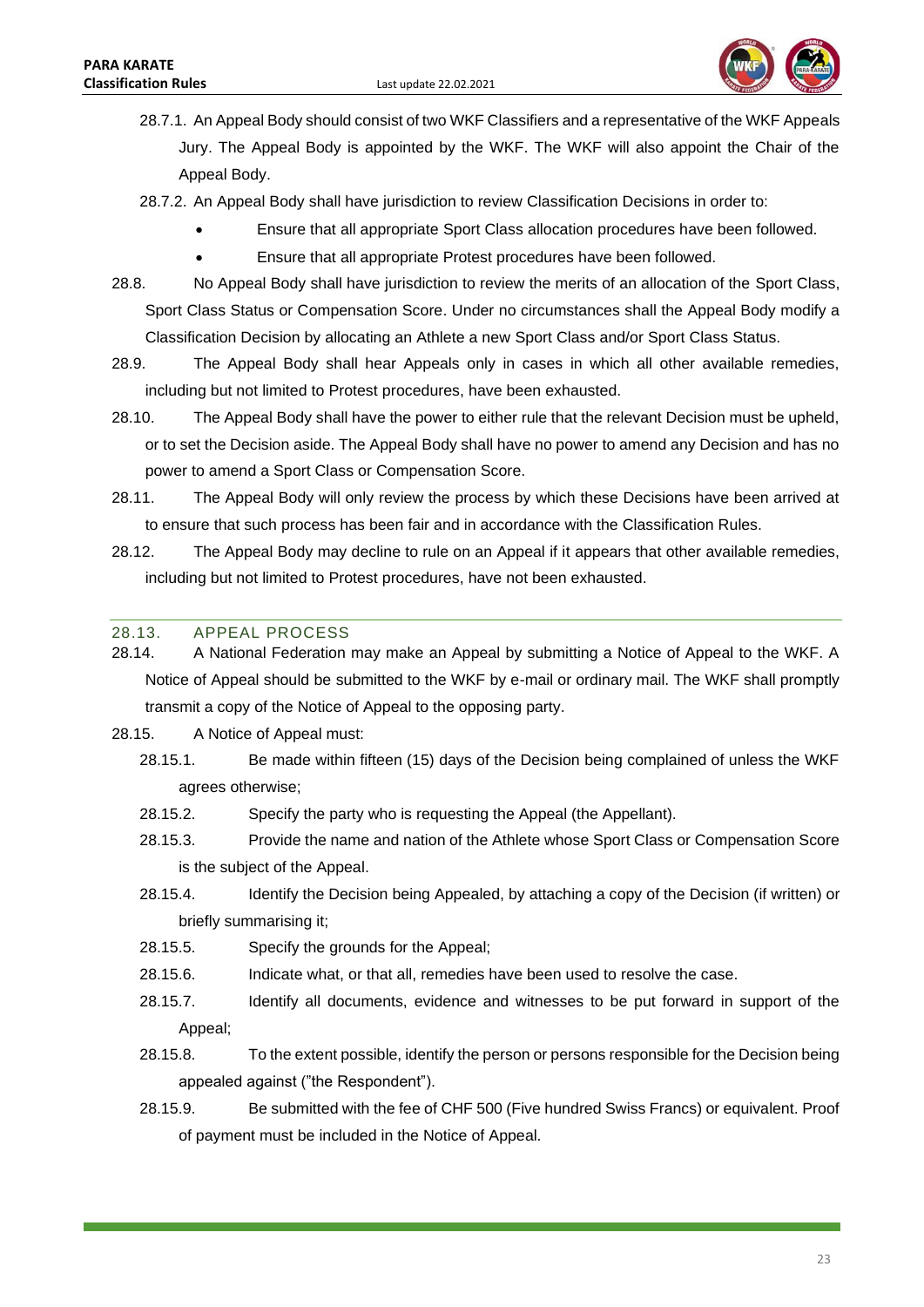28.7.1. An Appeal Body should consist of two WKF Classifiers and a representative of the WKF Appeals Jury. The Appeal Body is appointed by the WKF. The WKF will also appoint the Chair of the Appeal Body.

28.7.2. An Appeal Body shall have jurisdiction to review Classification Decisions in order to:

- Ensure that all appropriate Sport Class allocation procedures have been followed.
- Ensure that all appropriate Protest procedures have been followed.

28.8. No Appeal Body shall have jurisdiction to review the merits of an allocation of the Sport Class, Sport Class Status or Compensation Score. Under no circumstances shall the Appeal Body modify a Classification Decision by allocating an Athlete a new Sport Class and/or Sport Class Status.

28.9. The Appeal Body shall hear Appeals only in cases in which all other available remedies, including but not limited to Protest procedures, have been exhausted.

28.10. The Appeal Body shall have the power to either rule that the relevant Decision must be upheld, or to set the Decision aside. The Appeal Body shall have no power to amend any Decision and has no power to amend a Sport Class or Compensation Score.

28.11. The Appeal Body will only review the process by which these Decisions have been arrived at to ensure that such process has been fair and in accordance with the Classification Rules.

28.12. The Appeal Body may decline to rule on an Appeal if it appears that other available remedies, including but not limited to Protest procedures, have not been exhausted.

## 28.13. APPEAL PROCESS

28.14. A National Federation may make an Appeal by submitting a Notice of Appeal to the WKF. A Notice of Appeal should be submitted to the WKF by e-mail or ordinary mail. The WKF shall promptly transmit a copy of the Notice of Appeal to the opposing party.

28.15. A Notice of Appeal must:

28.15.1. Be made within fifteen (15) days of the Decision being complained of unless the WKF agrees otherwise;

28.15.2. Specify the party who is requesting the Appeal (the Appellant).

28.15.3. Provide the name and nation of the Athlete whose Sport Class or Compensation Score is the subject of the Appeal.

28.15.4. Identify the Decision being Appealed, by attaching a copy of the Decision (if written) or briefly summarising it;

28.15.5. Specify the grounds for the Appeal;

28.15.6. Indicate what, or that all, remedies have been used to resolve the case.

28.15.7. Identify all documents, evidence and witnesses to be put forward in support of the Appeal;

28.15.8. To the extent possible, identify the person or persons responsible for the Decision being appealed against ("the Respondent").

28.15.9. Be submitted with the fee of CHF 500 (Five hundred Swiss Francs) or equivalent. Proof of payment must be included in the Notice of Appeal.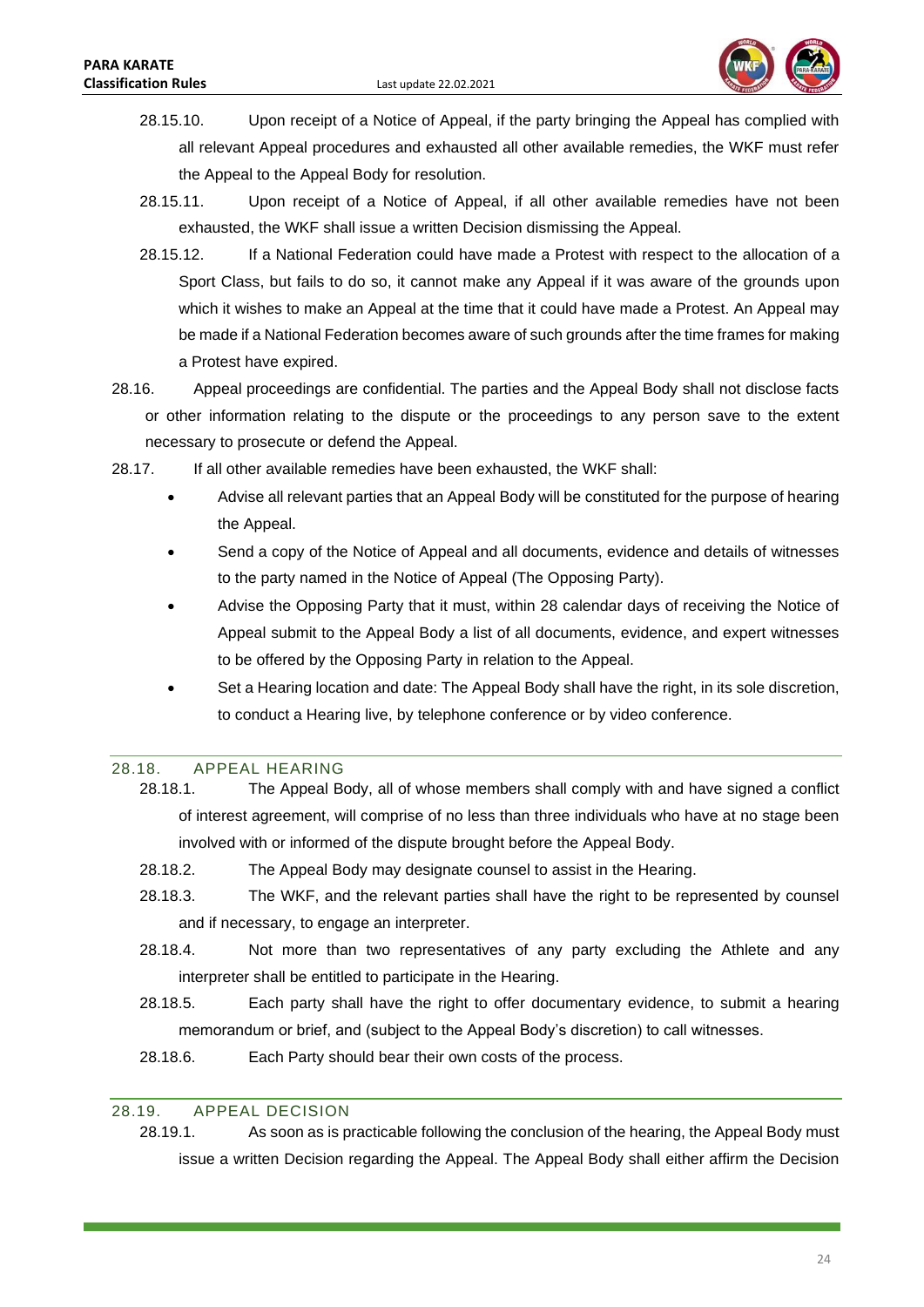28.15.10. Upon receipt of a Notice of Appeal, if the party bringing the Appeal has complied with all relevant Appeal procedures and exhausted all other available remedies, the WKF must refer the Appeal to the Appeal Body for resolution.

28.15.11. Upon receipt of a Notice of Appeal, if all other available remedies have not been exhausted, the WKF shall issue a written Decision dismissing the Appeal.

28.15.12. If a National Federation could have made a Protest with respect to the allocation of a Sport Class, but fails to do so, it cannot make any Appeal if it was aware of the grounds upon which it wishes to make an Appeal at the time that it could have made a Protest. An Appeal may be made if a National Federation becomes aware of such grounds after the time frames for making a Protest have expired.

28.16. Appeal proceedings are confidential. The parties and the Appeal Body shall not disclose facts or other information relating to the dispute or the proceedings to any person save to the extent necessary to prosecute or defend the Appeal.

28.17. If all other available remedies have been exhausted, the WKF shall:

- Advise all relevant parties that an Appeal Body will be constituted for the purpose of hearing the Appeal.
- Send a copy of the Notice of Appeal and all documents, evidence and details of witnesses to the party named in the Notice of Appeal (The Opposing Party).
- Advise the Opposing Party that it must, within 28 calendar days of receiving the Notice of Appeal submit to the Appeal Body a list of all documents, evidence, and expert witnesses to be offered by the Opposing Party in relation to the Appeal.
- Set a Hearing location and date: The Appeal Body shall have the right, in its sole discretion, to conduct a Hearing live, by telephone conference or by video conference.

## 28.18. APPEAL HEARING

28.18.1. The Appeal Body, all of whose members shall comply with and have signed a conflict of interest agreement, will comprise of no less than three individuals who have at no stage been involved with or informed of the dispute brought before the Appeal Body.

28.18.2. The Appeal Body may designate counsel to assist in the Hearing.

28.18.3. The WKF, and the relevant parties shall have the right to be represented by counsel and if necessary, to engage an interpreter.

28.18.4. Not more than two representatives of any party excluding the Athlete and any interpreter shall be entitled to participate in the Hearing.

28.18.5. Each party shall have the right to offer documentary evidence, to submit a hearing memorandum or brief, and (subject to the Appeal Body's discretion) to call witnesses.

28.18.6. Each Party should bear their own costs of the process.

## 28.19. APPEAL DECISION

28.19.1. As soon as is practicable following the conclusion of the hearing, the Appeal Body must issue a written Decision regarding the Appeal. The Appeal Body shall either affirm the Decision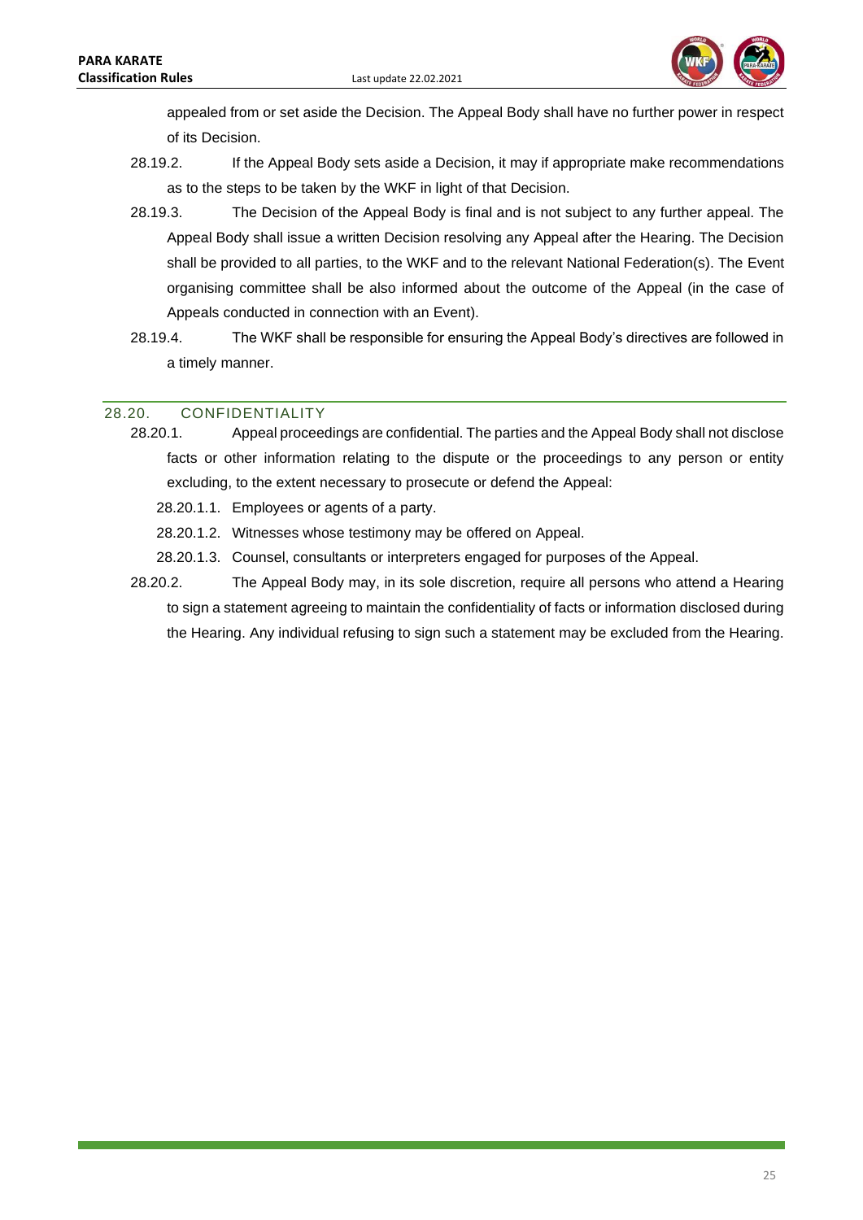appealed from or set aside the Decision. The Appeal Body shall have no further power in respect of its Decision.

28.19.2. If the Appeal Body sets aside a Decision, it may if appropriate make recommendations as to the steps to be taken by the WKF in light of that Decision.

28.19.3. The Decision of the Appeal Body is final and is not subject to any further appeal. The Appeal Body shall issue a written Decision resolving any Appeal after the Hearing. The Decision shall be provided to all parties, to the WKF and to the relevant National Federation(s). The Event organising committee shall be also informed about the outcome of the Appeal (in the case of Appeals conducted in connection with an Event).

28.19.4. The WKF shall be responsible for ensuring the Appeal Body's directives are followed in a timely manner.

## 28.20. CONFIDENTIALITY

28.20.1. Appeal proceedings are confidential. The parties and the Appeal Body shall not disclose facts or other information relating to the dispute or the proceedings to any person or entity excluding, to the extent necessary to prosecute or defend the Appeal:

28.20.1.1. Employees or agents of a party.

28.20.1.2. Witnesses whose testimony may be offered on Appeal.

28.20.1.3. Counsel, consultants or interpreters engaged for purposes of the Appeal.

28.20.2. The Appeal Body may, in its sole discretion, require all persons who attend a Hearing to sign a statement agreeing to maintain the confidentiality of facts or information disclosed during the Hearing. Any individual refusing to sign such a statement may be excluded from the Hearing.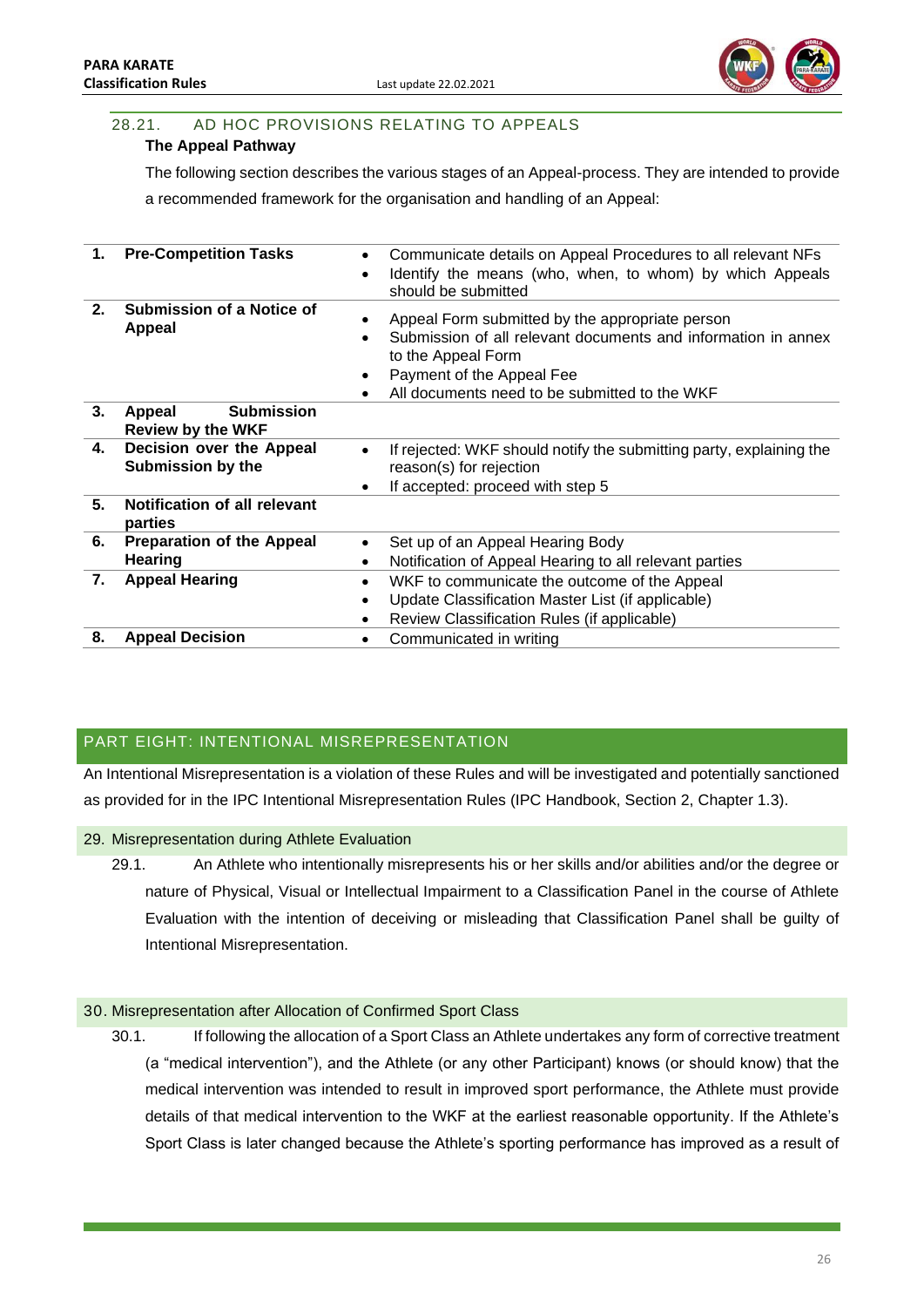### 28.21. AD HOC PROVISIONS RELATING TO APPEALS

**The Appeal Pathway**

The following section describes the various stages of an Appeal-process. They are intended to provide a recommended framework for the organisation and handling of an Appeal:

| | | |
|---|---|---|
| **1.** | **Pre-Competition Tasks** | • Communicate details on Appeal Procedures to all relevant NFs<br>• Identify the means (who, when, to whom) by which Appeals should be submitted |
| **2.** | **Submission of a Notice of Appeal** | • Appeal Form submitted by the appropriate person<br>• Submission of all relevant documents and information in annex to the Appeal Form<br>• Payment of the Appeal Fee<br>• All documents need to be submitted to the WKF |
| **3.** | **Appeal Submission Review by the WKF** | |
| **4.** | **Decision over the Appeal Submission by the** | • If rejected: WKF should notify the submitting party, explaining the reason(s) for rejection<br>• If accepted: proceed with step 5 |
| **5.** | **Notification of all relevant parties** | |
| **6.** | **Preparation of the Appeal Hearing** | • Set up of an Appeal Hearing Body<br>• Notification of Appeal Hearing to all relevant parties |
| **7.** | **Appeal Hearing** | • WKF to communicate the outcome of the Appeal<br>• Update Classification Master List (if applicable)<br>• Review Classification Rules (if applicable) |
| **8.** | **Appeal Decision** | • Communicated in writing |

## PART EIGHT: INTENTIONAL MISREPRESENTATION

An Intentional Misrepresentation is a violation of these Rules and will be investigated and potentially sanctioned as provided for in the IPC Intentional Misrepresentation Rules (IPC Handbook, Section 2, Chapter 1.3).

### 29. Misrepresentation during Athlete Evaluation

29.1. An Athlete who intentionally misrepresents his or her skills and/or abilities and/or the degree or nature of Physical, Visual or Intellectual Impairment to a Classification Panel in the course of Athlete Evaluation with the intention of deceiving or misleading that Classification Panel shall be guilty of Intentional Misrepresentation.

### 30. Misrepresentation after Allocation of Confirmed Sport Class

30.1. If following the allocation of a Sport Class an Athlete undertakes any form of corrective treatment (a "medical intervention"), and the Athlete (or any other Participant) knows (or should know) that the medical intervention was intended to result in improved sport performance, the Athlete must provide details of that medical intervention to the WKF at the earliest reasonable opportunity. If the Athlete's Sport Class is later changed because the Athlete's sporting performance has improved as a result of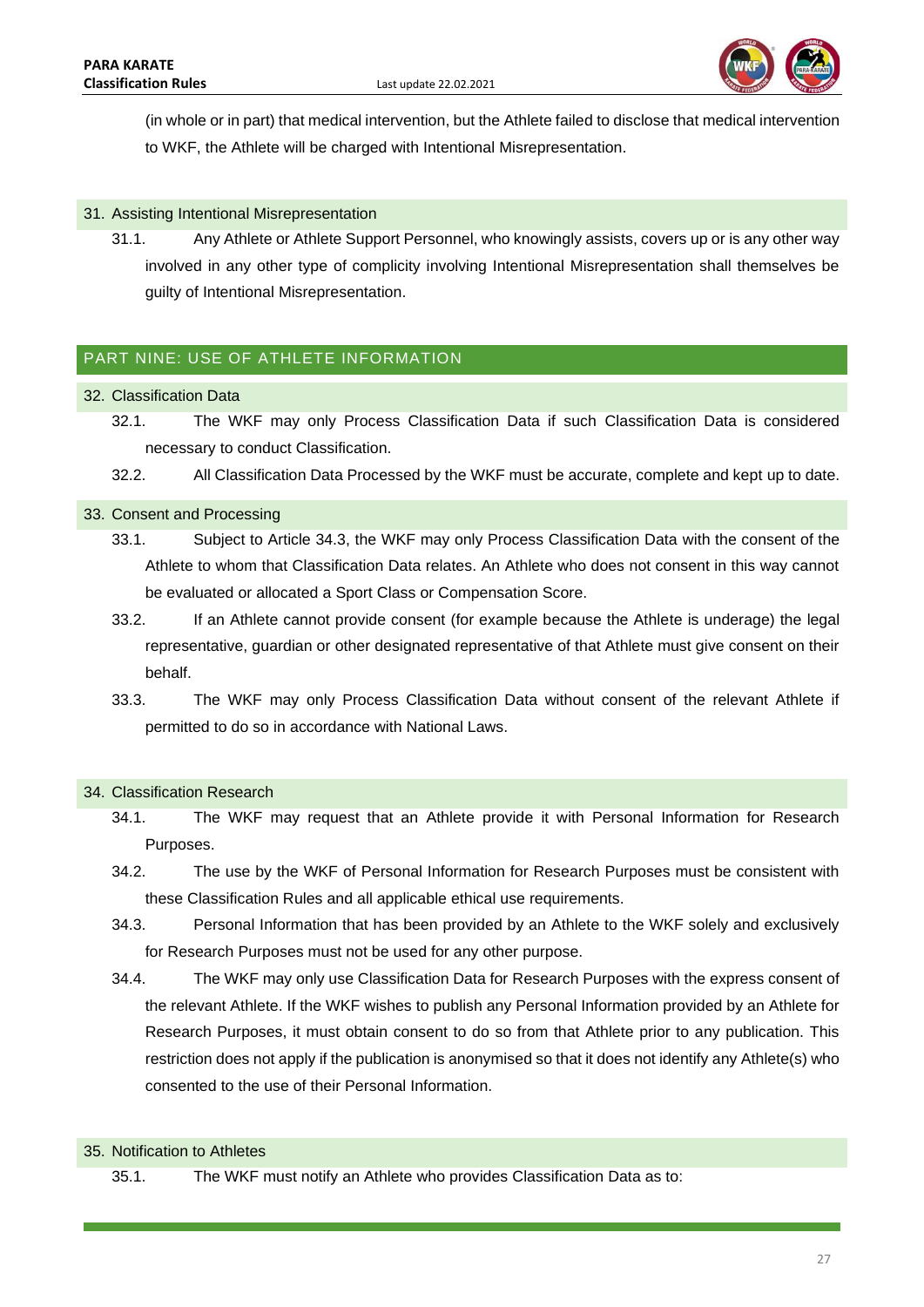(in whole or in part) that medical intervention, but the Athlete failed to disclose that medical intervention to WKF, the Athlete will be charged with Intentional Misrepresentation.

### 31. Assisting Intentional Misrepresentation

31.1. Any Athlete or Athlete Support Personnel, who knowingly assists, covers up or is any other way involved in any other type of complicity involving Intentional Misrepresentation shall themselves be guilty of Intentional Misrepresentation.

## PART NINE: USE OF ATHLETE INFORMATION

### 32. Classification Data

32.1. The WKF may only Process Classification Data if such Classification Data is considered necessary to conduct Classification.

32.2. All Classification Data Processed by the WKF must be accurate, complete and kept up to date.

### 33. Consent and Processing

33.1. Subject to Article 34.3, the WKF may only Process Classification Data with the consent of the Athlete to whom that Classification Data relates. An Athlete who does not consent in this way cannot be evaluated or allocated a Sport Class or Compensation Score.

33.2. If an Athlete cannot provide consent (for example because the Athlete is underage) the legal representative, guardian or other designated representative of that Athlete must give consent on their behalf.

33.3. The WKF may only Process Classification Data without consent of the relevant Athlete if permitted to do so in accordance with National Laws.

### 34. Classification Research

34.1. The WKF may request that an Athlete provide it with Personal Information for Research Purposes.

34.2. The use by the WKF of Personal Information for Research Purposes must be consistent with these Classification Rules and all applicable ethical use requirements.

34.3. Personal Information that has been provided by an Athlete to the WKF solely and exclusively for Research Purposes must not be used for any other purpose.

34.4. The WKF may only use Classification Data for Research Purposes with the express consent of the relevant Athlete. If the WKF wishes to publish any Personal Information provided by an Athlete for Research Purposes, it must obtain consent to do so from that Athlete prior to any publication. This restriction does not apply if the publication is anonymised so that it does not identify any Athlete(s) who consented to the use of their Personal Information.

### 35. Notification to Athletes

35.1. The WKF must notify an Athlete who provides Classification Data as to: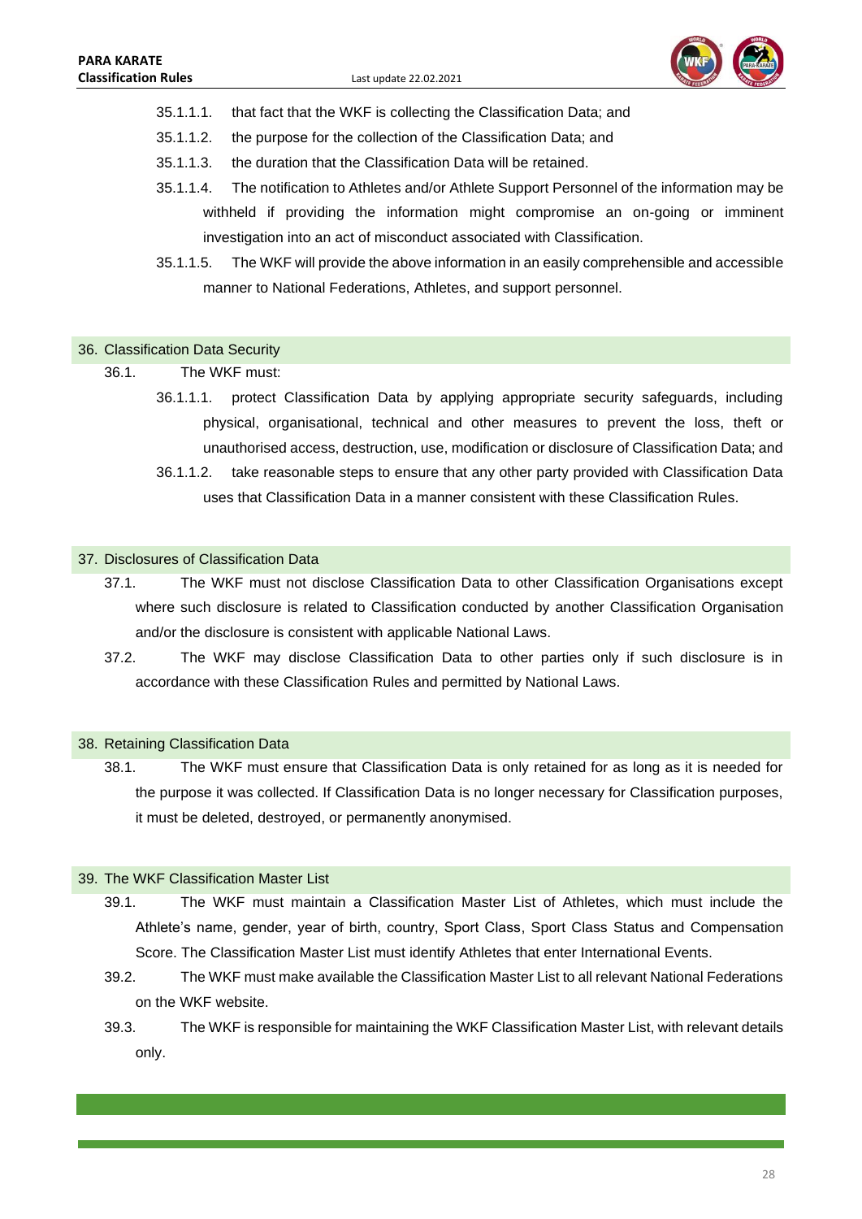35.1.1.1. that fact that the WKF is collecting the Classification Data; and

35.1.1.2. the purpose for the collection of the Classification Data; and

35.1.1.3. the duration that the Classification Data will be retained.

35.1.1.4. The notification to Athletes and/or Athlete Support Personnel of the information may be withheld if providing the information might compromise an on-going or imminent investigation into an act of misconduct associated with Classification.

35.1.1.5. The WKF will provide the above information in an easily comprehensible and accessible manner to National Federations, Athletes, and support personnel.

## 36. Classification Data Security

36.1. The WKF must:

36.1.1.1. protect Classification Data by applying appropriate security safeguards, including physical, organisational, technical and other measures to prevent the loss, theft or unauthorised access, destruction, use, modification or disclosure of Classification Data; and

36.1.1.2. take reasonable steps to ensure that any other party provided with Classification Data uses that Classification Data in a manner consistent with these Classification Rules.

## 37. Disclosures of Classification Data

37.1. The WKF must not disclose Classification Data to other Classification Organisations except where such disclosure is related to Classification conducted by another Classification Organisation and/or the disclosure is consistent with applicable National Laws.

37.2. The WKF may disclose Classification Data to other parties only if such disclosure is in accordance with these Classification Rules and permitted by National Laws.

## 38. Retaining Classification Data

38.1. The WKF must ensure that Classification Data is only retained for as long as it is needed for the purpose it was collected. If Classification Data is no longer necessary for Classification purposes, it must be deleted, destroyed, or permanently anonymised.

## 39. The WKF Classification Master List

39.1. The WKF must maintain a Classification Master List of Athletes, which must include the Athlete's name, gender, year of birth, country, Sport Class, Sport Class Status and Compensation Score. The Classification Master List must identify Athletes that enter International Events.

39.2. The WKF must make available the Classification Master List to all relevant National Federations on the WKF website.

39.3. The WKF is responsible for maintaining the WKF Classification Master List, with relevant details only.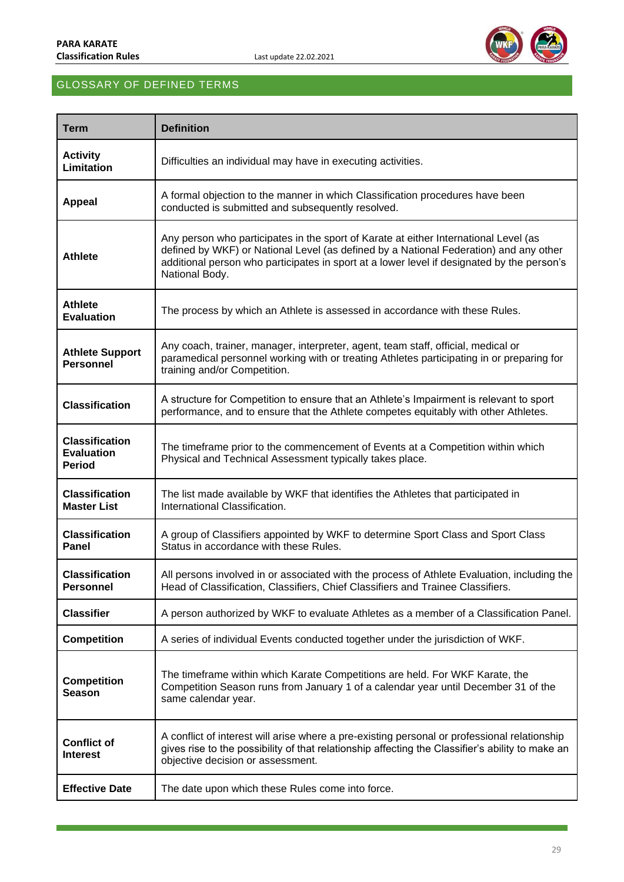## GLOSSARY OF DEFINED TERMS

| Term | Definition |
|---|---|
| **Activity Limitation** | Difficulties an individual may have in executing activities. |
| **Appeal** | A formal objection to the manner in which Classification procedures have been conducted is submitted and subsequently resolved. |
| **Athlete** | Any person who participates in the sport of Karate at either International Level (as defined by WKF) or National Level (as defined by a National Federation) and any other additional person who participates in sport at a lower level if designated by the person's National Body. |
| **Athlete Evaluation** | The process by which an Athlete is assessed in accordance with these Rules. |
| **Athlete Support Personnel** | Any coach, trainer, manager, interpreter, agent, team staff, official, medical or paramedical personnel working with or treating Athletes participating in or preparing for training and/or Competition. |
| **Classification** | A structure for Competition to ensure that an Athlete's Impairment is relevant to sport performance, and to ensure that the Athlete competes equitably with other Athletes. |
| **Classification Evaluation Period** | The timeframe prior to the commencement of Events at a Competition within which Physical and Technical Assessment typically takes place. |
| **Classification Master List** | The list made available by WKF that identifies the Athletes that participated in International Classification. |
| **Classification Panel** | A group of Classifiers appointed by WKF to determine Sport Class and Sport Class Status in accordance with these Rules. |
| **Classification Personnel** | All persons involved in or associated with the process of Athlete Evaluation, including the Head of Classification, Classifiers, Chief Classifiers and Trainee Classifiers. |
| **Classifier** | A person authorized by WKF to evaluate Athletes as a member of a Classification Panel. |
| **Competition** | A series of individual Events conducted together under the jurisdiction of WKF. |
| **Competition Season** | The timeframe within which Karate Competitions are held. For WKF Karate, the Competition Season runs from January 1 of a calendar year until December 31 of the same calendar year. |
| **Conflict of Interest** | A conflict of interest will arise where a pre-existing personal or professional relationship gives rise to the possibility of that relationship affecting the Classifier's ability to make an objective decision or assessment. |
| **Effective Date** | The date upon which these Rules come into force. |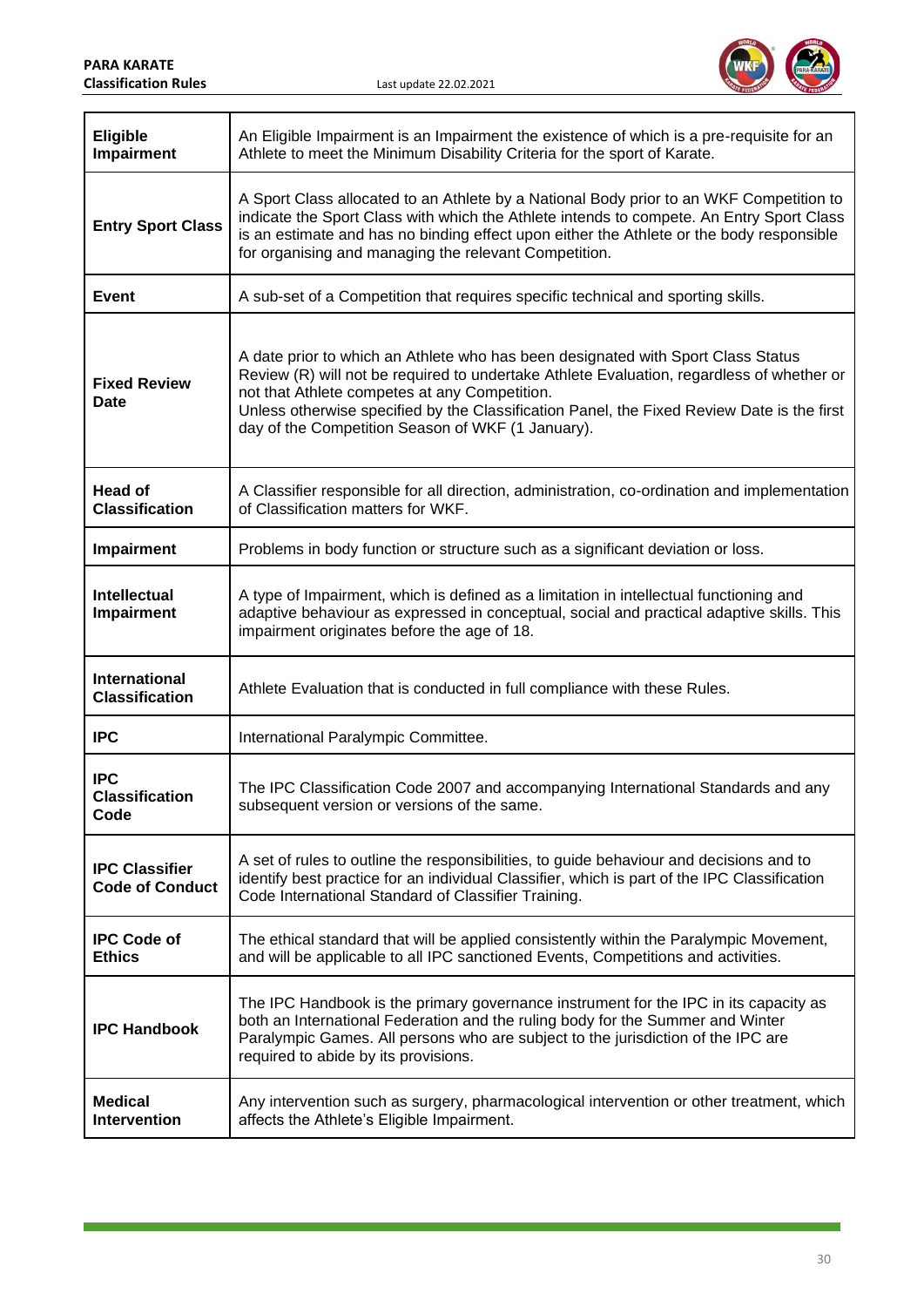| | |
|---|---|
| **Eligible Impairment** | An Eligible Impairment is an Impairment the existence of which is a pre-requisite for an Athlete to meet the Minimum Disability Criteria for the sport of Karate. |
| **Entry Sport Class** | A Sport Class allocated to an Athlete by a National Body prior to an WKF Competition to indicate the Sport Class with which the Athlete intends to compete. An Entry Sport Class is an estimate and has no binding effect upon either the Athlete or the body responsible for organising and managing the relevant Competition. |
| **Event** | A sub-set of a Competition that requires specific technical and sporting skills. |
| **Fixed Review Date** | A date prior to which an Athlete who has been designated with Sport Class Status Review (R) will not be required to undertake Athlete Evaluation, regardless of whether or not that Athlete competes at any Competition.<br>Unless otherwise specified by the Classification Panel, the Fixed Review Date is the first day of the Competition Season of WKF (1 January). |
| **Head of Classification** | A Classifier responsible for all direction, administration, co-ordination and implementation of Classification matters for WKF. |
| **Impairment** | Problems in body function or structure such as a significant deviation or loss. |
| **Intellectual Impairment** | A type of Impairment, which is defined as a limitation in intellectual functioning and adaptive behaviour as expressed in conceptual, social and practical adaptive skills. This impairment originates before the age of 18. |
| **International Classification** | Athlete Evaluation that is conducted in full compliance with these Rules. |
| **IPC** | International Paralympic Committee. |
| **IPC Classification Code** | The IPC Classification Code 2007 and accompanying International Standards and any subsequent version or versions of the same. |
| **IPC Classifier Code of Conduct** | A set of rules to outline the responsibilities, to guide behaviour and decisions and to identify best practice for an individual Classifier, which is part of the IPC Classification Code International Standard of Classifier Training. |
| **IPC Code of Ethics** | The ethical standard that will be applied consistently within the Paralympic Movement, and will be applicable to all IPC sanctioned Events, Competitions and activities. |
| **IPC Handbook** | The IPC Handbook is the primary governance instrument for the IPC in its capacity as both an International Federation and the ruling body for the Summer and Winter Paralympic Games. All persons who are subject to the jurisdiction of the IPC are required to abide by its provisions. |
| **Medical Intervention** | Any intervention such as surgery, pharmacological intervention or other treatment, which affects the Athlete's Eligible Impairment. |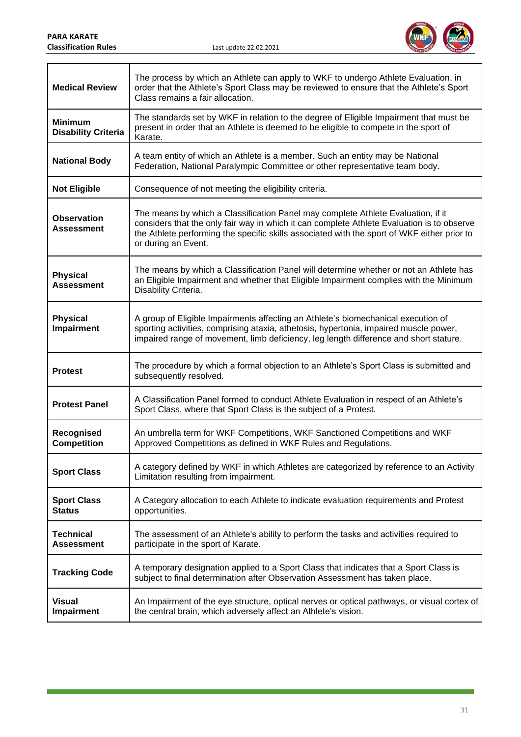| | |
|---|---|
| **Medical Review** | The process by which an Athlete can apply to WKF to undergo Athlete Evaluation, in order that the Athlete's Sport Class may be reviewed to ensure that the Athlete's Sport Class remains a fair allocation. |
| **Minimum Disability Criteria** | The standards set by WKF in relation to the degree of Eligible Impairment that must be present in order that an Athlete is deemed to be eligible to compete in the sport of Karate. |
| **National Body** | A team entity of which an Athlete is a member. Such an entity may be National Federation, National Paralympic Committee or other representative team body. |
| **Not Eligible** | Consequence of not meeting the eligibility criteria. |
| **Observation Assessment** | The means by which a Classification Panel may complete Athlete Evaluation, if it considers that the only fair way in which it can complete Athlete Evaluation is to observe the Athlete performing the specific skills associated with the sport of WKF either prior to or during an Event. |
| **Physical Assessment** | The means by which a Classification Panel will determine whether or not an Athlete has an Eligible Impairment and whether that Eligible Impairment complies with the Minimum Disability Criteria. |
| **Physical Impairment** | A group of Eligible Impairments affecting an Athlete's biomechanical execution of sporting activities, comprising ataxia, athetosis, hypertonia, impaired muscle power, impaired range of movement, limb deficiency, leg length difference and short stature. |
| **Protest** | The procedure by which a formal objection to an Athlete's Sport Class is submitted and subsequently resolved. |
| **Protest Panel** | A Classification Panel formed to conduct Athlete Evaluation in respect of an Athlete's Sport Class, where that Sport Class is the subject of a Protest. |
| **Recognised Competition** | An umbrella term for WKF Competitions, WKF Sanctioned Competitions and WKF Approved Competitions as defined in WKF Rules and Regulations. |
| **Sport Class** | A category defined by WKF in which Athletes are categorized by reference to an Activity Limitation resulting from impairment. |
| **Sport Class Status** | A Category allocation to each Athlete to indicate evaluation requirements and Protest opportunities. |
| **Technical Assessment** | The assessment of an Athlete's ability to perform the tasks and activities required to participate in the sport of Karate. |
| **Tracking Code** | A temporary designation applied to a Sport Class that indicates that a Sport Class is subject to final determination after Observation Assessment has taken place. |
| **Visual Impairment** | An Impairment of the eye structure, optical nerves or optical pathways, or visual cortex of the central brain, which adversely affect an Athlete's vision. |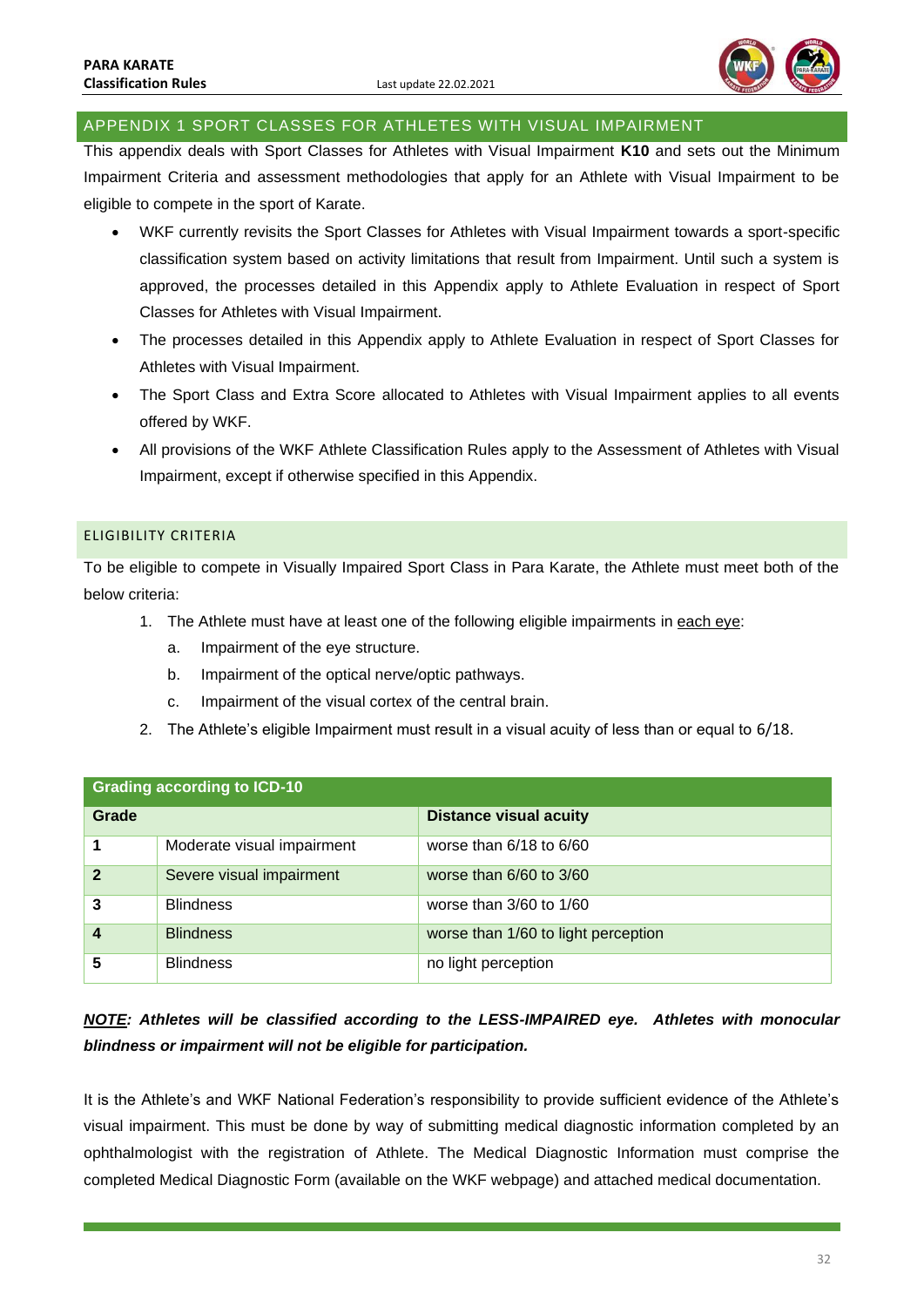## APPENDIX 1 SPORT CLASSES FOR ATHLETES WITH VISUAL IMPAIRMENT

This appendix deals with Sport Classes for Athletes with Visual Impairment **K10** and sets out the Minimum Impairment Criteria and assessment methodologies that apply for an Athlete with Visual Impairment to be eligible to compete in the sport of Karate.

- WKF currently revisits the Sport Classes for Athletes with Visual Impairment towards a sport-specific classification system based on activity limitations that result from Impairment. Until such a system is approved, the processes detailed in this Appendix apply to Athlete Evaluation in respect of Sport Classes for Athletes with Visual Impairment.
- The processes detailed in this Appendix apply to Athlete Evaluation in respect of Sport Classes for Athletes with Visual Impairment.
- The Sport Class and Extra Score allocated to Athletes with Visual Impairment applies to all events offered by WKF.
- All provisions of the WKF Athlete Classification Rules apply to the Assessment of Athletes with Visual Impairment, except if otherwise specified in this Appendix.

### ELIGIBILITY CRITERIA

To be eligible to compete in Visually Impaired Sport Class in Para Karate, the Athlete must meet both of the below criteria:

1. The Athlete must have at least one of the following eligible impairments in each eye:
   a. Impairment of the eye structure.
   b. Impairment of the optical nerve/optic pathways.
   c. Impairment of the visual cortex of the central brain.
2. The Athlete's eligible Impairment must result in a visual acuity of less than or equal to 6/18.

| Grading according to ICD-10 | | |
|---|---|---|
| **Grade** | | **Distance visual acuity** |
| **1** | Moderate visual impairment | worse than 6/18 to 6/60 |
| **2** | Severe visual impairment | worse than 6/60 to 3/60 |
| **3** | Blindness | worse than 3/60 to 1/60 |
| **4** | Blindness | worse than 1/60 to light perception |
| **5** | Blindness | no light perception |

***NOTE*: Athletes will be classified according to the LESS-IMPAIRED eye. Athletes with monocular blindness or impairment will not be eligible for participation.**

It is the Athlete's and WKF National Federation's responsibility to provide sufficient evidence of the Athlete's visual impairment. This must be done by way of submitting medical diagnostic information completed by an ophthalmologist with the registration of Athlete. The Medical Diagnostic Information must comprise the completed Medical Diagnostic Form (available on the WKF webpage) and attached medical documentation.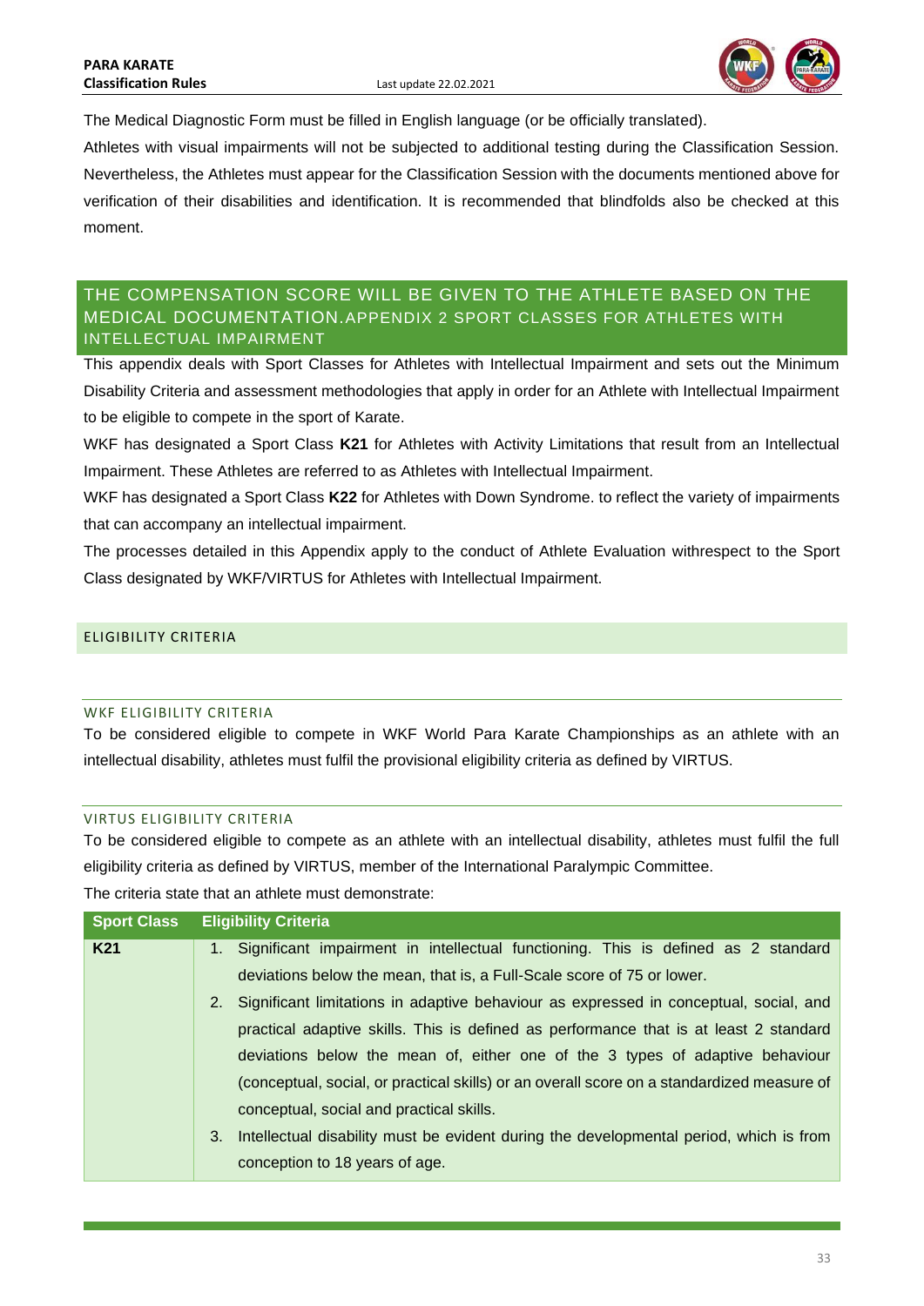The Medical Diagnostic Form must be filled in English language (or be officially translated).

Athletes with visual impairments will not be subjected to additional testing during the Classification Session. Nevertheless, the Athletes must appear for the Classification Session with the documents mentioned above for verification of their disabilities and identification. It is recommended that blindfolds also be checked at this moment.

# THE COMPENSATION SCORE WILL BE GIVEN TO THE ATHLETE BASED ON THE MEDICAL DOCUMENTATION.APPENDIX 2 SPORT CLASSES FOR ATHLETES WITH INTELLECTUAL IMPAIRMENT

This appendix deals with Sport Classes for Athletes with Intellectual Impairment and sets out the Minimum Disability Criteria and assessment methodologies that apply in order for an Athlete with Intellectual Impairment to be eligible to compete in the sport of Karate.

WKF has designated a Sport Class **K21** for Athletes with Activity Limitations that result from an Intellectual Impairment. These Athletes are referred to as Athletes with Intellectual Impairment.

WKF has designated a Sport Class **K22** for Athletes with Down Syndrome. to reflect the variety of impairments that can accompany an intellectual impairment.

The processes detailed in this Appendix apply to the conduct of Athlete Evaluation withrespect to the Sport Class designated by WKF/VIRTUS for Athletes with Intellectual Impairment.

## ELIGIBILITY CRITERIA

### WKF ELIGIBILITY CRITERIA

To be considered eligible to compete in WKF World Para Karate Championships as an athlete with an intellectual disability, athletes must fulfil the provisional eligibility criteria as defined by VIRTUS.

### VIRTUS ELIGIBILITY CRITERIA

To be considered eligible to compete as an athlete with an intellectual disability, athletes must fulfil the full eligibility criteria as defined by VIRTUS, member of the International Paralympic Committee.

The criteria state that an athlete must demonstrate:

| Sport Class | Eligibility Criteria |
|---|---|
| **K21** | 1. Significant impairment in intellectual functioning. This is defined as 2 standard deviations below the mean, that is, a Full-Scale score of 75 or lower.<br>2. Significant limitations in adaptive behaviour as expressed in conceptual, social, and practical adaptive skills. This is defined as performance that is at least 2 standard deviations below the mean of, either one of the 3 types of adaptive behaviour (conceptual, social, or practical skills) or an overall score on a standardized measure of conceptual, social and practical skills.<br>3. Intellectual disability must be evident during the developmental period, which is from conception to 18 years of age. |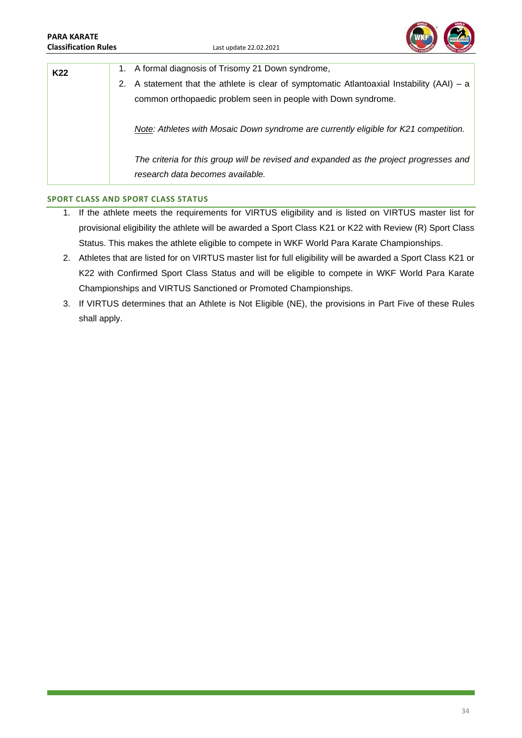| | |
|---|---|
| **K22** | 1. A formal diagnosis of Trisomy 21 Down syndrome,<br>2. A statement that the athlete is clear of symptomatic Atlantoaxial Instability (AAI) – a common orthopaedic problem seen in people with Down syndrome.<br><br>*Note: Athletes with Mosaic Down syndrome are currently eligible for K21 competition.*<br><br>*The criteria for this group will be revised and expanded as the project progresses and research data becomes available.* |

#### SPORT CLASS AND SPORT CLASS STATUS

1. If the athlete meets the requirements for VIRTUS eligibility and is listed on VIRTUS master list for provisional eligibility the athlete will be awarded a Sport Class K21 or K22 with Review (R) Sport Class Status. This makes the athlete eligible to compete in WKF World Para Karate Championships.
2. Athletes that are listed for on VIRTUS master list for full eligibility will be awarded a Sport Class K21 or K22 with Confirmed Sport Class Status and will be eligible to compete in WKF World Para Karate Championships and VIRTUS Sanctioned or Promoted Championships.
3. If VIRTUS determines that an Athlete is Not Eligible (NE), the provisions in Part Five of these Rules shall apply.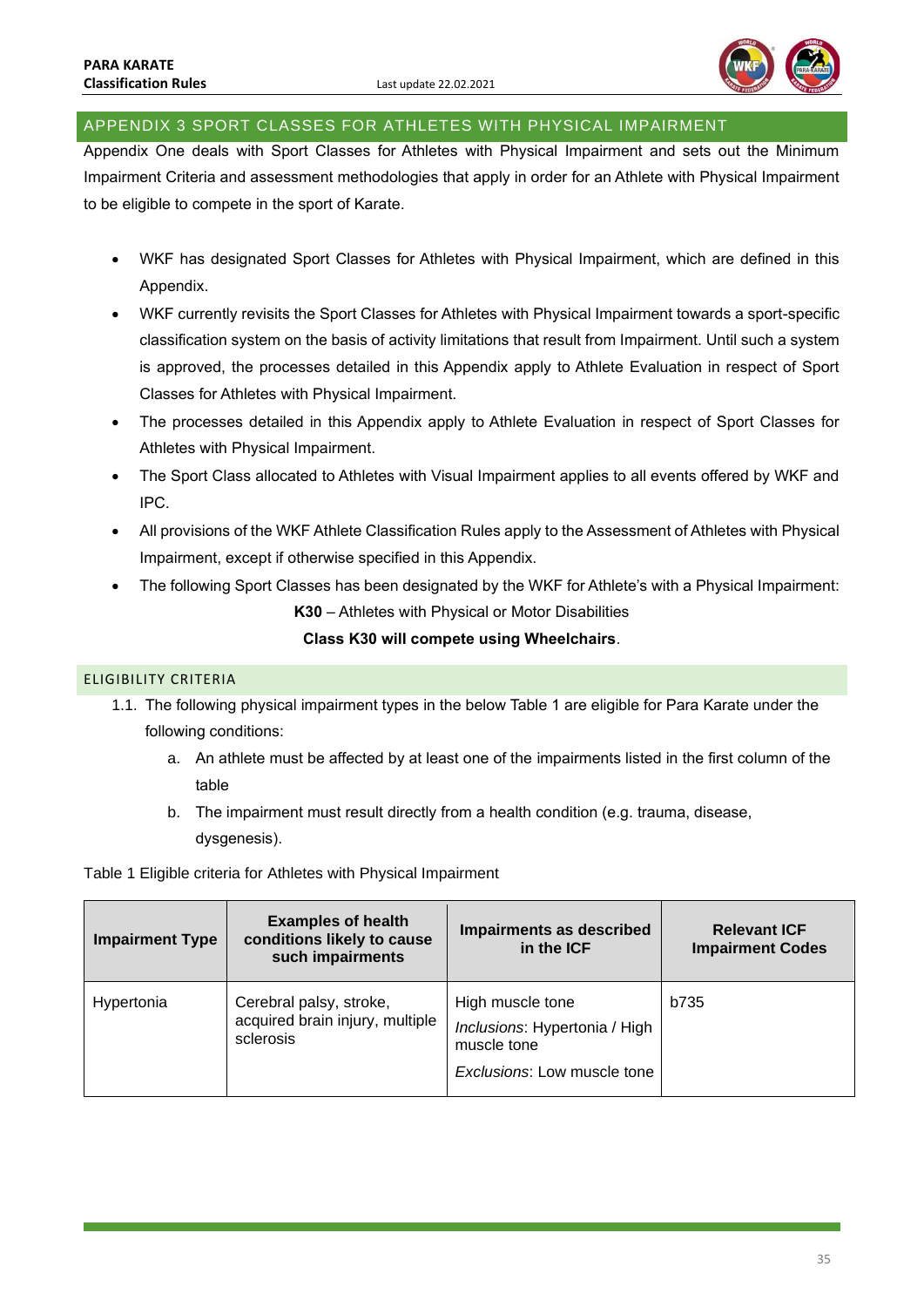## APPENDIX 3 SPORT CLASSES FOR ATHLETES WITH PHYSICAL IMPAIRMENT

Appendix One deals with Sport Classes for Athletes with Physical Impairment and sets out the Minimum Impairment Criteria and assessment methodologies that apply in order for an Athlete with Physical Impairment to be eligible to compete in the sport of Karate.

- WKF has designated Sport Classes for Athletes with Physical Impairment, which are defined in this Appendix.
- WKF currently revisits the Sport Classes for Athletes with Physical Impairment towards a sport-specific classification system on the basis of activity limitations that result from Impairment. Until such a system is approved, the processes detailed in this Appendix apply to Athlete Evaluation in respect of Sport Classes for Athletes with Physical Impairment.
- The processes detailed in this Appendix apply to Athlete Evaluation in respect of Sport Classes for Athletes with Physical Impairment.
- The Sport Class allocated to Athletes with Visual Impairment applies to all events offered by WKF and IPC.
- All provisions of the WKF Athlete Classification Rules apply to the Assessment of Athletes with Physical Impairment, except if otherwise specified in this Appendix.
- The following Sport Classes has been designated by the WKF for Athlete's with a Physical Impairment:

  **K30** – Athletes with Physical or Motor Disabilities

  **Class K30 will compete using Wheelchairs**.

### ELIGIBILITY CRITERIA

1.1. The following physical impairment types in the below Table 1 are eligible for Para Karate under the following conditions:

   a. An athlete must be affected by at least one of the impairments listed in the first column of the table

   b. The impairment must result directly from a health condition (e.g. trauma, disease, dysgenesis).

Table 1 Eligible criteria for Athletes with Physical Impairment

| Impairment Type | Examples of health conditions likely to cause such impairments | Impairments as described in the ICF | Relevant ICF Impairment Codes |
|---|---|---|---|
| Hypertonia | Cerebral palsy, stroke, acquired brain injury, multiple sclerosis | High muscle tone<br>*Inclusions*: Hypertonia / High muscle tone<br>*Exclusions*: Low muscle tone | b735 |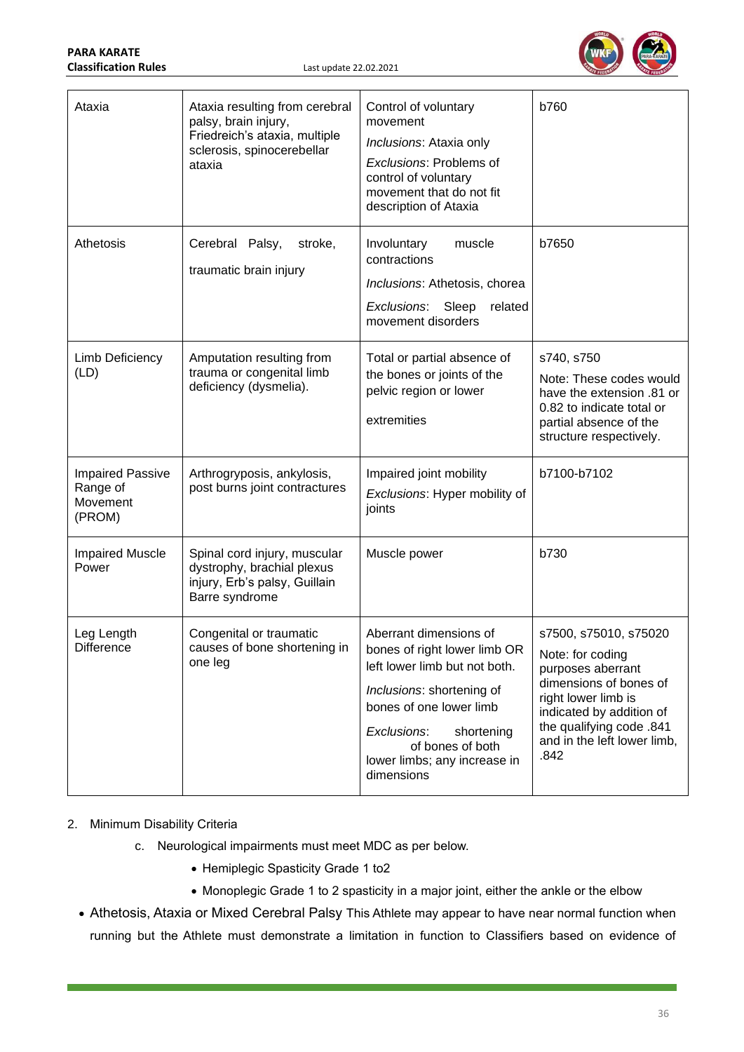| Ataxia | Ataxia resulting from cerebral palsy, brain injury, Friedreich's ataxia, multiple sclerosis, spinocerebellar ataxia | Control of voluntary movement<br>*Inclusions*: Ataxia only<br>*Exclusions*: Problems of control of voluntary movement that do not fit description of Ataxia | b760 |
|---|---|---|---|
| Athetosis | Cerebral Palsy, stroke, traumatic brain injury | Involuntary muscle contractions<br>*Inclusions*: Athetosis, chorea<br>*Exclusions*: Sleep related movement disorders | b7650 |
| Limb Deficiency (LD) | Amputation resulting from trauma or congenital limb deficiency (dysmelia). | Total or partial absence of the bones or joints of the pelvic region or lower extremities | s740, s750<br>Note: These codes would have the extension .81 or 0.82 to indicate total or partial absence of the structure respectively. |
| Impaired Passive Range of Movement (PROM) | Arthrogryposis, ankylosis, post burns joint contractures | Impaired joint mobility<br>*Exclusions*: Hyper mobility of joints | b7100-b7102 |
| Impaired Muscle Power | Spinal cord injury, muscular dystrophy, brachial plexus injury, Erb's palsy, Guillain Barre syndrome | Muscle power | b730 |
| Leg Length Difference | Congenital or traumatic causes of bone shortening in one leg | Aberrant dimensions of bones of right lower limb OR left lower limb but not both.<br>*Inclusions*: shortening of bones of one lower limb<br>*Exclusions*: shortening of bones of both lower limbs; any increase in dimensions | s7500, s75010, s75020<br>Note: for coding purposes aberrant dimensions of bones of right lower limb is indicated by addition of the qualifying code .841 and in the left lower limb, .842 |

2. Minimum Disability Criteria

   c. Neurological impairments must meet MDC as per below.

      - Hemiplegic Spasticity Grade 1 to2
      - Monoplegic Grade 1 to 2 spasticity in a major joint, either the ankle or the elbow

- Athetosis, Ataxia or Mixed Cerebral Palsy This Athlete may appear to have near normal function when running but the Athlete must demonstrate a limitation in function to Classifiers based on evidence of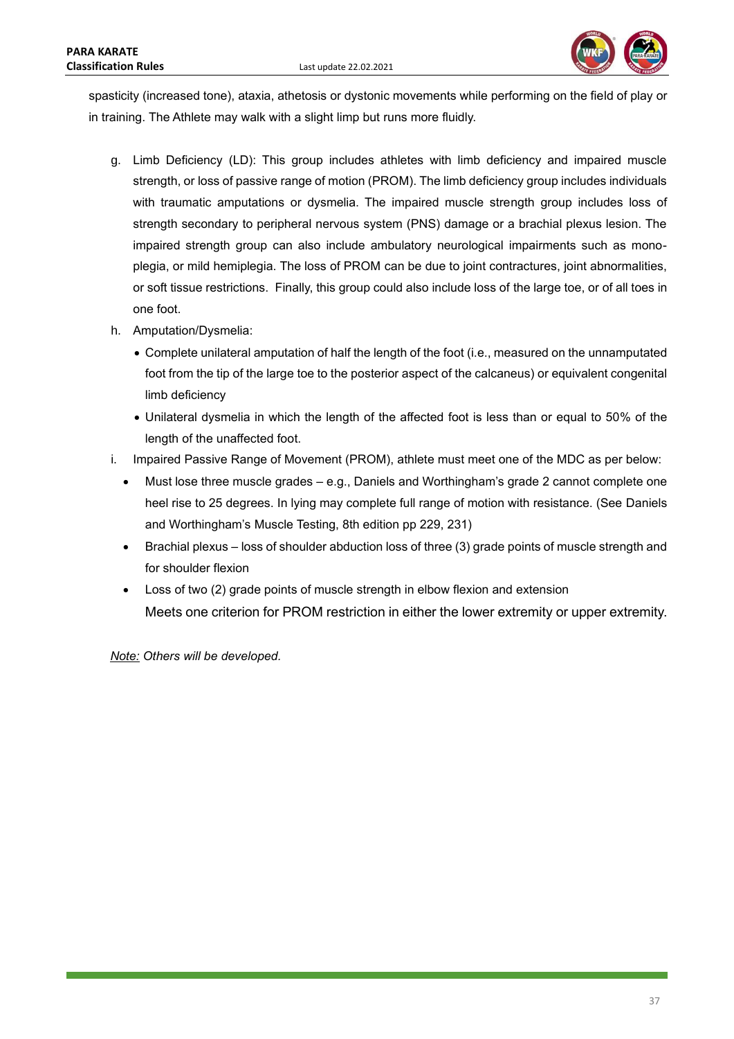spasticity (increased tone), ataxia, athetosis or dystonic movements while performing on the field of play or in training. The Athlete may walk with a slight limp but runs more fluidly.

g. Limb Deficiency (LD): This group includes athletes with limb deficiency and impaired muscle strength, or loss of passive range of motion (PROM). The limb deficiency group includes individuals with traumatic amputations or dysmelia. The impaired muscle strength group includes loss of strength secondary to peripheral nervous system (PNS) damage or a brachial plexus lesion. The impaired strength group can also include ambulatory neurological impairments such as mono-plegia, or mild hemiplegia. The loss of PROM can be due to joint contractures, joint abnormalities, or soft tissue restrictions. Finally, this group could also include loss of the large toe, or of all toes in one foot.

h. Amputation/Dysmelia:
   - Complete unilateral amputation of half the length of the foot (i.e., measured on the unnamputated foot from the tip of the large toe to the posterior aspect of the calcaneus) or equivalent congenital limb deficiency
   - Unilateral dysmelia in which the length of the affected foot is less than or equal to 50% of the length of the unaffected foot.

i. Impaired Passive Range of Movement (PROM), athlete must meet one of the MDC as per below:
   - Must lose three muscle grades – e.g., Daniels and Worthingham's grade 2 cannot complete one heel rise to 25 degrees. In lying may complete full range of motion with resistance. (See Daniels and Worthingham's Muscle Testing, 8th edition pp 229, 231)
   - Brachial plexus – loss of shoulder abduction loss of three (3) grade points of muscle strength and for shoulder flexion
   - Loss of two (2) grade points of muscle strength in elbow flexion and extension

   Meets one criterion for PROM restriction in either the lower extremity or upper extremity.

*Note: Others will be developed.*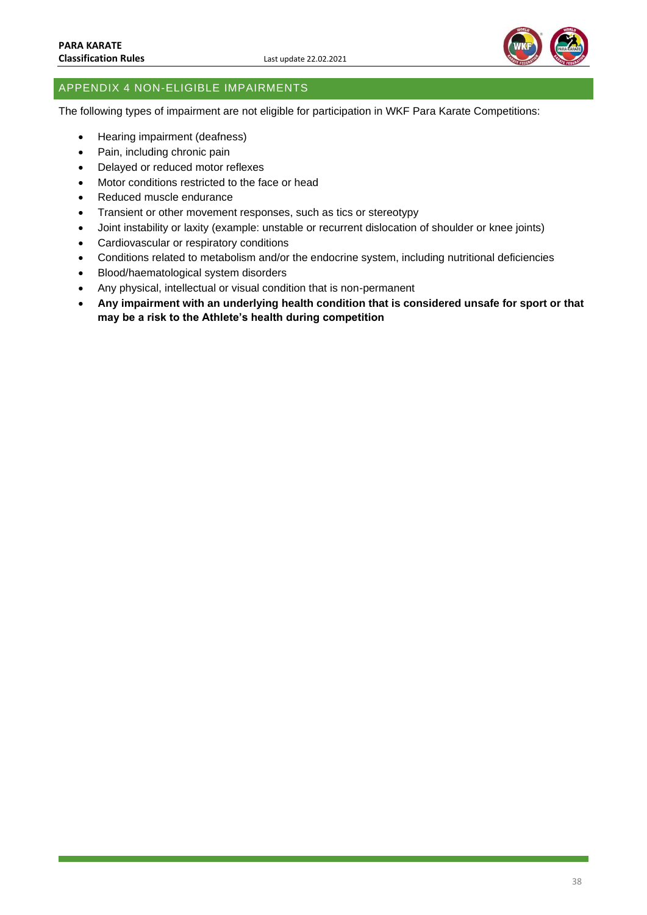## APPENDIX 4 NON-ELIGIBLE IMPAIRMENTS

The following types of impairment are not eligible for participation in WKF Para Karate Competitions:

- Hearing impairment (deafness)
- Pain, including chronic pain
- Delayed or reduced motor reflexes
- Motor conditions restricted to the face or head
- Reduced muscle endurance
- Transient or other movement responses, such as tics or stereotypy
- Joint instability or laxity (example: unstable or recurrent dislocation of shoulder or knee joints)
- Cardiovascular or respiratory conditions
- Conditions related to metabolism and/or the endocrine system, including nutritional deficiencies
- Blood/haematological system disorders
- Any physical, intellectual or visual condition that is non-permanent
- **Any impairment with an underlying health condition that is considered unsafe for sport or that may be a risk to the Athlete's health during competition**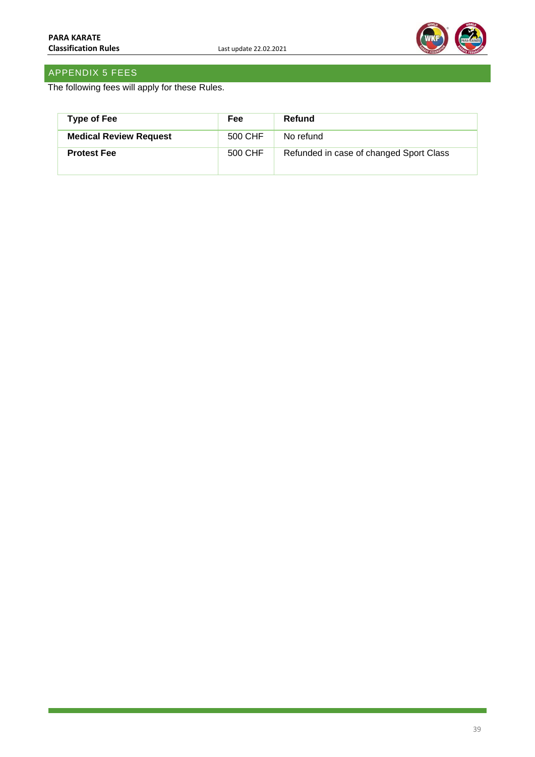## APPENDIX 5 FEES

The following fees will apply for these Rules.

| Type of Fee | Fee | Refund |
|---|---|---|
| **Medical Review Request** | 500 CHF | No refund |
| **Protest Fee** | 500 CHF | Refunded in case of changed Sport Class |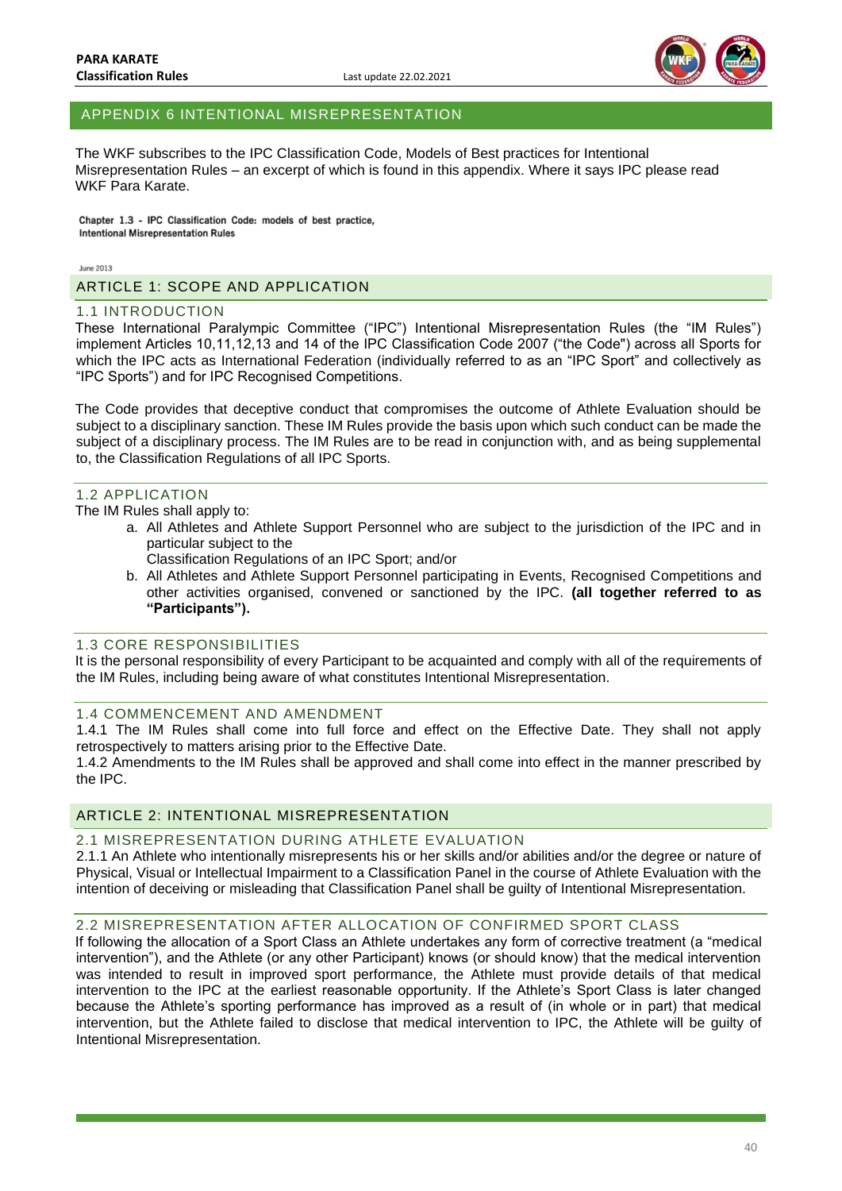## APPENDIX 6 INTENTIONAL MISREPRESENTATION

The WKF subscribes to the IPC Classification Code, Models of Best practices for Intentional Misrepresentation Rules – an excerpt of which is found in this appendix. Where it says IPC please read WKF Para Karate.

**Chapter 1.3 - IPC Classification Code: models of best practice, Intentional Misrepresentation Rules**

June 2013

### ARTICLE 1: SCOPE AND APPLICATION

#### 1.1 INTRODUCTION

These International Paralympic Committee ("IPC") Intentional Misrepresentation Rules (the "IM Rules") implement Articles 10,11,12,13 and 14 of the IPC Classification Code 2007 ("the Code") across all Sports for which the IPC acts as International Federation (individually referred to as an "IPC Sport" and collectively as "IPC Sports") and for IPC Recognised Competitions.

The Code provides that deceptive conduct that compromises the outcome of Athlete Evaluation should be subject to a disciplinary sanction. These IM Rules provide the basis upon which such conduct can be made the subject of a disciplinary process. The IM Rules are to be read in conjunction with, and as being supplemental to, the Classification Regulations of all IPC Sports.

#### 1.2 APPLICATION

The IM Rules shall apply to:

a. All Athletes and Athlete Support Personnel who are subject to the jurisdiction of the IPC and in particular subject to the
   Classification Regulations of an IPC Sport; and/or
b. All Athletes and Athlete Support Personnel participating in Events, Recognised Competitions and other activities organised, convened or sanctioned by the IPC. **(all together referred to as "Participants").**

#### 1.3 CORE RESPONSIBILITIES

It is the personal responsibility of every Participant to be acquainted and comply with all of the requirements of the IM Rules, including being aware of what constitutes Intentional Misrepresentation.

#### 1.4 COMMENCEMENT AND AMENDMENT

1.4.1 The IM Rules shall come into full force and effect on the Effective Date. They shall not apply retrospectively to matters arising prior to the Effective Date.

1.4.2 Amendments to the IM Rules shall be approved and shall come into effect in the manner prescribed by the IPC.

### ARTICLE 2: INTENTIONAL MISREPRESENTATION

#### 2.1 MISREPRESENTATION DURING ATHLETE EVALUATION

2.1.1 An Athlete who intentionally misrepresents his or her skills and/or abilities and/or the degree or nature of Physical, Visual or Intellectual Impairment to a Classification Panel in the course of Athlete Evaluation with the intention of deceiving or misleading that Classification Panel shall be guilty of Intentional Misrepresentation.

#### 2.2 MISREPRESENTATION AFTER ALLOCATION OF CONFIRMED SPORT CLASS

If following the allocation of a Sport Class an Athlete undertakes any form of corrective treatment (a "medical intervention"), and the Athlete (or any other Participant) knows (or should know) that the medical intervention was intended to result in improved sport performance, the Athlete must provide details of that medical intervention to the IPC at the earliest reasonable opportunity. If the Athlete's Sport Class is later changed because the Athlete's sporting performance has improved as a result of (in whole or in part) that medical intervention, but the Athlete failed to disclose that medical intervention to IPC, the Athlete will be guilty of Intentional Misrepresentation.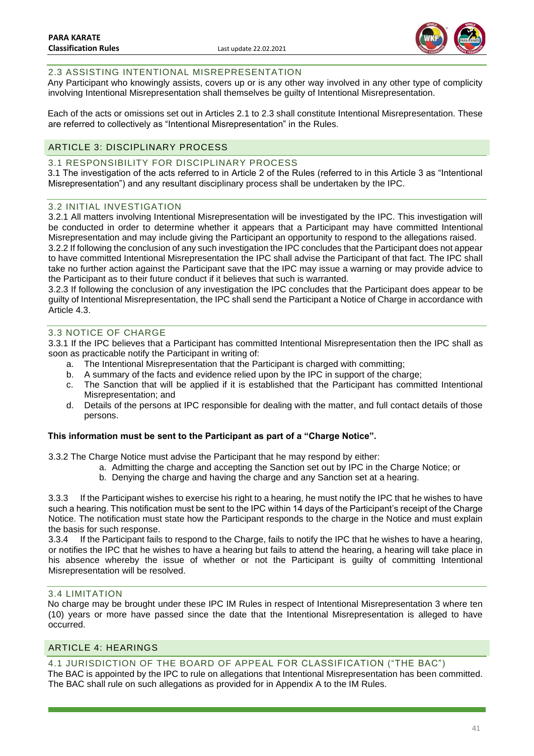### 2.3 ASSISTING INTENTIONAL MISREPRESENTATION

Any Participant who knowingly assists, covers up or is any other way involved in any other type of complicity involving Intentional Misrepresentation shall themselves be guilty of Intentional Misrepresentation.

Each of the acts or omissions set out in Articles 2.1 to 2.3 shall constitute Intentional Misrepresentation. These are referred to collectively as "Intentional Misrepresentation" in the Rules.

## ARTICLE 3: DISCIPLINARY PROCESS

### 3.1 RESPONSIBILITY FOR DISCIPLINARY PROCESS

3.1 The investigation of the acts referred to in Article 2 of the Rules (referred to in this Article 3 as "Intentional Misrepresentation") and any resultant disciplinary process shall be undertaken by the IPC.

### 3.2 INITIAL INVESTIGATION

3.2.1 All matters involving Intentional Misrepresentation will be investigated by the IPC. This investigation will be conducted in order to determine whether it appears that a Participant may have committed Intentional Misrepresentation and may include giving the Participant an opportunity to respond to the allegations raised.
3.2.2 If following the conclusion of any such investigation the IPC concludes that the Participant does not appear to have committed Intentional Misrepresentation the IPC shall advise the Participant of that fact. The IPC shall take no further action against the Participant save that the IPC may issue a warning or may provide advice to the Participant as to their future conduct if it believes that such is warranted.
3.2.3 If following the conclusion of any investigation the IPC concludes that the Participant does appear to be guilty of Intentional Misrepresentation, the IPC shall send the Participant a Notice of Charge in accordance with Article 4.3.

### 3.3 NOTICE OF CHARGE

3.3.1 If the IPC believes that a Participant has committed Intentional Misrepresentation then the IPC shall as soon as practicable notify the Participant in writing of:

a. The Intentional Misrepresentation that the Participant is charged with committing;
b. A summary of the facts and evidence relied upon by the IPC in support of the charge;
c. The Sanction that will be applied if it is established that the Participant has committed Intentional Misrepresentation; and
d. Details of the persons at IPC responsible for dealing with the matter, and full contact details of those persons.

**This information must be sent to the Participant as part of a "Charge Notice".**

3.3.2 The Charge Notice must advise the Participant that he may respond by either:

a. Admitting the charge and accepting the Sanction set out by IPC in the Charge Notice; or
b. Denying the charge and having the charge and any Sanction set at a hearing.

3.3.3 If the Participant wishes to exercise his right to a hearing, he must notify the IPC that he wishes to have such a hearing. This notification must be sent to the IPC within 14 days of the Participant's receipt of the Charge Notice. The notification must state how the Participant responds to the charge in the Notice and must explain the basis for such response.
3.3.4 If the Participant fails to respond to the Charge, fails to notify the IPC that he wishes to have a hearing, or notifies the IPC that he wishes to have a hearing but fails to attend the hearing, a hearing will take place in his absence whereby the issue of whether or not the Participant is guilty of committing Intentional Misrepresentation will be resolved.

### 3.4 LIMITATION

No charge may be brought under these IPC IM Rules in respect of Intentional Misrepresentation 3 where ten (10) years or more have passed since the date that the Intentional Misrepresentation is alleged to have occurred.

## ARTICLE 4: HEARINGS

### 4.1 JURISDICTION OF THE BOARD OF APPEAL FOR CLASSIFICATION ("THE BAC")

The BAC is appointed by the IPC to rule on allegations that Intentional Misrepresentation has been committed. The BAC shall rule on such allegations as provided for in Appendix A to the IM Rules.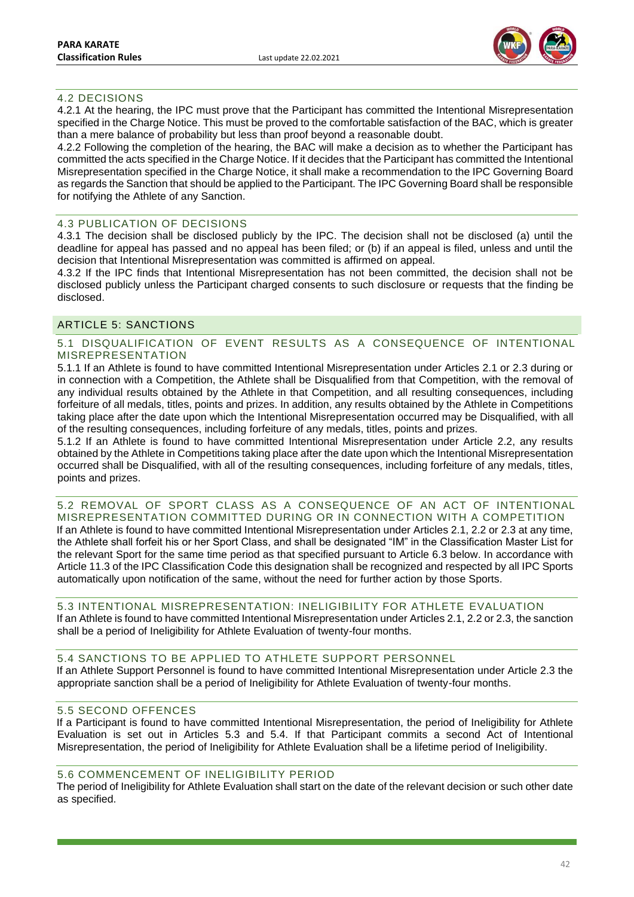### 4.2 DECISIONS

4.2.1 At the hearing, the IPC must prove that the Participant has committed the Intentional Misrepresentation specified in the Charge Notice. This must be proved to the comfortable satisfaction of the BAC, which is greater than a mere balance of probability but less than proof beyond a reasonable doubt.

4.2.2 Following the completion of the hearing, the BAC will make a decision as to whether the Participant has committed the acts specified in the Charge Notice. If it decides that the Participant has committed the Intentional Misrepresentation specified in the Charge Notice, it shall make a recommendation to the IPC Governing Board as regards the Sanction that should be applied to the Participant. The IPC Governing Board shall be responsible for notifying the Athlete of any Sanction.

### 4.3 PUBLICATION OF DECISIONS

4.3.1 The decision shall be disclosed publicly by the IPC. The decision shall not be disclosed (a) until the deadline for appeal has passed and no appeal has been filed; or (b) if an appeal is filed, unless and until the decision that Intentional Misrepresentation was committed is affirmed on appeal.

4.3.2 If the IPC finds that Intentional Misrepresentation has not been committed, the decision shall not be disclosed publicly unless the Participant charged consents to such disclosure or requests that the finding be disclosed.

## ARTICLE 5: SANCTIONS

### 5.1 DISQUALIFICATION OF EVENT RESULTS AS A CONSEQUENCE OF INTENTIONAL MISREPRESENTATION

5.1.1 If an Athlete is found to have committed Intentional Misrepresentation under Articles 2.1 or 2.3 during or in connection with a Competition, the Athlete shall be Disqualified from that Competition, with the removal of any individual results obtained by the Athlete in that Competition, and all resulting consequences, including forfeiture of all medals, titles, points and prizes. In addition, any results obtained by the Athlete in Competitions taking place after the date upon which the Intentional Misrepresentation occurred may be Disqualified, with all of the resulting consequences, including forfeiture of any medals, titles, points and prizes.

5.1.2 If an Athlete is found to have committed Intentional Misrepresentation under Article 2.2, any results obtained by the Athlete in Competitions taking place after the date upon which the Intentional Misrepresentation occurred shall be Disqualified, with all of the resulting consequences, including forfeiture of any medals, titles, points and prizes.

### 5.2 REMOVAL OF SPORT CLASS AS A CONSEQUENCE OF AN ACT OF INTENTIONAL MISREPRESENTATION COMMITTED DURING OR IN CONNECTION WITH A COMPETITION

If an Athlete is found to have committed Intentional Misrepresentation under Articles 2.1, 2.2 or 2.3 at any time, the Athlete shall forfeit his or her Sport Class, and shall be designated "IM" in the Classification Master List for the relevant Sport for the same time period as that specified pursuant to Article 6.3 below. In accordance with Article 11.3 of the IPC Classification Code this designation shall be recognized and respected by all IPC Sports automatically upon notification of the same, without the need for further action by those Sports.

### 5.3 INTENTIONAL MISREPRESENTATION: INELIGIBILITY FOR ATHLETE EVALUATION

If an Athlete is found to have committed Intentional Misrepresentation under Articles 2.1, 2.2 or 2.3, the sanction shall be a period of Ineligibility for Athlete Evaluation of twenty-four months.

### 5.4 SANCTIONS TO BE APPLIED TO ATHLETE SUPPORT PERSONNEL

If an Athlete Support Personnel is found to have committed Intentional Misrepresentation under Article 2.3 the appropriate sanction shall be a period of Ineligibility for Athlete Evaluation of twenty-four months.

### 5.5 SECOND OFFENCES

If a Participant is found to have committed Intentional Misrepresentation, the period of Ineligibility for Athlete Evaluation is set out in Articles 5.3 and 5.4. If that Participant commits a second Act of Intentional Misrepresentation, the period of Ineligibility for Athlete Evaluation shall be a lifetime period of Ineligibility.

### 5.6 COMMENCEMENT OF INELIGIBILITY PERIOD

The period of Ineligibility for Athlete Evaluation shall start on the date of the relevant decision or such other date as specified.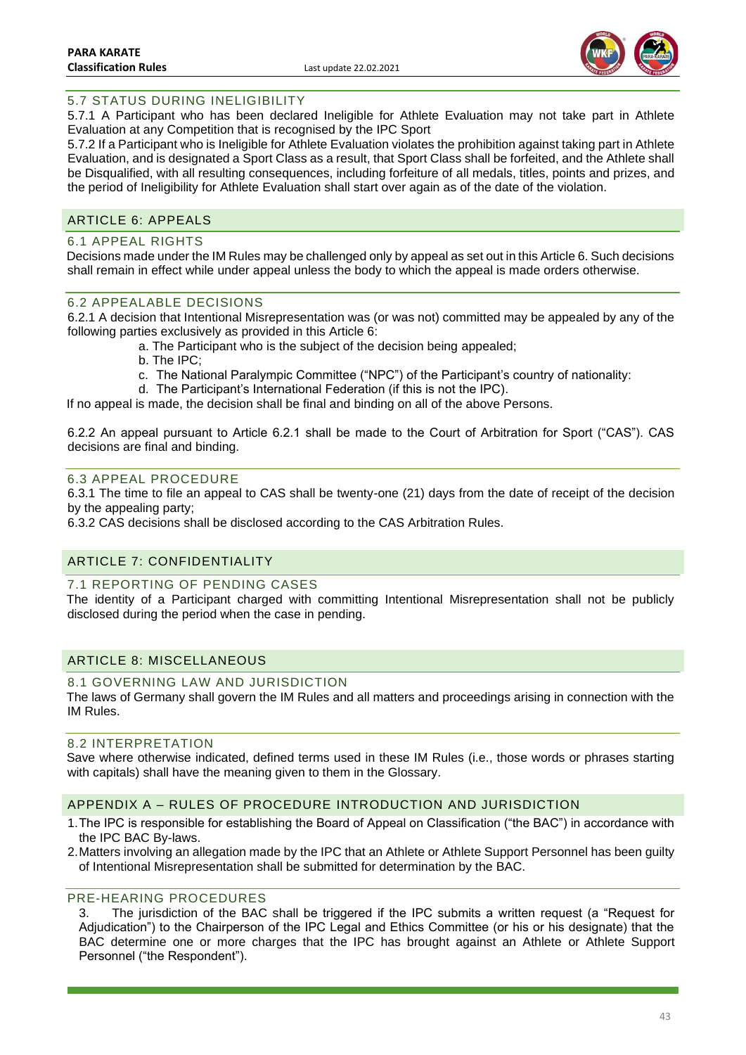### 5.7 STATUS DURING INELIGIBILITY

5.7.1 A Participant who has been declared Ineligible for Athlete Evaluation may not take part in Athlete Evaluation at any Competition that is recognised by the IPC Sport

5.7.2 If a Participant who is Ineligible for Athlete Evaluation violates the prohibition against taking part in Athlete Evaluation, and is designated a Sport Class as a result, that Sport Class shall be forfeited, and the Athlete shall be Disqualified, with all resulting consequences, including forfeiture of all medals, titles, points and prizes, and the period of Ineligibility for Athlete Evaluation shall start over again as of the date of the violation.

## ARTICLE 6: APPEALS

### 6.1 APPEAL RIGHTS

Decisions made under the IM Rules may be challenged only by appeal as set out in this Article 6. Such decisions shall remain in effect while under appeal unless the body to which the appeal is made orders otherwise.

### 6.2 APPEALABLE DECISIONS

6.2.1 A decision that Intentional Misrepresentation was (or was not) committed may be appealed by any of the following parties exclusively as provided in this Article 6:

a. The Participant who is the subject of the decision being appealed;
b. The IPC;
c. The National Paralympic Committee ("NPC") of the Participant's country of nationality:
d. The Participant's International Federation (if this is not the IPC).

If no appeal is made, the decision shall be final and binding on all of the above Persons.

6.2.2 An appeal pursuant to Article 6.2.1 shall be made to the Court of Arbitration for Sport ("CAS"). CAS decisions are final and binding.

### 6.3 APPEAL PROCEDURE

6.3.1 The time to file an appeal to CAS shall be twenty-one (21) days from the date of receipt of the decision by the appealing party;

6.3.2 CAS decisions shall be disclosed according to the CAS Arbitration Rules.

## ARTICLE 7: CONFIDENTIALITY

### 7.1 REPORTING OF PENDING CASES

The identity of a Participant charged with committing Intentional Misrepresentation shall not be publicly disclosed during the period when the case in pending.

## ARTICLE 8: MISCELLANEOUS

### 8.1 GOVERNING LAW AND JURISDICTION

The laws of Germany shall govern the IM Rules and all matters and proceedings arising in connection with the IM Rules.

### 8.2 INTERPRETATION

Save where otherwise indicated, defined terms used in these IM Rules (i.e., those words or phrases starting with capitals) shall have the meaning given to them in the Glossary.

## APPENDIX A – RULES OF PROCEDURE INTRODUCTION AND JURISDICTION

1. The IPC is responsible for establishing the Board of Appeal on Classification ("the BAC") in accordance with the IPC BAC By-laws.
2. Matters involving an allegation made by the IPC that an Athlete or Athlete Support Personnel has been guilty of Intentional Misrepresentation shall be submitted for determination by the BAC.

### PRE-HEARING PROCEDURES

3. The jurisdiction of the BAC shall be triggered if the IPC submits a written request (a "Request for Adjudication") to the Chairperson of the IPC Legal and Ethics Committee (or his or his designate) that the BAC determine one or more charges that the IPC has brought against an Athlete or Athlete Support Personnel ("the Respondent").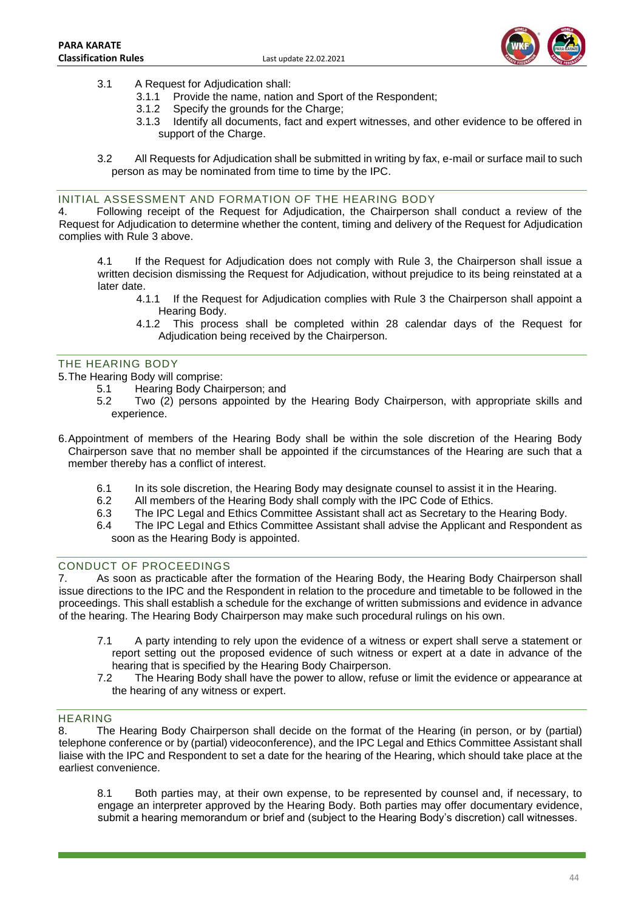3.1 A Request for Adjudication shall:

3.1.1 Provide the name, nation and Sport of the Respondent;

3.1.2 Specify the grounds for the Charge;

3.1.3 Identify all documents, fact and expert witnesses, and other evidence to be offered in support of the Charge.

3.2 All Requests for Adjudication shall be submitted in writing by fax, e-mail or surface mail to such person as may be nominated from time to time by the IPC.

## INITIAL ASSESSMENT AND FORMATION OF THE HEARING BODY

4. Following receipt of the Request for Adjudication, the Chairperson shall conduct a review of the Request for Adjudication to determine whether the content, timing and delivery of the Request for Adjudication complies with Rule 3 above.

4.1 If the Request for Adjudication does not comply with Rule 3, the Chairperson shall issue a written decision dismissing the Request for Adjudication, without prejudice to its being reinstated at a later date.

4.1.1 If the Request for Adjudication complies with Rule 3 the Chairperson shall appoint a Hearing Body.

4.1.2 This process shall be completed within 28 calendar days of the Request for Adjudication being received by the Chairperson.

## THE HEARING BODY

5. The Hearing Body will comprise:

5.1 Hearing Body Chairperson; and

5.2 Two (2) persons appointed by the Hearing Body Chairperson, with appropriate skills and experience.

6. Appointment of members of the Hearing Body shall be within the sole discretion of the Hearing Body Chairperson save that no member shall be appointed if the circumstances of the Hearing are such that a member thereby has a conflict of interest.

6.1 In its sole discretion, the Hearing Body may designate counsel to assist it in the Hearing.

6.2 All members of the Hearing Body shall comply with the IPC Code of Ethics.

6.3 The IPC Legal and Ethics Committee Assistant shall act as Secretary to the Hearing Body.

6.4 The IPC Legal and Ethics Committee Assistant shall advise the Applicant and Respondent as soon as the Hearing Body is appointed.

## CONDUCT OF PROCEEDINGS

7. As soon as practicable after the formation of the Hearing Body, the Hearing Body Chairperson shall issue directions to the IPC and the Respondent in relation to the procedure and timetable to be followed in the proceedings. This shall establish a schedule for the exchange of written submissions and evidence in advance of the hearing. The Hearing Body Chairperson may make such procedural rulings on his own.

7.1 A party intending to rely upon the evidence of a witness or expert shall serve a statement or report setting out the proposed evidence of such witness or expert at a date in advance of the hearing that is specified by the Hearing Body Chairperson.

7.2 The Hearing Body shall have the power to allow, refuse or limit the evidence or appearance at the hearing of any witness or expert.

## HEARING

8. The Hearing Body Chairperson shall decide on the format of the Hearing (in person, or by (partial) telephone conference or by (partial) videoconference), and the IPC Legal and Ethics Committee Assistant shall liaise with the IPC and Respondent to set a date for the hearing of the Hearing, which should take place at the earliest convenience.

8.1 Both parties may, at their own expense, to be represented by counsel and, if necessary, to engage an interpreter approved by the Hearing Body. Both parties may offer documentary evidence, submit a hearing memorandum or brief and (subject to the Hearing Body's discretion) call witnesses.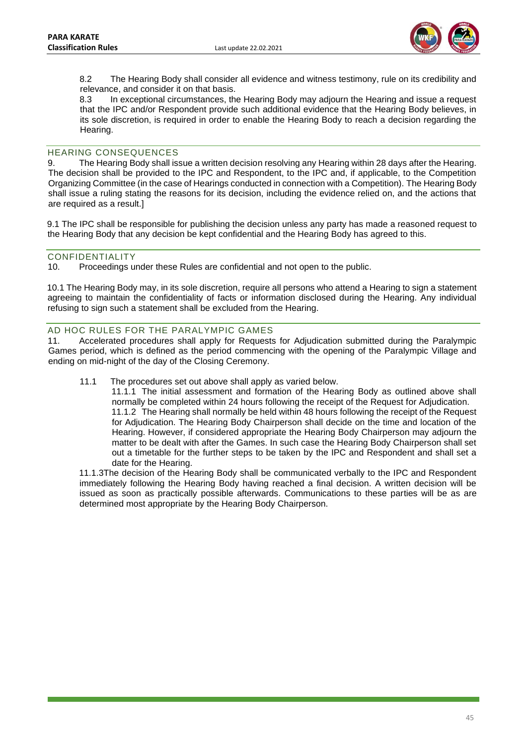8.2 The Hearing Body shall consider all evidence and witness testimony, rule on its credibility and relevance, and consider it on that basis.

8.3 In exceptional circumstances, the Hearing Body may adjourn the Hearing and issue a request that the IPC and/or Respondent provide such additional evidence that the Hearing Body believes, in its sole discretion, is required in order to enable the Hearing Body to reach a decision regarding the Hearing.

## HEARING CONSEQUENCES

9. The Hearing Body shall issue a written decision resolving any Hearing within 28 days after the Hearing. The decision shall be provided to the IPC and Respondent, to the IPC and, if applicable, to the Competition Organizing Committee (in the case of Hearings conducted in connection with a Competition). The Hearing Body shall issue a ruling stating the reasons for its decision, including the evidence relied on, and the actions that are required as a result.]

9.1 The IPC shall be responsible for publishing the decision unless any party has made a reasoned request to the Hearing Body that any decision be kept confidential and the Hearing Body has agreed to this.

## CONFIDENTIALITY

10. Proceedings under these Rules are confidential and not open to the public.

10.1 The Hearing Body may, in its sole discretion, require all persons who attend a Hearing to sign a statement agreeing to maintain the confidentiality of facts or information disclosed during the Hearing. Any individual refusing to sign such a statement shall be excluded from the Hearing.

## AD HOC RULES FOR THE PARALYMPIC GAMES

11. Accelerated procedures shall apply for Requests for Adjudication submitted during the Paralympic Games period, which is defined as the period commencing with the opening of the Paralympic Village and ending on mid-night of the day of the Closing Ceremony.

11.1 The procedures set out above shall apply as varied below.

11.1.1 The initial assessment and formation of the Hearing Body as outlined above shall normally be completed within 24 hours following the receipt of the Request for Adjudication.

11.1.2 The Hearing shall normally be held within 48 hours following the receipt of the Request for Adjudication. The Hearing Body Chairperson shall decide on the time and location of the Hearing. However, if considered appropriate the Hearing Body Chairperson may adjourn the matter to be dealt with after the Games. In such case the Hearing Body Chairperson shall set out a timetable for the further steps to be taken by the IPC and Respondent and shall set a date for the Hearing.

11.1.3The decision of the Hearing Body shall be communicated verbally to the IPC and Respondent immediately following the Hearing Body having reached a final decision. A written decision will be issued as soon as practically possible afterwards. Communications to these parties will be as are determined most appropriate by the Hearing Body Chairperson.